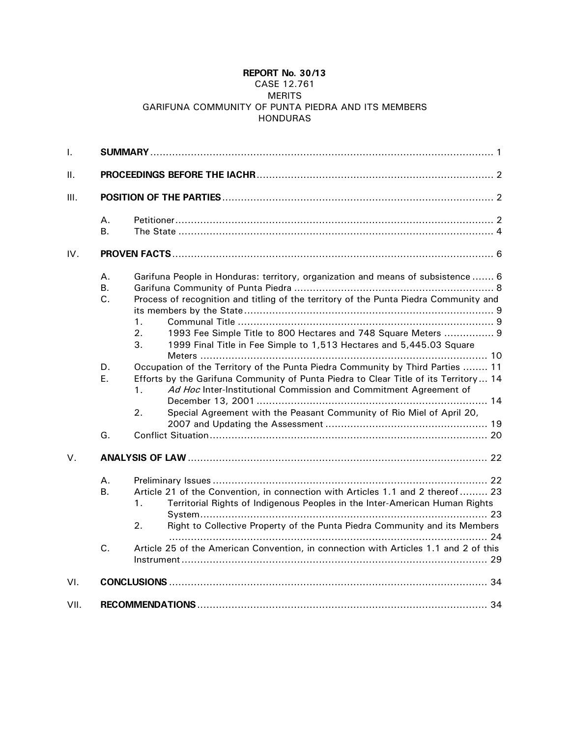**REPORT No. 30/13**
CASE 12.761
MERITS
GARIFUNA COMMUNITY OF PUNTA PIEDRA AND ITS MEMBERS
HONDURAS

I. **SUMMARY** ........................................................................................................ 1

II. **PROCEEDINGS BEFORE THE IACHR** ...................................................................... 2

III. **POSITION OF THE PARTIES** ................................................................................. 2

- A. Petitioner ........................................................................................................ 2
- B. The State ....................................................................................................... 4

IV. **PROVEN FACTS** ................................................................................................. 6

- A. Garifuna People in Honduras: territory, organization and means of subsistence ....... 6
- B. Garifuna Community of Punta Piedra ................................................................. 8
- C. Process of recognition and titling of the territory of the Punta Piedra Community and its members by the State ........................................................................... 9
  1. Communal Title ................................................................................... 9
  2. 1993 Fee Simple Title to 800 Hectares and 748 Square Meters ................ 9
  3. 1999 Final Title in Fee Simple to 1,513 Hectares and 5,445.03 Square Meters ............................................................................................ 10
- D. Occupation of the Territory of the Punta Piedra Community by Third Parties ........ 11
- E. Efforts by the Garifuna Community of Punta Piedra to Clear Title of its Territory ... 14
  1. *Ad Hoc* Inter-Institutional Commission and Commitment Agreement of December 13, 2001 ........................................................................... 14
  2. Special Agreement with the Peasant Community of Rio Miel of April 20, 2007 and Updating the Assessment ..................................................... 19
- G. Conflict Situation ........................................................................................... 20

V. **ANALYSIS OF LAW** ............................................................................................ 22

- A. Preliminary Issues .......................................................................................... 22
- B. Article 21 of the Convention, in connection with Articles 1.1 and 2 thereof ......... 23
  1. Territorial Rights of Indigenous Peoples in the Inter-American Human Rights System ............................................................................................. 23
  2. Right to Collective Property of the Punta Piedra Community and its Members ........................................................................................................ 24
- C. Article 25 of the American Convention, in connection with Articles 1.1 and 2 of this Instrument .................................................................................................. 29

VI. **CONCLUSIONS** ................................................................................................. 34

VII. **RECOMMENDATIONS** ......................................................................................... 34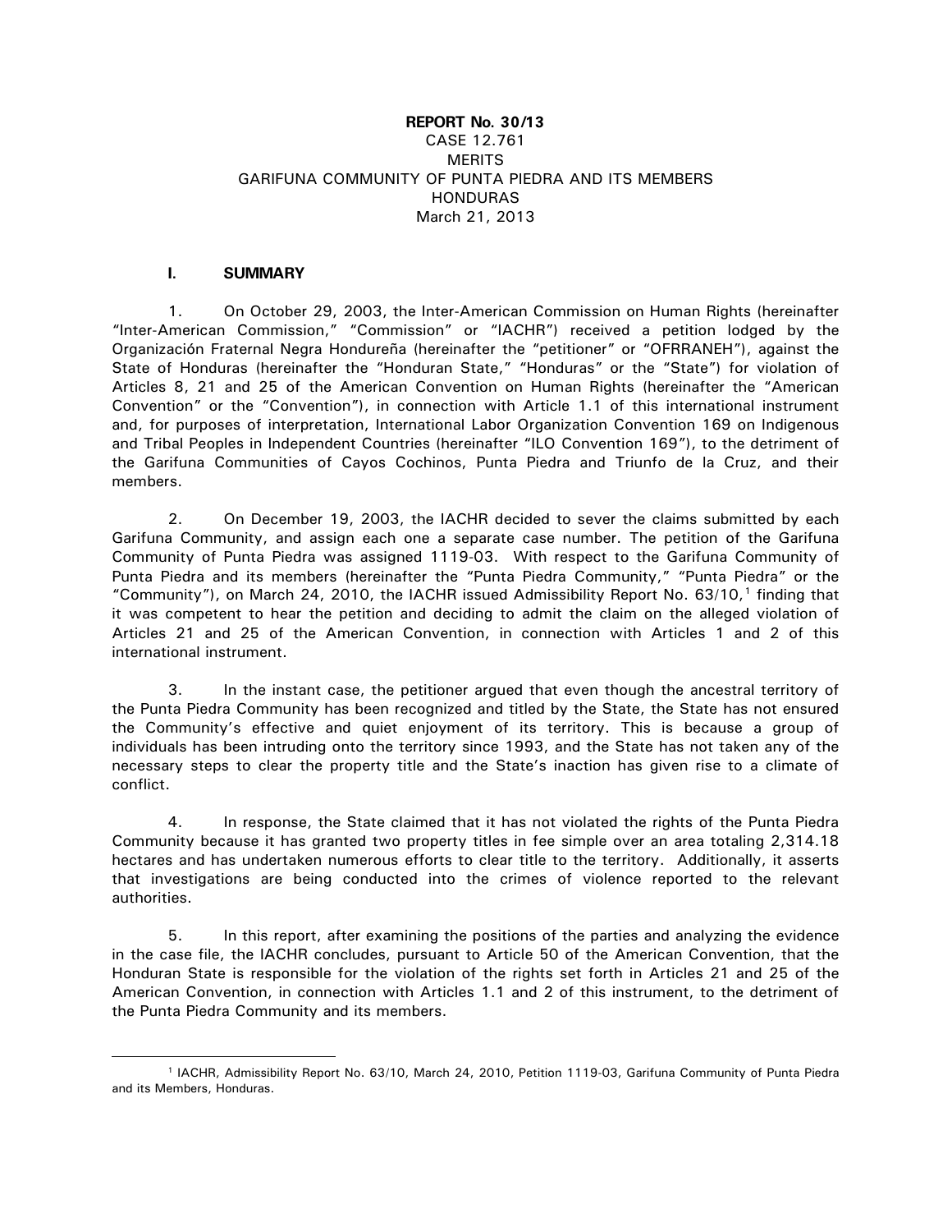**REPORT No. 30/13**
CASE 12.761
MERITS
GARIFUNA COMMUNITY OF PUNTA PIEDRA AND ITS MEMBERS
HONDURAS
March 21, 2013

## I. SUMMARY

1. On October 29, 2003, the Inter-American Commission on Human Rights (hereinafter "Inter-American Commission," "Commission" or "IACHR") received a petition lodged by the Organización Fraternal Negra Hondureña (hereinafter the "petitioner" or "OFRRANEH"), against the State of Honduras (hereinafter the "Honduran State," "Honduras" or the "State") for violation of Articles 8, 21 and 25 of the American Convention on Human Rights (hereinafter the "American Convention" or the "Convention"), in connection with Article 1.1 of this international instrument and, for purposes of interpretation, International Labor Organization Convention 169 on Indigenous and Tribal Peoples in Independent Countries (hereinafter "ILO Convention 169"), to the detriment of the Garifuna Communities of Cayos Cochinos, Punta Piedra and Triunfo de la Cruz, and their members.

2. On December 19, 2003, the IACHR decided to sever the claims submitted by each Garifuna Community, and assign each one a separate case number. The petition of the Garifuna Community of Punta Piedra was assigned 1119-03. With respect to the Garifuna Community of Punta Piedra and its members (hereinafter the "Punta Piedra Community," "Punta Piedra" or the "Community"), on March 24, 2010, the IACHR issued Admissibility Report No. 63/10,[1] finding that it was competent to hear the petition and deciding to admit the claim on the alleged violation of Articles 21 and 25 of the American Convention, in connection with Articles 1 and 2 of this international instrument.

3. In the instant case, the petitioner argued that even though the ancestral territory of the Punta Piedra Community has been recognized and titled by the State, the State has not ensured the Community's effective and quiet enjoyment of its territory. This is because a group of individuals has been intruding onto the territory since 1993, and the State has not taken any of the necessary steps to clear the property title and the State's inaction has given rise to a climate of conflict.

4. In response, the State claimed that it has not violated the rights of the Punta Piedra Community because it has granted two property titles in fee simple over an area totaling 2,314.18 hectares and has undertaken numerous efforts to clear title to the territory. Additionally, it asserts that investigations are being conducted into the crimes of violence reported to the relevant authorities.

5. In this report, after examining the positions of the parties and analyzing the evidence in the case file, the IACHR concludes, pursuant to Article 50 of the American Convention, that the Honduran State is responsible for the violation of the rights set forth in Articles 21 and 25 of the American Convention, in connection with Articles 1.1 and 2 of this instrument, to the detriment of the Punta Piedra Community and its members.

---

[1] IACHR, Admissibility Report No. 63/10, March 24, 2010, Petition 1119-03, Garifuna Community of Punta Piedra and its Members, Honduras.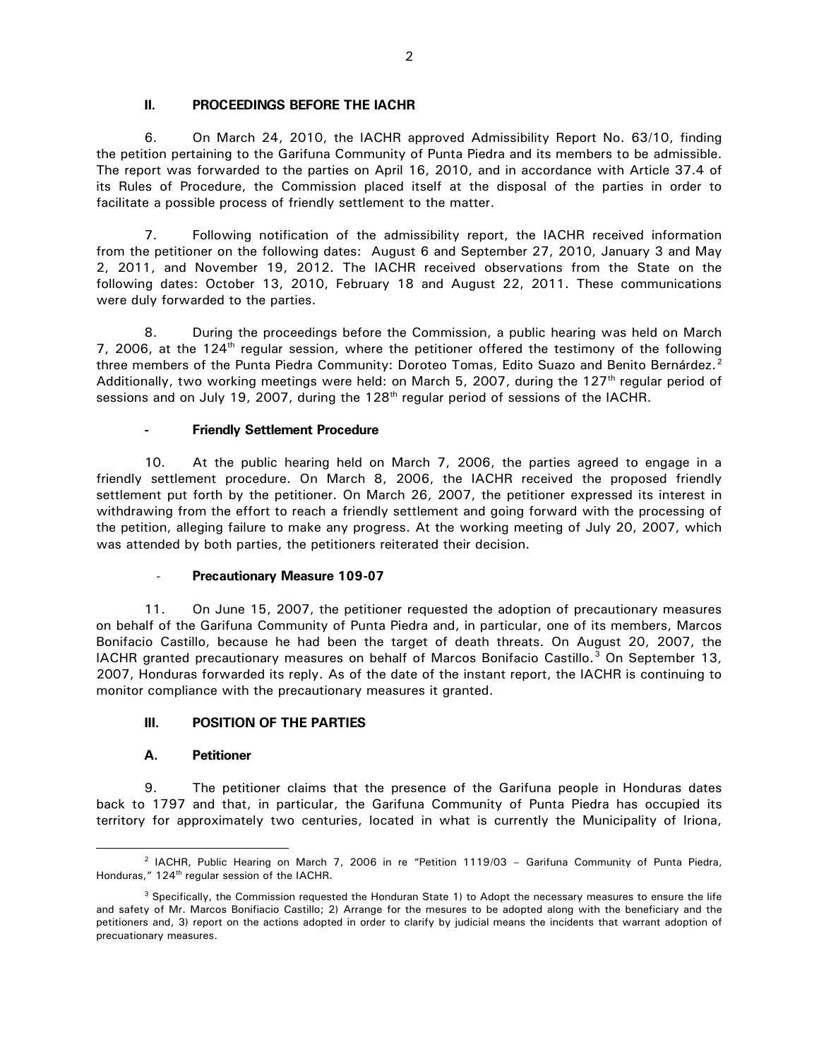## II. PROCEEDINGS BEFORE THE IACHR

6. On March 24, 2010, the IACHR approved Admissibility Report No. 63/10, finding the petition pertaining to the Garifuna Community of Punta Piedra and its members to be admissible. The report was forwarded to the parties on April 16, 2010, and in accordance with Article 37.4 of its Rules of Procedure, the Commission placed itself at the disposal of the parties in order to facilitate a possible process of friendly settlement to the matter.

7. Following notification of the admissibility report, the IACHR received information from the petitioner on the following dates: August 6 and September 27, 2010, January 3 and May 2, 2011, and November 19, 2012. The IACHR received observations from the State on the following dates: October 13, 2010, February 18 and August 22, 2011. These communications were duly forwarded to the parties.

8. During the proceedings before the Commission, a public hearing was held on March 7, 2006, at the 124th regular session, where the petitioner offered the testimony of the following three members of the Punta Piedra Community: Doroteo Tomas, Edito Suazo and Benito Bernárdez.[2] Additionally, two working meetings were held: on March 5, 2007, during the 127th regular period of sessions and on July 19, 2007, during the 128th regular period of sessions of the IACHR.

### - Friendly Settlement Procedure

10. At the public hearing held on March 7, 2006, the parties agreed to engage in a friendly settlement procedure. On March 8, 2006, the IACHR received the proposed friendly settlement put forth by the petitioner. On March 26, 2007, the petitioner expressed its interest in withdrawing from the effort to reach a friendly settlement and going forward with the processing of the petition, alleging failure to make any progress. At the working meeting of July 20, 2007, which was attended by both parties, the petitioners reiterated their decision.

### - Precautionary Measure 109-07

11. On June 15, 2007, the petitioner requested the adoption of precautionary measures on behalf of the Garifuna Community of Punta Piedra and, in particular, one of its members, Marcos Bonifacio Castillo, because he had been the target of death threats. On August 20, 2007, the IACHR granted precautionary measures on behalf of Marcos Bonifacio Castillo.[3] On September 13, 2007, Honduras forwarded its reply. As of the date of the instant report, the IACHR is continuing to monitor compliance with the precautionary measures it granted.

## III. POSITION OF THE PARTIES

### A. Petitioner

9. The petitioner claims that the presence of the Garifuna people in Honduras dates back to 1797 and that, in particular, the Garifuna Community of Punta Piedra has occupied its territory for approximately two centuries, located in what is currently the Municipality of Iriona,

---

[2] IACHR, Public Hearing on March 7, 2006 in re "Petition 1119/03 – Garifuna Community of Punta Piedra, Honduras," 124th regular session of the IACHR.

[3] Specifically, the Commission requested the Honduran State 1) to Adopt the necessary measures to ensure the life and safety of Mr. Marcos Bonifiacio Castillo; 2) Arrange for the mesures to be adopted along with the beneficiary and the petitioners and, 3) report on the actions adopted in order to clarify by judicial means the incidents that warrant adoption of precuationary measures.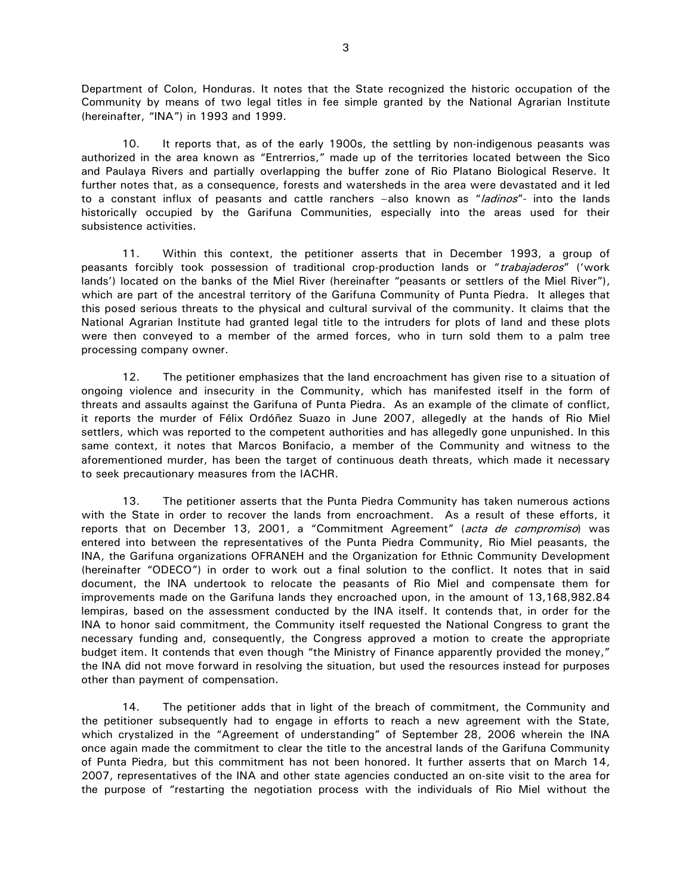Department of Colon, Honduras. It notes that the State recognized the historic occupation of the Community by means of two legal titles in fee simple granted by the National Agrarian Institute (hereinafter, "INA") in 1993 and 1999.

10. It reports that, as of the early 1900s, the settling by non-indigenous peasants was authorized in the area known as "Entrerrios," made up of the territories located between the Sico and Paulaya Rivers and partially overlapping the buffer zone of Rio Platano Biological Reserve. It further notes that, as a consequence, forests and watersheds in the area were devastated and it led to a constant influx of peasants and cattle ranchers –also known as "*ladinos*"- into the lands historically occupied by the Garifuna Communities, especially into the areas used for their subsistence activities.

11. Within this context, the petitioner asserts that in December 1993, a group of peasants forcibly took possession of traditional crop-production lands or "*trabajaderos*" ('work lands') located on the banks of the Miel River (hereinafter "peasants or settlers of the Miel River"), which are part of the ancestral territory of the Garifuna Community of Punta Piedra. It alleges that this posed serious threats to the physical and cultural survival of the community. It claims that the National Agrarian Institute had granted legal title to the intruders for plots of land and these plots were then conveyed to a member of the armed forces, who in turn sold them to a palm tree processing company owner.

12. The petitioner emphasizes that the land encroachment has given rise to a situation of ongoing violence and insecurity in the Community, which has manifested itself in the form of threats and assaults against the Garifuna of Punta Piedra. As an example of the climate of conflict, it reports the murder of Félix Ordóñez Suazo in June 2007, allegedly at the hands of Rio Miel settlers, which was reported to the competent authorities and has allegedly gone unpunished. In this same context, it notes that Marcos Bonifacio, a member of the Community and witness to the aforementioned murder, has been the target of continuous death threats, which made it necessary to seek precautionary measures from the IACHR.

13. The petitioner asserts that the Punta Piedra Community has taken numerous actions with the State in order to recover the lands from encroachment. As a result of these efforts, it reports that on December 13, 2001, a "Commitment Agreement" (*acta de compromiso*) was entered into between the representatives of the Punta Piedra Community, Rio Miel peasants, the INA, the Garifuna organizations OFRANEH and the Organization for Ethnic Community Development (hereinafter "ODECO") in order to work out a final solution to the conflict. It notes that in said document, the INA undertook to relocate the peasants of Rio Miel and compensate them for improvements made on the Garifuna lands they encroached upon, in the amount of 13,168,982.84 lempiras, based on the assessment conducted by the INA itself. It contends that, in order for the INA to honor said commitment, the Community itself requested the National Congress to grant the necessary funding and, consequently, the Congress approved a motion to create the appropriate budget item. It contends that even though "the Ministry of Finance apparently provided the money," the INA did not move forward in resolving the situation, but used the resources instead for purposes other than payment of compensation.

14. The petitioner adds that in light of the breach of commitment, the Community and the petitioner subsequently had to engage in efforts to reach a new agreement with the State, which crystalized in the "Agreement of understanding" of September 28, 2006 wherein the INA once again made the commitment to clear the title to the ancestral lands of the Garifuna Community of Punta Piedra, but this commitment has not been honored. It further asserts that on March 14, 2007, representatives of the INA and other state agencies conducted an on-site visit to the area for the purpose of "restarting the negotiation process with the individuals of Rio Miel without the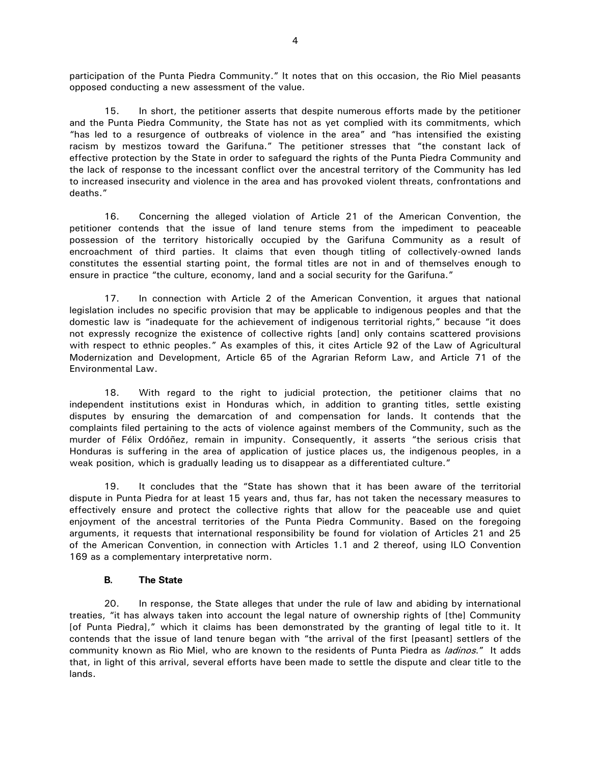participation of the Punta Piedra Community." It notes that on this occasion, the Rio Miel peasants opposed conducting a new assessment of the value.

15. In short, the petitioner asserts that despite numerous efforts made by the petitioner and the Punta Piedra Community, the State has not as yet complied with its commitments, which "has led to a resurgence of outbreaks of violence in the area" and "has intensified the existing racism by mestizos toward the Garifuna." The petitioner stresses that "the constant lack of effective protection by the State in order to safeguard the rights of the Punta Piedra Community and the lack of response to the incessant conflict over the ancestral territory of the Community has led to increased insecurity and violence in the area and has provoked violent threats, confrontations and deaths."

16. Concerning the alleged violation of Article 21 of the American Convention, the petitioner contends that the issue of land tenure stems from the impediment to peaceable possession of the territory historically occupied by the Garifuna Community as a result of encroachment of third parties. It claims that even though titling of collectively-owned lands constitutes the essential starting point, the formal titles are not in and of themselves enough to ensure in practice "the culture, economy, land and a social security for the Garifuna."

17. In connection with Article 2 of the American Convention, it argues that national legislation includes no specific provision that may be applicable to indigenous peoples and that the domestic law is "inadequate for the achievement of indigenous territorial rights," because "it does not expressly recognize the existence of collective rights [and] only contains scattered provisions with respect to ethnic peoples." As examples of this, it cites Article 92 of the Law of Agricultural Modernization and Development, Article 65 of the Agrarian Reform Law, and Article 71 of the Environmental Law.

18. With regard to the right to judicial protection, the petitioner claims that no independent institutions exist in Honduras which, in addition to granting titles, settle existing disputes by ensuring the demarcation of and compensation for lands. It contends that the complaints filed pertaining to the acts of violence against members of the Community, such as the murder of Félix Ordóñez, remain in impunity. Consequently, it asserts "the serious crisis that Honduras is suffering in the area of application of justice places us, the indigenous peoples, in a weak position, which is gradually leading us to disappear as a differentiated culture."

19. It concludes that the "State has shown that it has been aware of the territorial dispute in Punta Piedra for at least 15 years and, thus far, has not taken the necessary measures to effectively ensure and protect the collective rights that allow for the peaceable use and quiet enjoyment of the ancestral territories of the Punta Piedra Community. Based on the foregoing arguments, it requests that international responsibility be found for violation of Articles 21 and 25 of the American Convention, in connection with Articles 1.1 and 2 thereof, using ILO Convention 169 as a complementary interpretative norm.

### B. The State

20. In response, the State alleges that under the rule of law and abiding by international treaties, "it has always taken into account the legal nature of ownership rights of [the] Community [of Punta Piedra]," which it claims has been demonstrated by the granting of legal title to it. It contends that the issue of land tenure began with "the arrival of the first [peasant] settlers of the community known as Rio Miel, who are known to the residents of Punta Piedra as *ladinos*." It adds that, in light of this arrival, several efforts have been made to settle the dispute and clear title to the lands.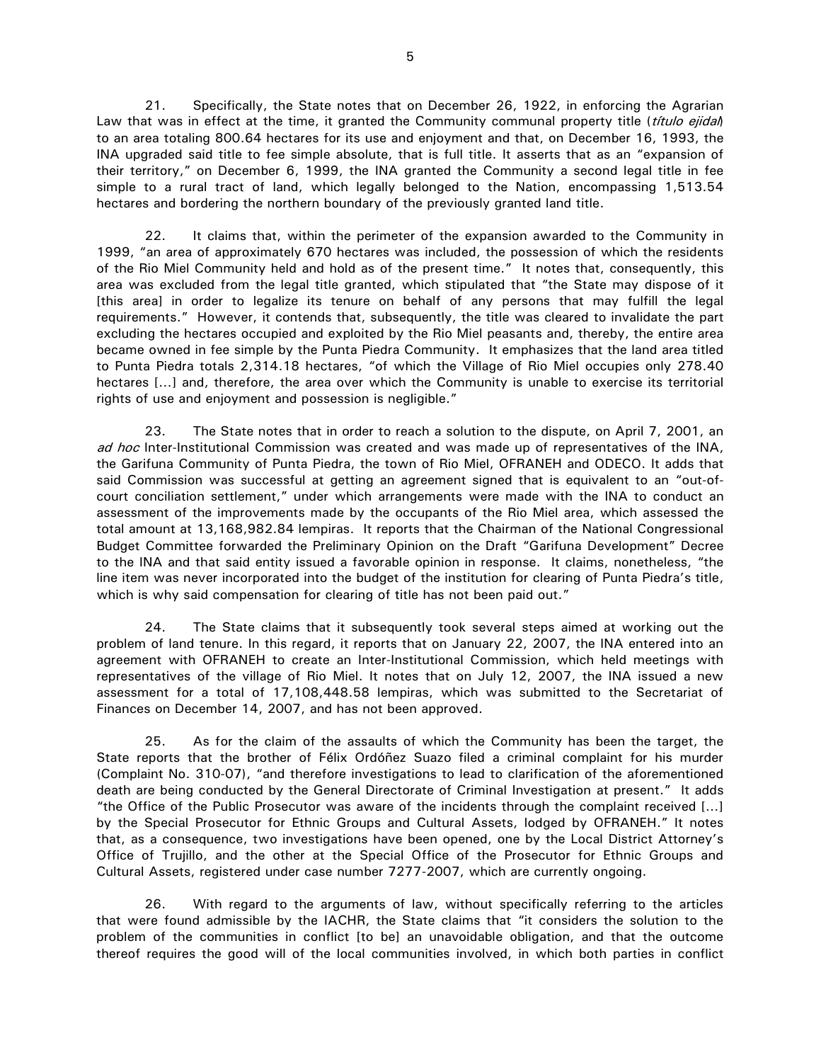21. Specifically, the State notes that on December 26, 1922, in enforcing the Agrarian Law that was in effect at the time, it granted the Community communal property title (*título ejidal*) to an area totaling 800.64 hectares for its use and enjoyment and that, on December 16, 1993, the INA upgraded said title to fee simple absolute, that is full title. It asserts that as an "expansion of their territory," on December 6, 1999, the INA granted the Community a second legal title in fee simple to a rural tract of land, which legally belonged to the Nation, encompassing 1,513.54 hectares and bordering the northern boundary of the previously granted land title.

22. It claims that, within the perimeter of the expansion awarded to the Community in 1999, "an area of approximately 670 hectares was included, the possession of which the residents of the Rio Miel Community held and hold as of the present time." It notes that, consequently, this area was excluded from the legal title granted, which stipulated that "the State may dispose of it [this area] in order to legalize its tenure on behalf of any persons that may fulfill the legal requirements." However, it contends that, subsequently, the title was cleared to invalidate the part excluding the hectares occupied and exploited by the Rio Miel peasants and, thereby, the entire area became owned in fee simple by the Punta Piedra Community. It emphasizes that the land area titled to Punta Piedra totals 2,314.18 hectares, "of which the Village of Rio Miel occupies only 278.40 hectares [...] and, therefore, the area over which the Community is unable to exercise its territorial rights of use and enjoyment and possession is negligible."

23. The State notes that in order to reach a solution to the dispute, on April 7, 2001, an *ad hoc* Inter-Institutional Commission was created and was made up of representatives of the INA, the Garifuna Community of Punta Piedra, the town of Rio Miel, OFRANEH and ODECO. It adds that said Commission was successful at getting an agreement signed that is equivalent to an "out-of-court conciliation settlement," under which arrangements were made with the INA to conduct an assessment of the improvements made by the occupants of the Rio Miel area, which assessed the total amount at 13,168,982.84 lempiras. It reports that the Chairman of the National Congressional Budget Committee forwarded the Preliminary Opinion on the Draft "Garifuna Development" Decree to the INA and that said entity issued a favorable opinion in response. It claims, nonetheless, "the line item was never incorporated into the budget of the institution for clearing of Punta Piedra's title, which is why said compensation for clearing of title has not been paid out."

24. The State claims that it subsequently took several steps aimed at working out the problem of land tenure. In this regard, it reports that on January 22, 2007, the INA entered into an agreement with OFRANEH to create an Inter-Institutional Commission, which held meetings with representatives of the village of Rio Miel. It notes that on July 12, 2007, the INA issued a new assessment for a total of 17,108,448.58 lempiras, which was submitted to the Secretariat of Finances on December 14, 2007, and has not been approved.

25. As for the claim of the assaults of which the Community has been the target, the State reports that the brother of Félix Ordóñez Suazo filed a criminal complaint for his murder (Complaint No. 310-07), "and therefore investigations to lead to clarification of the aforementioned death are being conducted by the General Directorate of Criminal Investigation at present." It adds "the Office of the Public Prosecutor was aware of the incidents through the complaint received [...] by the Special Prosecutor for Ethnic Groups and Cultural Assets, lodged by OFRANEH." It notes that, as a consequence, two investigations have been opened, one by the Local District Attorney's Office of Trujillo, and the other at the Special Office of the Prosecutor for Ethnic Groups and Cultural Assets, registered under case number 7277-2007, which are currently ongoing.

26. With regard to the arguments of law, without specifically referring to the articles that were found admissible by the IACHR, the State claims that "it considers the solution to the problem of the communities in conflict [to be] an unavoidable obligation, and that the outcome thereof requires the good will of the local communities involved, in which both parties in conflict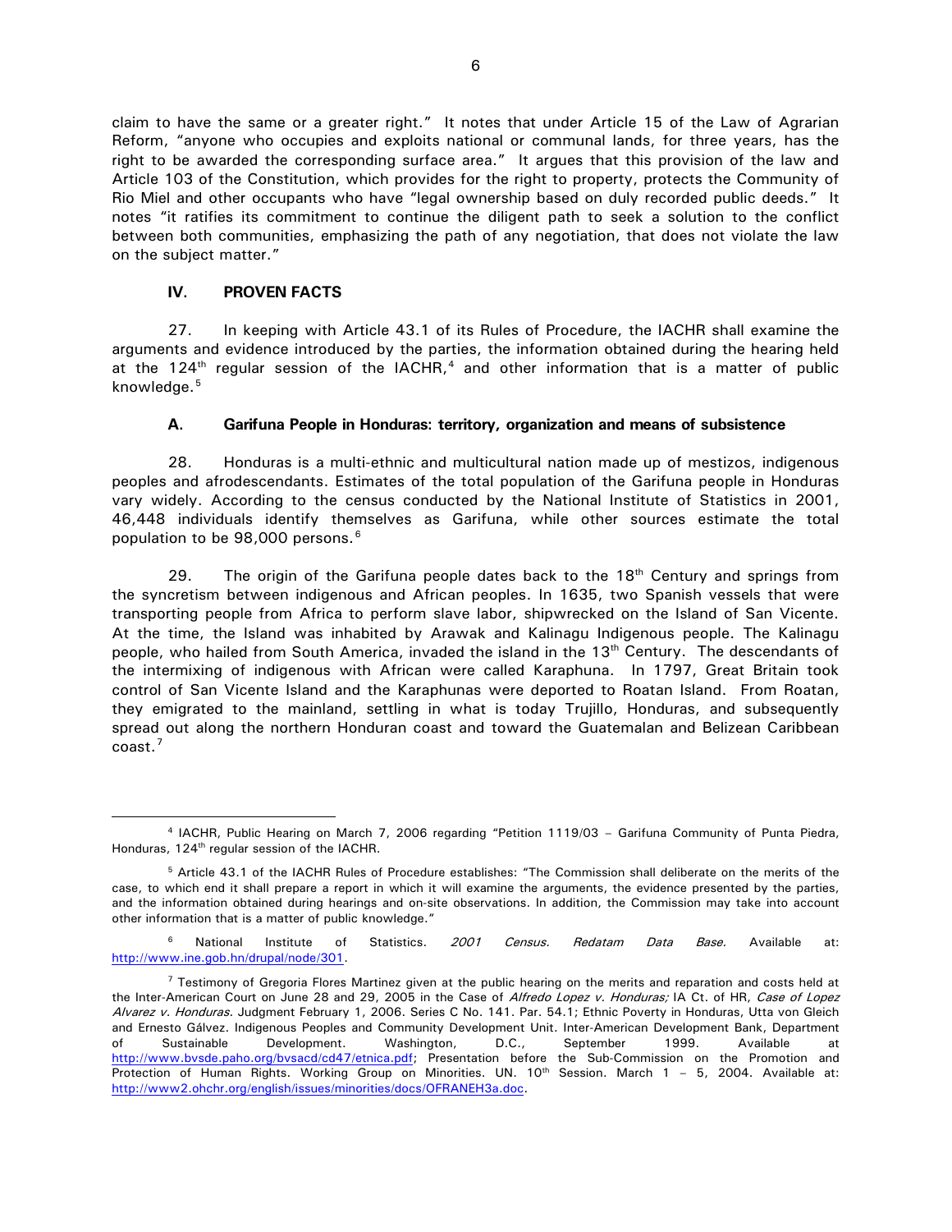claim to have the same or a greater right." It notes that under Article 15 of the Law of Agrarian Reform, "anyone who occupies and exploits national or communal lands, for three years, has the right to be awarded the corresponding surface area." It argues that this provision of the law and Article 103 of the Constitution, which provides for the right to property, protects the Community of Rio Miel and other occupants who have "legal ownership based on duly recorded public deeds." It notes "it ratifies its commitment to continue the diligent path to seek a solution to the conflict between both communities, emphasizing the path of any negotiation, that does not violate the law on the subject matter."

## IV. PROVEN FACTS

27. In keeping with Article 43.1 of its Rules of Procedure, the IACHR shall examine the arguments and evidence introduced by the parties, the information obtained during the hearing held at the 124th regular session of the IACHR,[4] and other information that is a matter of public knowledge.[5]

### A. Garifuna People in Honduras: territory, organization and means of subsistence

28. Honduras is a multi-ethnic and multicultural nation made up of mestizos, indigenous peoples and afrodescendants. Estimates of the total population of the Garifuna people in Honduras vary widely. According to the census conducted by the National Institute of Statistics in 2001, 46,448 individuals identify themselves as Garifuna, while other sources estimate the total population to be 98,000 persons.[6]

29. The origin of the Garifuna people dates back to the 18th Century and springs from the syncretism between indigenous and African peoples. In 1635, two Spanish vessels that were transporting people from Africa to perform slave labor, shipwrecked on the Island of San Vicente. At the time, the Island was inhabited by Arawak and Kalinagu Indigenous people. The Kalinagu people, who hailed from South America, invaded the island in the 13th Century. The descendants of the intermixing of indigenous with African were called Karaphuna. In 1797, Great Britain took control of San Vicente Island and the Karaphunas were deported to Roatan Island. From Roatan, they emigrated to the mainland, settling in what is today Trujillo, Honduras, and subsequently spread out along the northern Honduran coast and toward the Guatemalan and Belizean Caribbean coast.[7]

---

[4] IACHR, Public Hearing on March 7, 2006 regarding "Petition 1119/03 – Garifuna Community of Punta Piedra, Honduras, 124th regular session of the IACHR.

[5] Article 43.1 of the IACHR Rules of Procedure establishes: "The Commission shall deliberate on the merits of the case, to which end it shall prepare a report in which it will examine the arguments, the evidence presented by the parties, and the information obtained during hearings and on-site observations. In addition, the Commission may take into account other information that is a matter of public knowledge."

[6] National Institute of Statistics. *2001 Census. Redatam Data Base.* Available at: http://www.ine.gob.hn/drupal/node/301.

[7] Testimony of Gregoria Flores Martinez given at the public hearing on the merits and reparation and costs held at the Inter-American Court on June 28 and 29, 2005 in the Case of *Alfredo Lopez v. Honduras;* IA Ct. of HR, *Case of Lopez Alvarez v. Honduras.* Judgment February 1, 2006. Series C No. 141. Par. 54.1; Ethnic Poverty in Honduras, Utta von Gleich and Ernesto Gálvez. Indigenous Peoples and Community Development Unit. Inter-American Development Bank, Department of Sustainable Development. Washington, D.C., September 1999. Available at http://www.bvsde.paho.org/bvsacd/cd47/etnica.pdf; Presentation before the Sub-Commission on the Promotion and Protection of Human Rights. Working Group on Minorities. UN. 10th Session. March 1 – 5, 2004. Available at: http://www2.ohchr.org/english/issues/minorities/docs/OFRANEH3a.doc.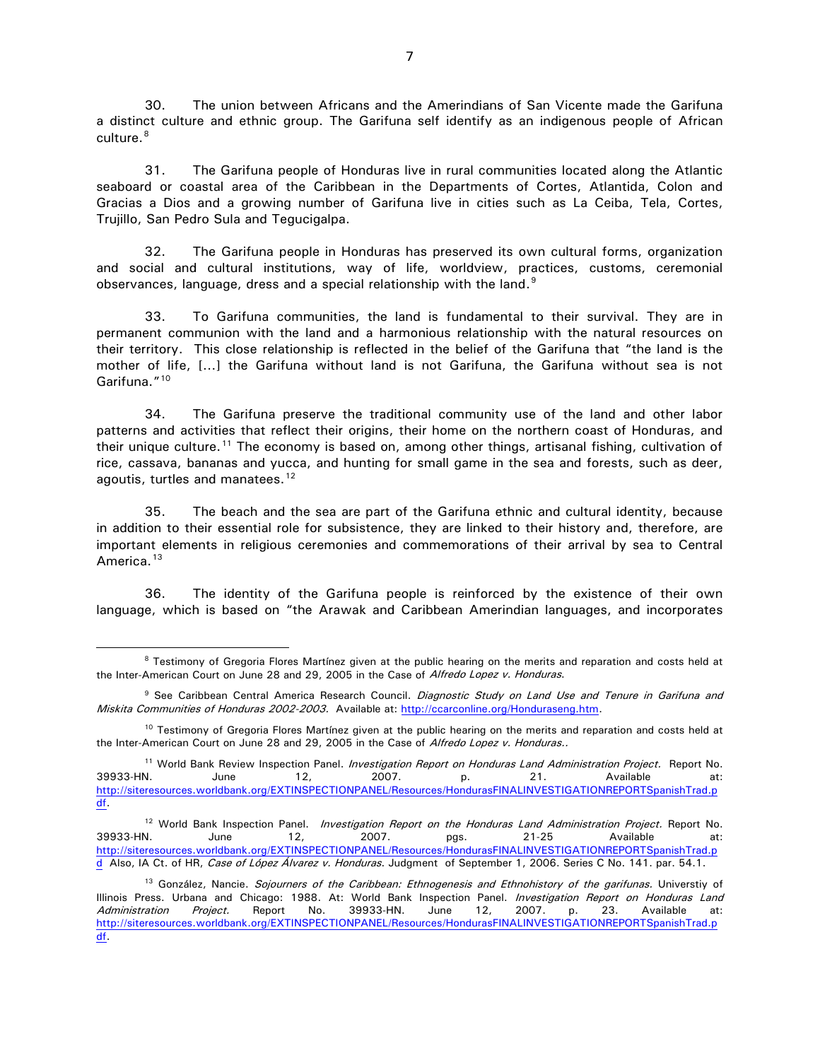30. The union between Africans and the Amerindians of San Vicente made the Garifuna a distinct culture and ethnic group. The Garifuna self identify as an indigenous people of African culture.[8]

31. The Garifuna people of Honduras live in rural communities located along the Atlantic seaboard or coastal area of the Caribbean in the Departments of Cortes, Atlantida, Colon and Gracias a Dios and a growing number of Garifuna live in cities such as La Ceiba, Tela, Cortes, Trujillo, San Pedro Sula and Tegucigalpa.

32. The Garifuna people in Honduras has preserved its own cultural forms, organization and social and cultural institutions, way of life, worldview, practices, customs, ceremonial observances, language, dress and a special relationship with the land.[9]

33. To Garifuna communities, the land is fundamental to their survival. They are in permanent communion with the land and a harmonious relationship with the natural resources on their territory. This close relationship is reflected in the belief of the Garifuna that "the land is the mother of life, [...] the Garifuna without land is not Garifuna, the Garifuna without sea is not Garifuna."[10]

34. The Garifuna preserve the traditional community use of the land and other labor patterns and activities that reflect their origins, their home on the northern coast of Honduras, and their unique culture.[11] The economy is based on, among other things, artisanal fishing, cultivation of rice, cassava, bananas and yucca, and hunting for small game in the sea and forests, such as deer, agoutis, turtles and manatees.[12]

35. The beach and the sea are part of the Garifuna ethnic and cultural identity, because in addition to their essential role for subsistence, they are linked to their history and, therefore, are important elements in religious ceremonies and commemorations of their arrival by sea to Central America.[13]

36. The identity of the Garifuna people is reinforced by the existence of their own language, which is based on "the Arawak and Caribbean Amerindian languages, and incorporates

---

[8] Testimony of Gregoria Flores Martínez given at the public hearing on the merits and reparation and costs held at the Inter-American Court on June 28 and 29, 2005 in the Case of *Alfredo Lopez v. Honduras*.

[9] See Caribbean Central America Research Council. *Diagnostic Study on Land Use and Tenure in Garifuna and Miskita Communities of Honduras 2002-2003.* Available at: http://ccarconline.org/Honduraseng.htm.

[10] Testimony of Gregoria Flores Martínez given at the public hearing on the merits and reparation and costs held at the Inter-American Court on June 28 and 29, 2005 in the Case of *Alfredo Lopez v. Honduras.*.

[11] World Bank Review Inspection Panel. *Investigation Report on Honduras Land Administration Project.* Report No. 39933-HN. June 12, 2007. p. 21. Available at: http://siteresources.worldbank.org/EXTINSPECTIONPANEL/Resources/HondurasFINALINVESTIGATIONREPORTSpanishTrad.pdf.

[12] World Bank Inspection Panel. *Investigation Report on the Honduras Land Administration Project.* Report No. 39933-HN. June 12, 2007. pgs. 21-25 Available at: http://siteresources.worldbank.org/EXTINSPECTIONPANEL/Resources/HondurasFINALINVESTIGATIONREPORTSpanishTrad.pd Also, IA Ct. of HR, *Case of López Álvarez v. Honduras.* Judgment of September 1, 2006. Series C No. 141. par. 54.1.

[13] González, Nancie. *Sojourners of the Caribbean: Ethnogenesis and Ethnohistory of the garifunas.* Universtiy of Illinois Press. Urbana and Chicago: 1988. At: World Bank Inspection Panel. *Investigation Report on Honduras Land Administration Project.* Report No. 39933-HN. June 12, 2007. p. 23. Available at: http://siteresources.worldbank.org/EXTINSPECTIONPANEL/Resources/HondurasFINALINVESTIGATIONREPORTSpanishTrad.pdf.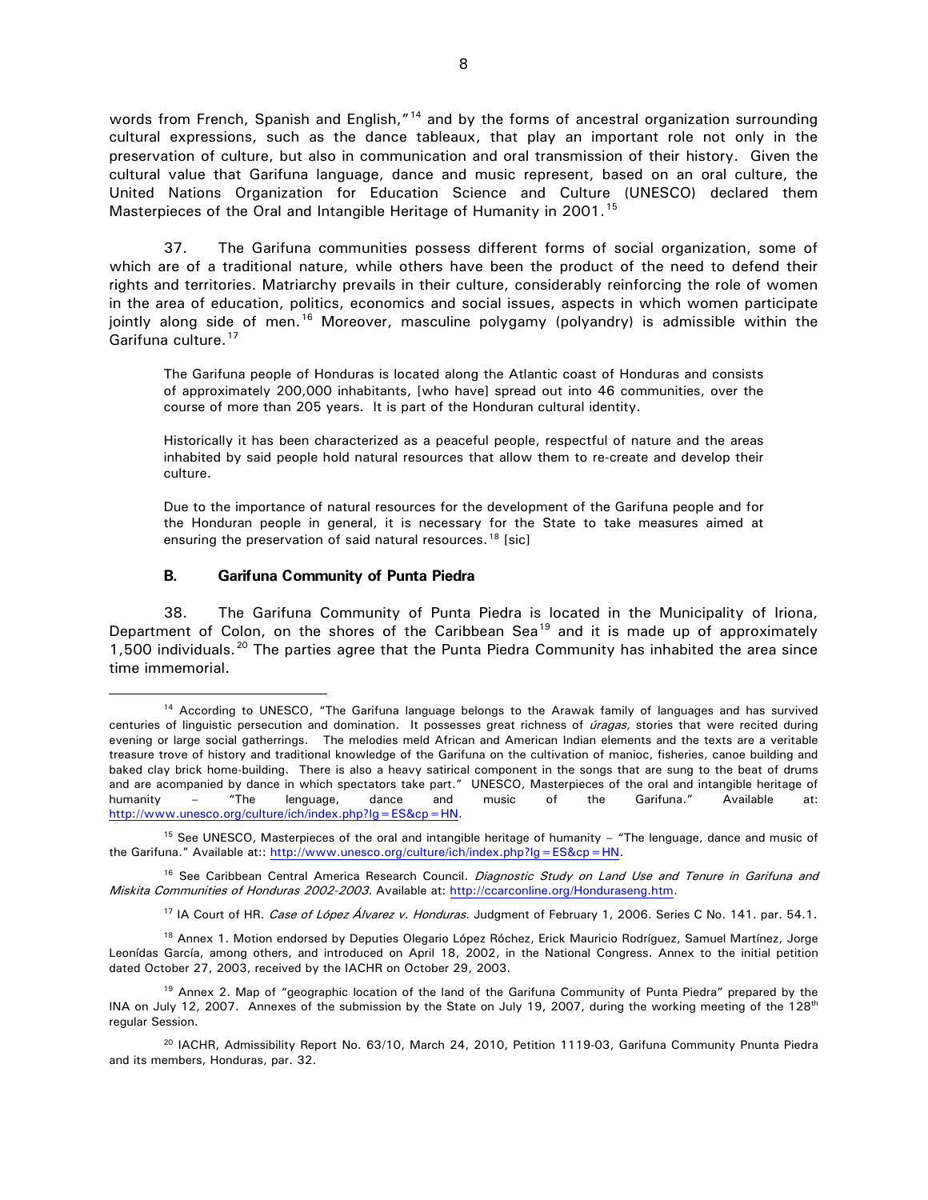words from French, Spanish and English,"[14] and by the forms of ancestral organization surrounding cultural expressions, such as the dance tableaux, that play an important role not only in the preservation of culture, but also in communication and oral transmission of their history. Given the cultural value that Garifuna language, dance and music represent, based on an oral culture, the United Nations Organization for Education Science and Culture (UNESCO) declared them Masterpieces of the Oral and Intangible Heritage of Humanity in 2001.[15]

37. The Garifuna communities possess different forms of social organization, some of which are of a traditional nature, while others have been the product of the need to defend their rights and territories. Matriarchy prevails in their culture, considerably reinforcing the role of women in the area of education, politics, economics and social issues, aspects in which women participate jointly along side of men.[16] Moreover, masculine polygamy (polyandry) is admissible within the Garifuna culture.[17]

> The Garifuna people of Honduras is located along the Atlantic coast of Honduras and consists of approximately 200,000 inhabitants, [who have] spread out into 46 communities, over the course of more than 205 years. It is part of the Honduran cultural identity.
>
> Historically it has been characterized as a peaceful people, respectful of nature and the areas inhabited by said people hold natural resources that allow them to re-create and develop their culture.
>
> Due to the importance of natural resources for the development of the Garifuna people and for the Honduran people in general, it is necessary for the State to take measures aimed at ensuring the preservation of said natural resources.[18] [sic]

### B. Garifuna Community of Punta Piedra

38. The Garifuna Community of Punta Piedra is located in the Municipality of Iriona, Department of Colon, on the shores of the Caribbean Sea[19] and it is made up of approximately 1,500 individuals.[20] The parties agree that the Punta Piedra Community has inhabited the area since time immemorial.

---

[14] According to UNESCO, "The Garifuna language belongs to the Arawak family of languages and has survived centuries of linguistic persecution and domination. It possesses great richness of *úragas,* stories that were recited during evening or large social gatherrings. The melodies meld African and American Indian elements and the texts are a veritable treasure trove of history and traditional knowledge of the Garifuna on the cultivation of manioc, fisheries, canoe building and baked clay brick home-building. There is also a heavy satirical component in the songs that are sung to the beat of drums and are acompanied by dance in which spectators take part." UNESCO, Masterpieces of the oral and intangible heritage of humanity – "The lenguage, dance and music of the Garifuna." Available at: http://www.unesco.org/culture/ich/index.php?lg=ES&cp=HN.

[15] See UNESCO, Masterpieces of the oral and intangible heritage of humanity – "The lenguage, dance and music of the Garifuna." Available at:: http://www.unesco.org/culture/ich/index.php?lg=ES&cp=HN.

[16] See Caribbean Central America Research Council. *Diagnostic Study on Land Use and Tenure in Garifuna and Miskita Communities of Honduras 2002-2003.* Available at: http://ccarconline.org/Honduraseng.htm.

[17] IA Court of HR. *Case of López Álvarez v. Honduras*. Judgment of February 1, 2006. Series C No. 141. par. 54.1.

[18] Annex 1. Motion endorsed by Deputies Olegario López Róchez, Erick Mauricio Rodríguez, Samuel Martínez, Jorge Leonídas García, among others, and introduced on April 18, 2002, in the National Congress. Annex to the initial petition dated October 27, 2003, received by the IACHR on October 29, 2003.

[19] Annex 2. Map of "geographic location of the land of the Garifuna Community of Punta Piedra" prepared by the INA on July 12, 2007. Annexes of the submission by the State on July 19, 2007, during the working meeting of the 128th regular Session.

[20] IACHR, Admissibility Report No. 63/10, March 24, 2010, Petition 1119-03, Garifuna Community Pnunta Piedra and its members, Honduras, par. 32.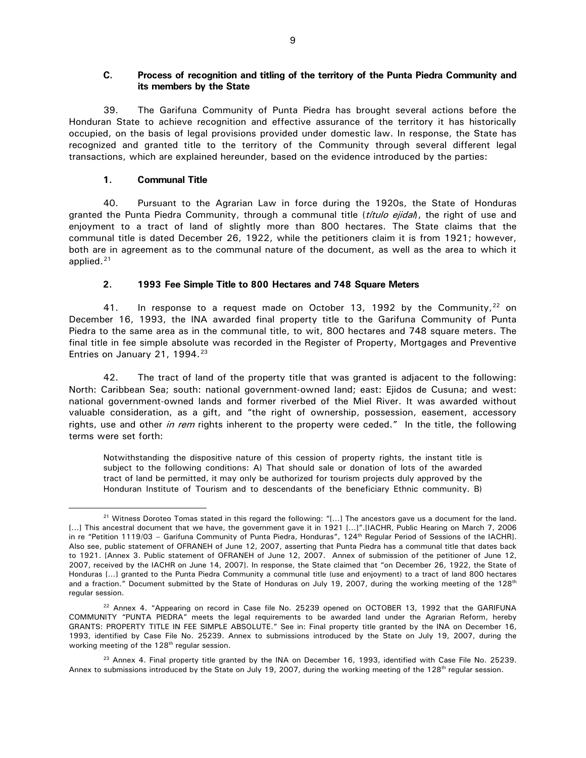### C. Process of recognition and titling of the territory of the Punta Piedra Community and its members by the State

39. The Garifuna Community of Punta Piedra has brought several actions before the Honduran State to achieve recognition and effective assurance of the territory it has historically occupied, on the basis of legal provisions provided under domestic law. In response, the State has recognized and granted title to the territory of the Community through several different legal transactions, which are explained hereunder, based on the evidence introduced by the parties:

#### 1. Communal Title

40. Pursuant to the Agrarian Law in force during the 1920s, the State of Honduras granted the Punta Piedra Community, through a communal title (*título ejidal*), the right of use and enjoyment to a tract of land of slightly more than 800 hectares. The State claims that the communal title is dated December 26, 1922, while the petitioners claim it is from 1921; however, both are in agreement as to the communal nature of the document, as well as the area to which it applied.[21]

#### 2. 1993 Fee Simple Title to 800 Hectares and 748 Square Meters

41. In response to a request made on October 13, 1992 by the Community,[22] on December 16, 1993, the INA awarded final property title to the Garifuna Community of Punta Piedra to the same area as in the communal title, to wit, 800 hectares and 748 square meters. The final title in fee simple absolute was recorded in the Register of Property, Mortgages and Preventive Entries on January 21, 1994.[23]

42. The tract of land of the property title that was granted is adjacent to the following: North: Caribbean Sea; south: national government-owned land; east: Ejidos de Cusuna; and west: national government-owned lands and former riverbed of the Miel River. It was awarded without valuable consideration, as a gift, and "the right of ownership, possession, easement, accessory rights, use and other *in rem* rights inherent to the property were ceded." In the title, the following terms were set forth:

> Notwithstanding the dispositive nature of this cession of property rights, the instant title is subject to the following conditions: A) That should sale or donation of lots of the awarded tract of land be permitted, it may only be authorized for tourism projects duly approved by the Honduran Institute of Tourism and to descendants of the beneficiary Ethnic community. B)

---

[21] Witness Doroteo Tomas stated in this regard the following: "[…] The ancestors gave us a document for the land. […] This ancestral document that we have, the government gave it in 1921 […]".[IACHR, Public Hearing on March 7, 2006 in re "Petition 1119/03 – Garifuna Community of Punta Piedra, Honduras", 124th Regular Period of Sessions of the IACHR]. Also see, public statement of OFRANEH of June 12, 2007, asserting that Punta Piedra has a communal title that dates back to 1921. [Annex 3. Public statement of OFRANEH of June 12, 2007. Annex of submission of the petitioner of June 12, 2007, received by the IACHR on June 14, 2007]. In response, the State claimed that "on December 26, 1922, the State of Honduras […] granted to the Punta Piedra Community a communal title (use and enjoyment) to a tract of land 800 hectares and a fraction." Document submitted by the State of Honduras on July 19, 2007, during the working meeting of the 128th regular session.

[22] Annex 4. "Appearing on record in Case file No. 25239 opened on OCTOBER 13, 1992 that the GARIFUNA COMMUNITY "PUNTA PIEDRA" meets the legal requirements to be awarded land under the Agrarian Reform, hereby GRANTS: PROPERTY TITLE IN FEE SIMPLE ABSOLUTE." See in: Final property title granted by the INA on December 16, 1993, identified by Case File No. 25239. Annex to submissions introduced by the State on July 19, 2007, during the working meeting of the 128th regular session.

[23] Annex 4. Final property title granted by the INA on December 16, 1993, identified with Case File No. 25239. Annex to submissions introduced by the State on July 19, 2007, during the working meeting of the 128th regular session.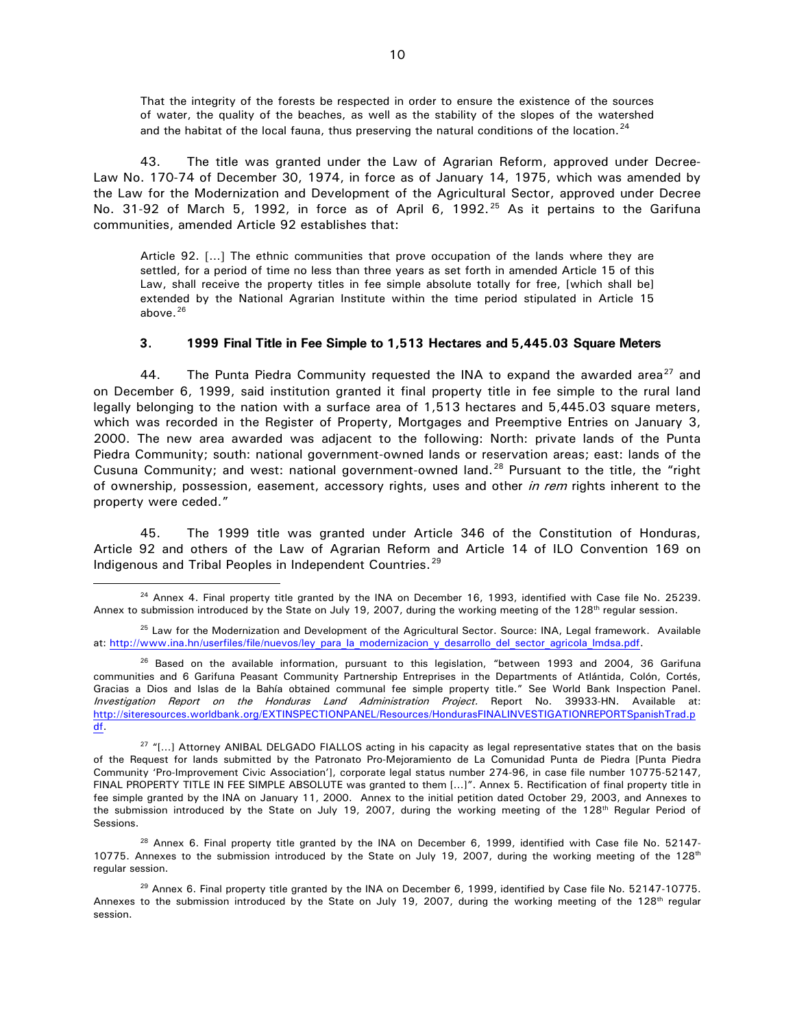That the integrity of the forests be respected in order to ensure the existence of the sources of water, the quality of the beaches, as well as the stability of the slopes of the watershed and the habitat of the local fauna, thus preserving the natural conditions of the location.[24]

43. The title was granted under the Law of Agrarian Reform, approved under Decree-Law No. 170-74 of December 30, 1974, in force as of January 14, 1975, which was amended by the Law for the Modernization and Development of the Agricultural Sector, approved under Decree No. 31-92 of March 5, 1992, in force as of April 6, 1992.[25] As it pertains to the Garifuna communities, amended Article 92 establishes that:

> Article 92. [...] The ethnic communities that prove occupation of the lands where they are settled, for a period of time no less than three years as set forth in amended Article 15 of this Law, shall receive the property titles in fee simple absolute totally for free, [which shall be] extended by the National Agrarian Institute within the time period stipulated in Article 15 above.[26]

### 3. 1999 Final Title in Fee Simple to 1,513 Hectares and 5,445.03 Square Meters

44. The Punta Piedra Community requested the INA to expand the awarded area[27] and on December 6, 1999, said institution granted it final property title in fee simple to the rural land legally belonging to the nation with a surface area of 1,513 hectares and 5,445.03 square meters, which was recorded in the Register of Property, Mortgages and Preemptive Entries on January 3, 2000. The new area awarded was adjacent to the following: North: private lands of the Punta Piedra Community; south: national government-owned lands or reservation areas; east: lands of the Cusuna Community; and west: national government-owned land.[28] Pursuant to the title, the "right of ownership, possession, easement, accessory rights, uses and other *in rem* rights inherent to the property were ceded."

45. The 1999 title was granted under Article 346 of the Constitution of Honduras, Article 92 and others of the Law of Agrarian Reform and Article 14 of ILO Convention 169 on Indigenous and Tribal Peoples in Independent Countries.[29]

---

[24] Annex 4. Final property title granted by the INA on December 16, 1993, identified with Case file No. 25239. Annex to submission introduced by the State on July 19, 2007, during the working meeting of the 128th regular session.

[25] Law for the Modernization and Development of the Agricultural Sector. Source: INA, Legal framework. Available at: http://www.ina.hn/userfiles/file/nuevos/ley_para_la_modernizacion_y_desarrollo_del_sector_agricola_lmdsa.pdf.

[26] Based on the available information, pursuant to this legislation, "between 1993 and 2004, 36 Garifuna communities and 6 Garifuna Peasant Community Partnership Entreprises in the Departments of Atlántida, Colón, Cortés, Gracias a Dios and Islas de la Bahía obtained communal fee simple property title." See World Bank Inspection Panel. *Investigation Report on the Honduras Land Administration Project.* Report No. 39933-HN. Available at: http://siteresources.worldbank.org/EXTINSPECTIONPANEL/Resources/HondurasFINALINVESTIGATIONREPORTSpanishTrad.pdf.

[27] "[...] Attorney ANIBAL DELGADO FIALLOS acting in his capacity as legal representative states that on the basis of the Request for lands submitted by the Patronato Pro-Mejoramiento de La Comunidad Punta de Piedra [Punta Piedra Community 'Pro-Improvement Civic Association'], corporate legal status number 274-96, in case file number 10775-52147, FINAL PROPERTY TITLE IN FEE SIMPLE ABSOLUTE was granted to them [...]". Annex 5. Rectification of final property title in fee simple granted by the INA on January 11, 2000. Annex to the initial petition dated October 29, 2003, and Annexes to the submission introduced by the State on July 19, 2007, during the working meeting of the 128th Regular Period of Sessions.

[28] Annex 6. Final property title granted by the INA on December 6, 1999, identified with Case file No. 52147-10775. Annexes to the submission introduced by the State on July 19, 2007, during the working meeting of the 128th regular session.

[29] Annex 6. Final property title granted by the INA on December 6, 1999, identified by Case file No. 52147-10775. Annexes to the submission introduced by the State on July 19, 2007, during the working meeting of the 128th regular session.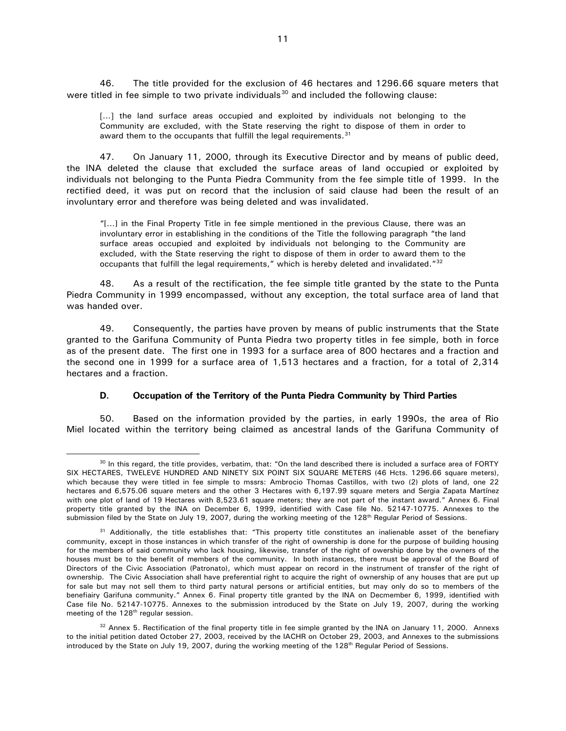46. The title provided for the exclusion of 46 hectares and 1296.66 square meters that were titled in fee simple to two private individuals[30] and included the following clause:

> [...] the land surface areas occupied and exploited by individuals not belonging to the Community are excluded, with the State reserving the right to dispose of them in order to award them to the occupants that fulfill the legal requirements.[31]

47. On January 11, 2000, through its Executive Director and by means of public deed, the INA deleted the clause that excluded the surface areas of land occupied or exploited by individuals not belonging to the Punta Piedra Community from the fee simple title of 1999. In the rectified deed, it was put on record that the inclusion of said clause had been the result of an involuntary error and therefore was being deleted and was invalidated.

> "[...] in the Final Property Title in fee simple mentioned in the previous Clause, there was an involuntary error in establishing in the conditions of the Title the following paragraph "the land surface areas occupied and exploited by individuals not belonging to the Community are excluded, with the State reserving the right to dispose of them in order to award them to the occupants that fulfill the legal requirements," which is hereby deleted and invalidated."[32]

48. As a result of the rectification, the fee simple title granted by the state to the Punta Piedra Community in 1999 encompassed, without any exception, the total surface area of land that was handed over.

49. Consequently, the parties have proven by means of public instruments that the State granted to the Garifuna Community of Punta Piedra two property titles in fee simple, both in force as of the present date. The first one in 1993 for a surface area of 800 hectares and a fraction and the second one in 1999 for a surface area of 1,513 hectares and a fraction, for a total of 2,314 hectares and a fraction.

#### D. Occupation of the Territory of the Punta Piedra Community by Third Parties

50. Based on the information provided by the parties, in early 1990s, the area of Rio Miel located within the territory being claimed as ancestral lands of the Garifuna Community of

---

[30] In this regard, the title provides, verbatim, that: "On the land described there is included a surface area of FORTY SIX HECTARES, TWELEVE HUNDRED AND NINETY SIX POINT SIX SQUARE METERS (46 Hcts. 1296.66 square meters), which because they were titled in fee simple to mssrs: Ambrocio Thomas Castillos, with two (2) plots of land, one 22 hectares and 6,575.06 square meters and the other 3 Hectares with 6,197.99 square meters and Sergia Zapata Martínez with one plot of land of 19 Hectares with 8,523.61 square meters; they are not part of the instant award." Annex 6. Final property title granted by the INA on December 6, 1999, identified with Case file No. 52147-10775. Annexes to the submission filed by the State on July 19, 2007, during the working meeting of the 128th Regular Period of Sessions.

[31] Additionally, the title establishes that: "This property title constitutes an inalienable asset of the benefiary community, except in those instances in which transfer of the right of ownership is done for the purpose of building housing for the members of said community who lack housing, likewise, transfer of the right of owership done by the owners of the houses must be to the benefit of members of the community. In both instances, there must be approval of the Board of Directors of the Civic Association (Patronato), which must appear on record in the instrument of transfer of the right of ownership. The Civic Association shall have preferential right to acquire the right of ownership of any houses that are put up for sale but may not sell them to third party natural persons or artificial entities, but may only do so to members of the benefiairy Garifuna community." Annex 6. Final property title granted by the INA on Decmember 6, 1999, identified with Case file No. 52147-10775. Annexes to the submission introduced by the State on July 19, 2007, during the working meeting of the 128th regular session.

[32] Annex 5. Rectification of the final property title in fee simple granted by the INA on January 11, 2000. Annexs to the initial petition dated October 27, 2003, received by the IACHR on October 29, 2003, and Annexes to the submissions introduced by the State on July 19, 2007, during the working meeting of the 128th Regular Period of Sessions.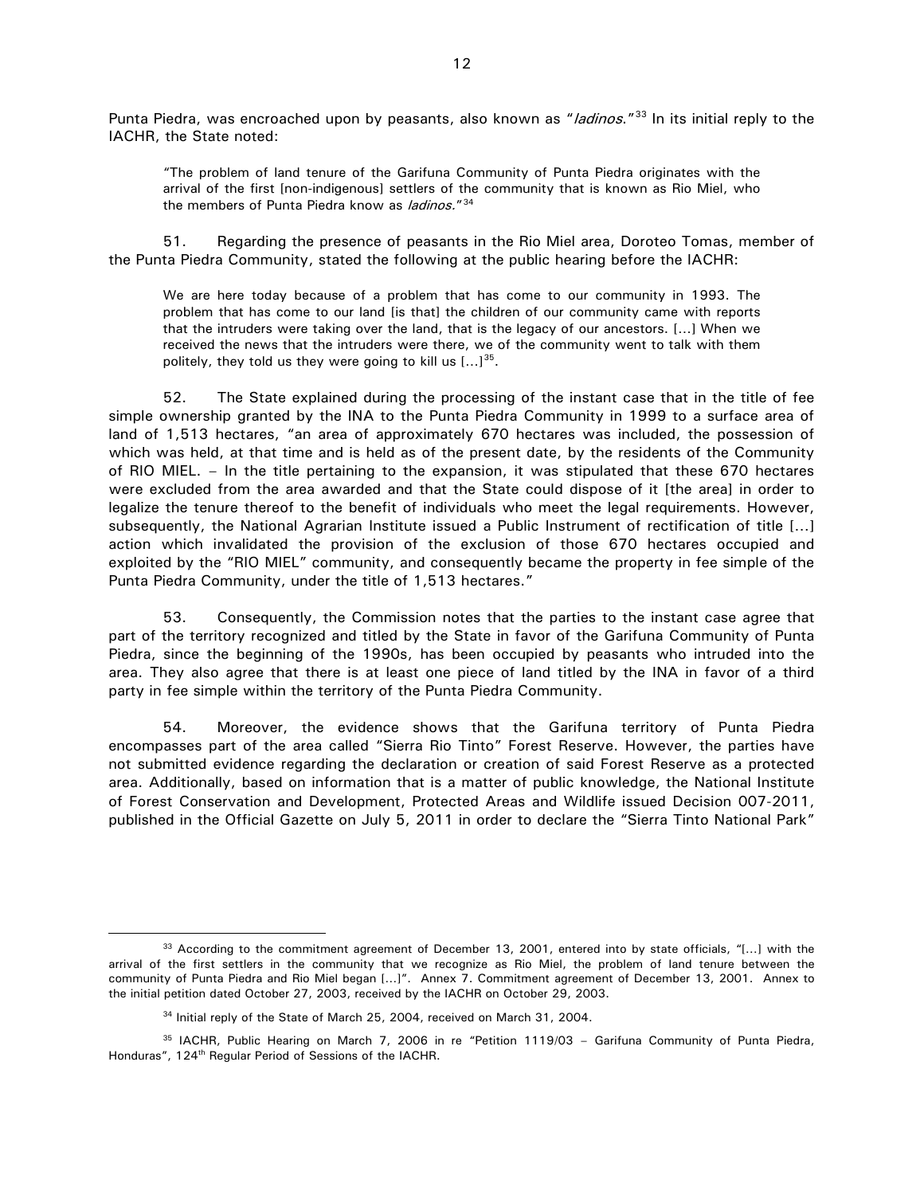Punta Piedra, was encroached upon by peasants, also known as "*ladinos*."[33] In its initial reply to the IACHR, the State noted:

> "The problem of land tenure of the Garifuna Community of Punta Piedra originates with the arrival of the first [non-indigenous] settlers of the community that is known as Rio Miel, who the members of Punta Piedra know as *ladinos.*"[34]

51. Regarding the presence of peasants in the Rio Miel area, Doroteo Tomas, member of the Punta Piedra Community, stated the following at the public hearing before the IACHR:

> We are here today because of a problem that has come to our community in 1993. The problem that has come to our land [is that] the children of our community came with reports that the intruders were taking over the land, that is the legacy of our ancestors. [...] When we received the news that the intruders were there, we of the community went to talk with them politely, they told us they were going to kill us [...][35].

52. The State explained during the processing of the instant case that in the title of fee simple ownership granted by the INA to the Punta Piedra Community in 1999 to a surface area of land of 1,513 hectares, "an area of approximately 670 hectares was included, the possession of which was held, at that time and is held as of the present date, by the residents of the Community of RIO MIEL. – In the title pertaining to the expansion, it was stipulated that these 670 hectares were excluded from the area awarded and that the State could dispose of it [the area] in order to legalize the tenure thereof to the benefit of individuals who meet the legal requirements. However, subsequently, the National Agrarian Institute issued a Public Instrument of rectification of title [...] action which invalidated the provision of the exclusion of those 670 hectares occupied and exploited by the "RIO MIEL" community, and consequently became the property in fee simple of the Punta Piedra Community, under the title of 1,513 hectares."

53. Consequently, the Commission notes that the parties to the instant case agree that part of the territory recognized and titled by the State in favor of the Garifuna Community of Punta Piedra, since the beginning of the 1990s, has been occupied by peasants who intruded into the area. They also agree that there is at least one piece of land titled by the INA in favor of a third party in fee simple within the territory of the Punta Piedra Community.

54. Moreover, the evidence shows that the Garifuna territory of Punta Piedra encompasses part of the area called "Sierra Rio Tinto" Forest Reserve. However, the parties have not submitted evidence regarding the declaration or creation of said Forest Reserve as a protected area. Additionally, based on information that is a matter of public knowledge, the National Institute of Forest Conservation and Development, Protected Areas and Wildlife issued Decision 007-2011, published in the Official Gazette on July 5, 2011 in order to declare the "Sierra Tinto National Park"

---

[33] According to the commitment agreement of December 13, 2001, entered into by state officials, "[...] with the arrival of the first settlers in the community that we recognize as Rio Miel, the problem of land tenure between the community of Punta Piedra and Rio Miel began [...]". Annex 7. Commitment agreement of December 13, 2001. Annex to the initial petition dated October 27, 2003, received by the IACHR on October 29, 2003.

[34] Initial reply of the State of March 25, 2004, received on March 31, 2004.

[35] IACHR, Public Hearing on March 7, 2006 in re "Petition 1119/03 – Garifuna Community of Punta Piedra, Honduras", 124th Regular Period of Sessions of the IACHR.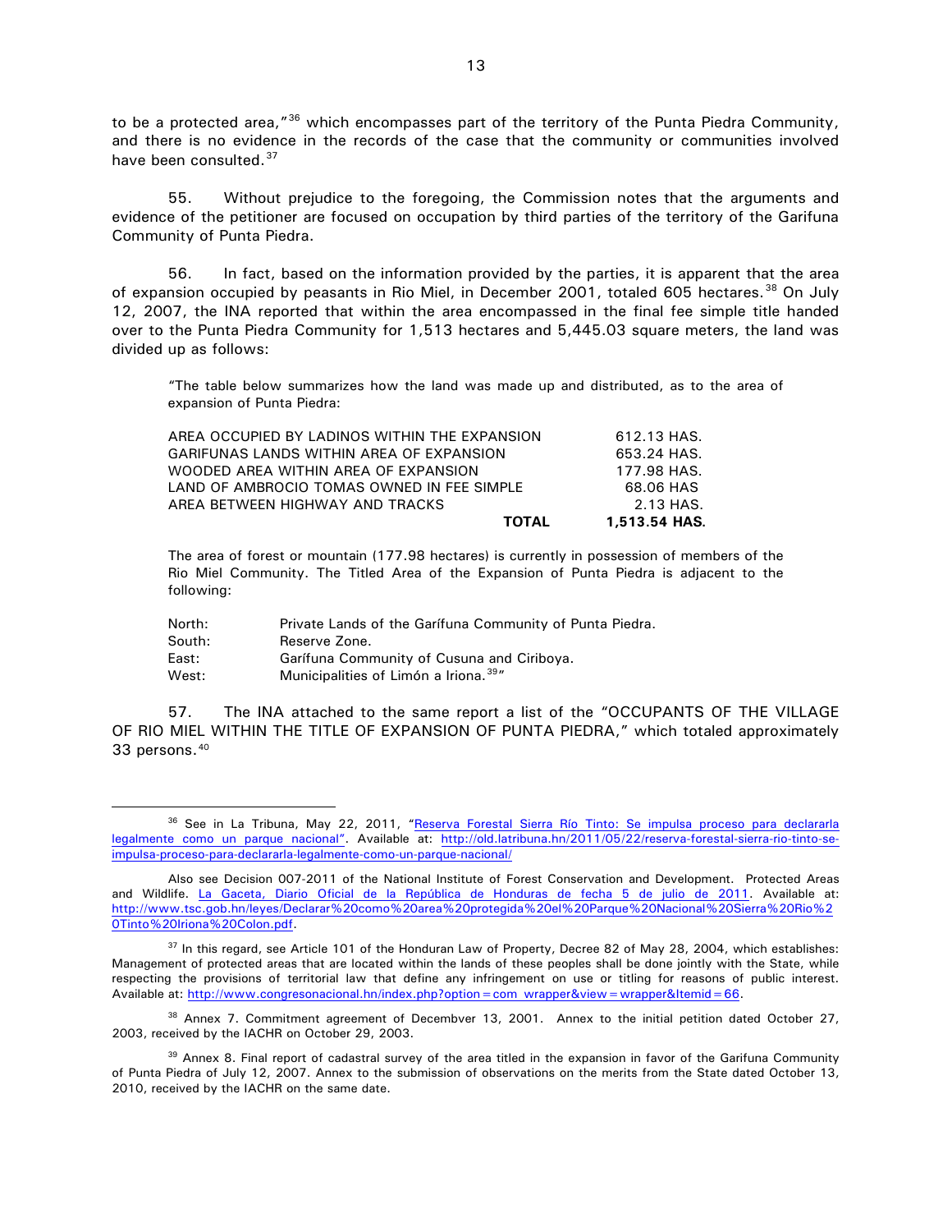to be a protected area,"[36] which encompasses part of the territory of the Punta Piedra Community, and there is no evidence in the records of the case that the community or communities involved have been consulted.[37]

55. Without prejudice to the foregoing, the Commission notes that the arguments and evidence of the petitioner are focused on occupation by third parties of the territory of the Garifuna Community of Punta Piedra.

56. In fact, based on the information provided by the parties, it is apparent that the area of expansion occupied by peasants in Rio Miel, in December 2001, totaled 605 hectares.[38] On July 12, 2007, the INA reported that within the area encompassed in the final fee simple title handed over to the Punta Piedra Community for 1,513 hectares and 5,445.03 square meters, the land was divided up as follows:

> "The table below summarizes how the land was made up and distributed, as to the area of expansion of Punta Piedra:
>
> | | |
> |---|---|
> | AREA OCCUPIED BY LADINOS WITHIN THE EXPANSION | 612.13 HAS. |
> | GARIFUNAS LANDS WITHIN AREA OF EXPANSION | 653.24 HAS. |
> | WOODED AREA WITHIN AREA OF EXPANSION | 177.98 HAS. |
> | LAND OF AMBROCIO TOMAS OWNED IN FEE SIMPLE | 68.06 HAS |
> | AREA BETWEEN HIGHWAY AND TRACKS | 2.13 HAS. |
> | **TOTAL** | **1,513.54 HAS.** |
>
> The area of forest or mountain (177.98 hectares) is currently in possession of members of the Rio Miel Community. The Titled Area of the Expansion of Punta Piedra is adjacent to the following:
>
> | | |
> |---|---|
> | North: | Private Lands of the Garífuna Community of Punta Piedra. |
> | South: | Reserve Zone. |
> | East: | Garífuna Community of Cusuna and Ciriboya. |
> | West: | Municipalities of Limón a Iriona.[39]" |

57. The INA attached to the same report a list of the "OCCUPANTS OF THE VILLAGE OF RIO MIEL WITHIN THE TITLE OF EXPANSION OF PUNTA PIEDRA," which totaled approximately 33 persons.[40]

---

[36] See in La Tribuna, May 22, 2011, "Reserva Forestal Sierra Río Tinto: Se impulsa proceso para declararla legalmente como un parque nacional". Available at: http://old.latribuna.hn/2011/05/22/reserva-forestal-sierra-rio-tinto-se-impulsa-proceso-para-declararla-legalmente-como-un-parque-nacional/

Also see Decision 007-2011 of the National Institute of Forest Conservation and Development. Protected Areas and Wildlife. La Gaceta, Diario Oficial de la República de Honduras de fecha 5 de julio de 2011. Available at: http://www.tsc.gob.hn/leyes/Declarar%20como%20area%20protegida%20el%20Parque%20Nacional%20Sierra%20Rio%20Tinto%20Iriona%20Colon.pdf.

[37] In this regard, see Article 101 of the Honduran Law of Property, Decree 82 of May 28, 2004, which establishes: Management of protected areas that are located within the lands of these peoples shall be done jointly with the State, while respecting the provisions of territorial law that define any infringement on use or titling for reasons of public interest. Available at: http://www.congresonacional.hn/index.php?option=com_wrapper&view=wrapper&Itemid=66.

[38] Annex 7. Commitment agreement of Decembver 13, 2001. Annex to the initial petition dated October 27, 2003, received by the IACHR on October 29, 2003.

[39] Annex 8. Final report of cadastral survey of the area titled in the expansion in favor of the Garifuna Community of Punta Piedra of July 12, 2007. Annex to the submission of observations on the merits from the State dated October 13, 2010, received by the IACHR on the same date.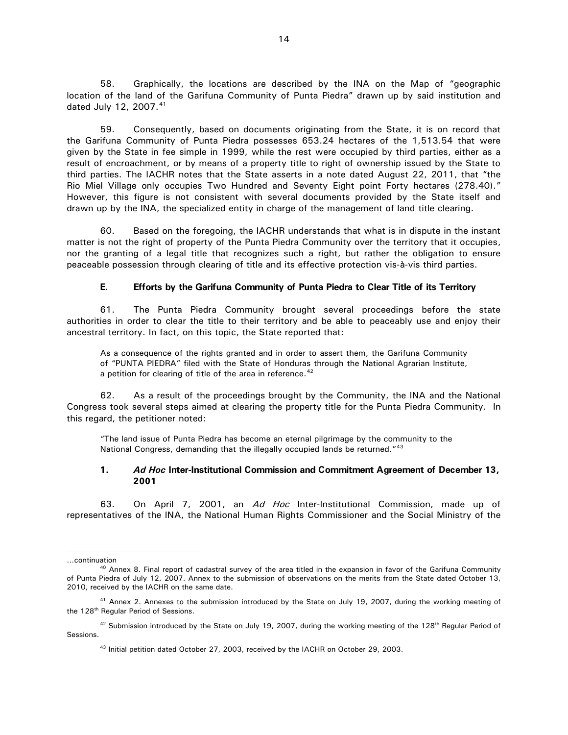58. Graphically, the locations are described by the INA on the Map of "geographic location of the land of the Garifuna Community of Punta Piedra" drawn up by said institution and dated July 12, 2007.[41]

59. Consequently, based on documents originating from the State, it is on record that the Garifuna Community of Punta Piedra possesses 653.24 hectares of the 1,513.54 that were given by the State in fee simple in 1999, while the rest were occupied by third parties, either as a result of encroachment, or by means of a property title to right of ownership issued by the State to third parties. The IACHR notes that the State asserts in a note dated August 22, 2011, that "the Rio Miel Village only occupies Two Hundred and Seventy Eight point Forty hectares (278.40)." However, this figure is not consistent with several documents provided by the State itself and drawn up by the INA, the specialized entity in charge of the management of land title clearing.

60. Based on the foregoing, the IACHR understands that what is in dispute in the instant matter is not the right of property of the Punta Piedra Community over the territory that it occupies, nor the granting of a legal title that recognizes such a right, but rather the obligation to ensure peaceable possession through clearing of title and its effective protection vis-à-vis third parties.

### E. Efforts by the Garifuna Community of Punta Piedra to Clear Title of its Territory

61. The Punta Piedra Community brought several proceedings before the state authorities in order to clear the title to their territory and be able to peaceably use and enjoy their ancestral territory. In fact, on this topic, the State reported that:

> As a consequence of the rights granted and in order to assert them, the Garifuna Community of "PUNTA PIEDRA" filed with the State of Honduras through the National Agrarian Institute, a petition for clearing of title of the area in reference.[42]

62. As a result of the proceedings brought by the Community, the INA and the National Congress took several steps aimed at clearing the property title for the Punta Piedra Community. In this regard, the petitioner noted:

> "The land issue of Punta Piedra has become an eternal pilgrimage by the community to the National Congress, demanding that the illegally occupied lands be returned."[43]

#### 1. *Ad Hoc* Inter-Institutional Commission and Commitment Agreement of December 13, 2001

63. On April 7, 2001, an *Ad Hoc* Inter-Institutional Commission, made up of representatives of the INA, the National Human Rights Commissioner and the Social Ministry of the

---

...continuation

[40] Annex 8. Final report of cadastral survey of the area titled in the expansion in favor of the Garifuna Community of Punta Piedra of July 12, 2007. Annex to the submission of observations on the merits from the State dated October 13, 2010, received by the IACHR on the same date.

[41] Annex 2. Annexes to the submission introduced by the State on July 19, 2007, during the working meeting of the 128th Regular Period of Sessions.

[42] Submission introduced by the State on July 19, 2007, during the working meeting of the 128th Regular Period of Sessions.

[43] Initial petition dated October 27, 2003, received by the IACHR on October 29, 2003.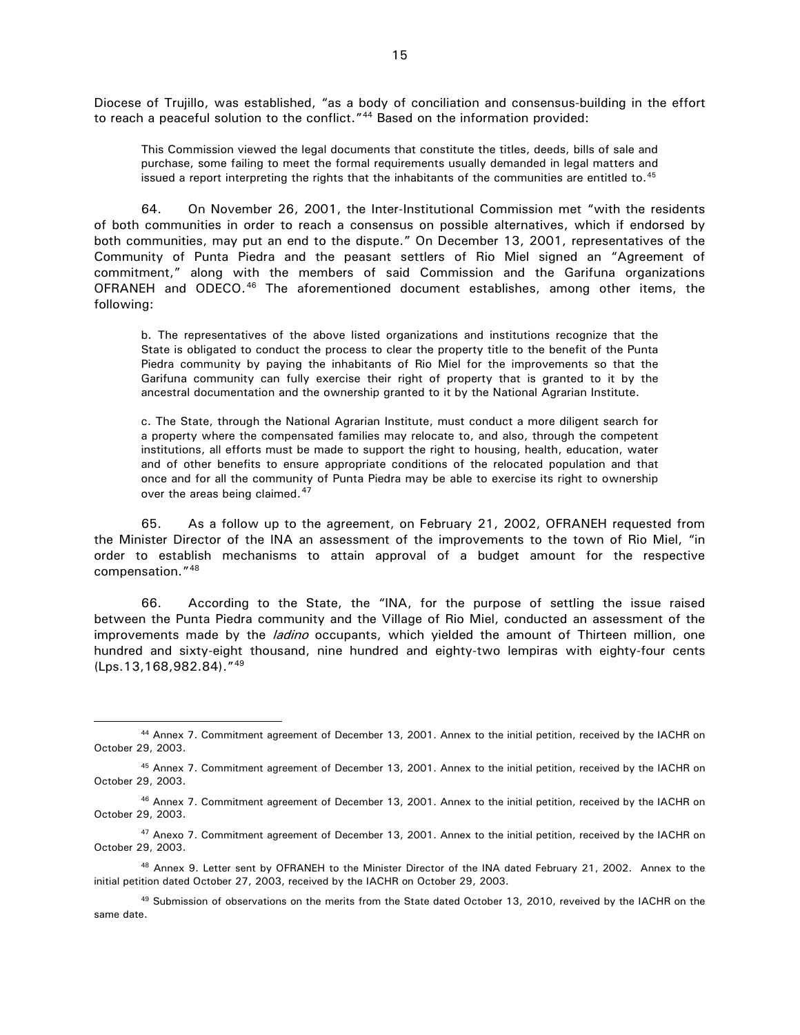Diocese of Trujillo, was established, "as a body of conciliation and consensus-building in the effort to reach a peaceful solution to the conflict."[44] Based on the information provided:

> This Commission viewed the legal documents that constitute the titles, deeds, bills of sale and purchase, some failing to meet the formal requirements usually demanded in legal matters and issued a report interpreting the rights that the inhabitants of the communities are entitled to.[45]

64. On November 26, 2001, the Inter-Institutional Commission met "with the residents of both communities in order to reach a consensus on possible alternatives, which if endorsed by both communities, may put an end to the dispute." On December 13, 2001, representatives of the Community of Punta Piedra and the peasant settlers of Rio Miel signed an "Agreement of commitment," along with the members of said Commission and the Garifuna organizations OFRANEH and ODECO.[46] The aforementioned document establishes, among other items, the following:

> b. The representatives of the above listed organizations and institutions recognize that the State is obligated to conduct the process to clear the property title to the benefit of the Punta Piedra community by paying the inhabitants of Rio Miel for the improvements so that the Garifuna community can fully exercise their right of property that is granted to it by the ancestral documentation and the ownership granted to it by the National Agrarian Institute.
>
> c. The State, through the National Agrarian Institute, must conduct a more diligent search for a property where the compensated families may relocate to, and also, through the competent institutions, all efforts must be made to support the right to housing, health, education, water and of other benefits to ensure appropriate conditions of the relocated population and that once and for all the community of Punta Piedra may be able to exercise its right to ownership over the areas being claimed.[47]

65. As a follow up to the agreement, on February 21, 2002, OFRANEH requested from the Minister Director of the INA an assessment of the improvements to the town of Rio Miel, "in order to establish mechanisms to attain approval of a budget amount for the respective compensation."[48]

66. According to the State, the "INA, for the purpose of settling the issue raised between the Punta Piedra community and the Village of Rio Miel, conducted an assessment of the improvements made by the *ladino* occupants, which yielded the amount of Thirteen million, one hundred and sixty-eight thousand, nine hundred and eighty-two lempiras with eighty-four cents (Lps.13,168,982.84)."[49]

---

[44] Annex 7. Commitment agreement of December 13, 2001. Annex to the initial petition, received by the IACHR on October 29, 2003.

[45] Annex 7. Commitment agreement of December 13, 2001. Annex to the initial petition, received by the IACHR on October 29, 2003.

[46] Annex 7. Commitment agreement of December 13, 2001. Annex to the initial petition, received by the IACHR on October 29, 2003.

[47] Anexo 7. Commitment agreement of December 13, 2001. Annex to the initial petition, received by the IACHR on October 29, 2003.

[48] Annex 9. Letter sent by OFRANEH to the Minister Director of the INA dated February 21, 2002. Annex to the initial petition dated October 27, 2003, received by the IACHR on October 29, 2003.

[49] Submission of observations on the merits from the State dated October 13, 2010, reveived by the IACHR on the same date.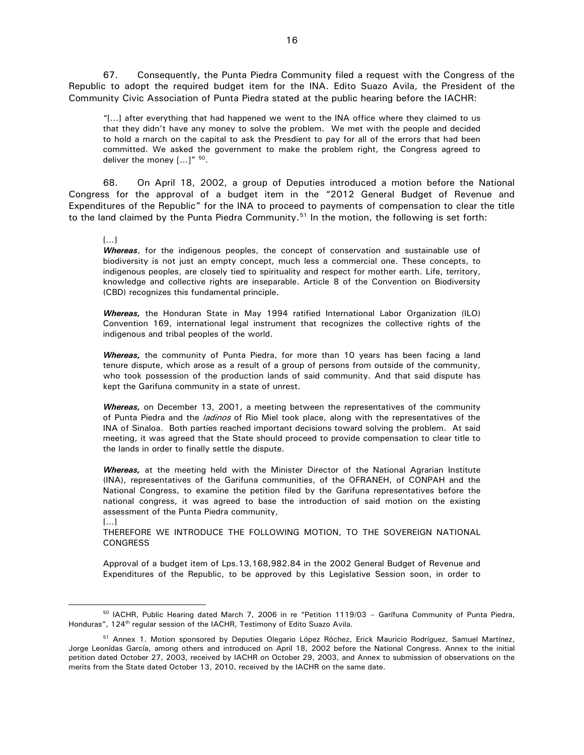67. Consequently, the Punta Piedra Community filed a request with the Congress of the Republic to adopt the required budget item for the INA. Edito Suazo Avila, the President of the Community Civic Association of Punta Piedra stated at the public hearing before the IACHR:

> "[…] after everything that had happened we went to the INA office where they claimed to us that they didn't have any money to solve the problem. We met with the people and decided to hold a march on the capital to ask the Presdient to pay for all of the errors that had been committed. We asked the government to make the problem right, the Congress agreed to deliver the money […]" [50].

68. On April 18, 2002, a group of Deputies introduced a motion before the National Congress for the approval of a budget item in the "2012 General Budget of Revenue and Expenditures of the Republic" for the INA to proceed to payments of compensation to clear the title to the land claimed by the Punta Piedra Community.[51] In the motion, the following is set forth:

> […]
>
> ***Whereas,*** for the indigenous peoples, the concept of conservation and sustainable use of biodiversity is not just an empty concept, much less a commercial one. These concepts, to indigenous peoples, are closely tied to spirituality and respect for mother earth. Life, territory, knowledge and collective rights are inseparable. Article 8 of the Convention on Biodiversity (CBD) recognizes this fundamental principle.
>
> ***Whereas,*** the Honduran State in May 1994 ratified International Labor Organization (ILO) Convention 169, international legal instrument that recognizes the collective rights of the indigenous and tribal peoples of the world.
>
> ***Whereas,*** the community of Punta Piedra, for more than 10 years has been facing a land tenure dispute, which arose as a result of a group of persons from outside of the community, who took possession of the production lands of said community. And that said dispute has kept the Garifuna community in a state of unrest.
>
> ***Whereas,*** on December 13, 2001, a meeting between the representatives of the community of Punta Piedra and the *ladinos* of Rio Miel took place, along with the representatives of the INA of Sinaloa. Both parties reached important decisions toward solving the problem. At said meeting, it was agreed that the State should proceed to provide compensation to clear title to the lands in order to finally settle the dispute.
>
> ***Whereas,*** at the meeting held with the Minister Director of the National Agrarian Institute (INA), representatives of the Garifuna communities, of the OFRANEH, of CONPAH and the National Congress, to examine the petition filed by the Garifuna representatives before the national congress, it was agreed to base the introduction of said motion on the existing assessment of the Punta Piedra community,
>
> […]
>
> THEREFORE WE INTRODUCE THE FOLLOWING MOTION, TO THE SOVEREIGN NATIONAL CONGRESS
>
> Approval of a budget item of Lps.13,168,982.84 in the 2002 General Budget of Revenue and Expenditures of the Republic, to be approved by this Legislative Session soon, in order to

---

[50] IACHR, Public Hearing dated March 7, 2006 in re "Petition 1119/03 – Garífuna Community of Punta Piedra, Honduras", 124th regular session of the IACHR, Testimony of Edito Suazo Avila.

[51] Annex 1. Motion sponsored by Deputies Olegario López Róchez, Erick Mauricio Rodríguez, Samuel Martínez, Jorge Leonídas García, among others and introduced on April 18, 2002 before the National Congress. Annex to the initial petition dated October 27, 2003, received by IACHR on October 29, 2003, and Annex to submission of observations on the merits from the State dated October 13, 2010, received by the IACHR on the same date.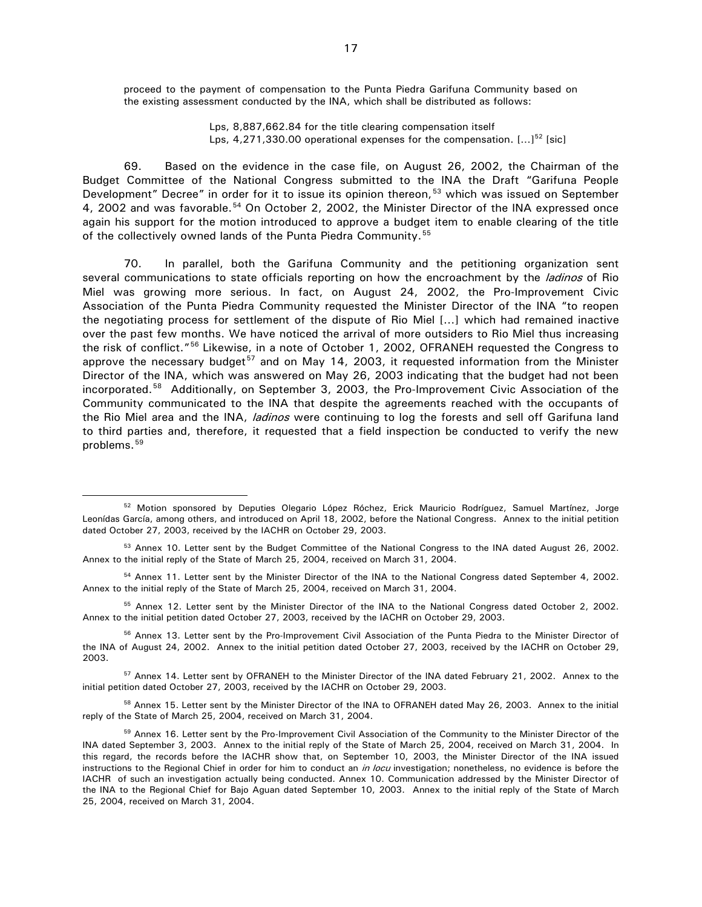proceed to the payment of compensation to the Punta Piedra Garifuna Community based on the existing assessment conducted by the INA, which shall be distributed as follows:

> Lps, 8,887,662.84 for the title clearing compensation itself
> Lps, 4,271,330.00 operational expenses for the compensation. [...][52] [sic]

69. Based on the evidence in the case file, on August 26, 2002, the Chairman of the Budget Committee of the National Congress submitted to the INA the Draft "Garifuna People Development" Decree" in order for it to issue its opinion thereon,[53] which was issued on September 4, 2002 and was favorable.[54] On October 2, 2002, the Minister Director of the INA expressed once again his support for the motion introduced to approve a budget item to enable clearing of the title of the collectively owned lands of the Punta Piedra Community.[55]

70. In parallel, both the Garifuna Community and the petitioning organization sent several communications to state officials reporting on how the encroachment by the *ladinos* of Rio Miel was growing more serious. In fact, on August 24, 2002, the Pro-Improvement Civic Association of the Punta Piedra Community requested the Minister Director of the INA "to reopen the negotiating process for settlement of the dispute of Rio Miel [...] which had remained inactive over the past few months. We have noticed the arrival of more outsiders to Rio Miel thus increasing the risk of conflict."[56] Likewise, in a note of October 1, 2002, OFRANEH requested the Congress to approve the necessary budget[57] and on May 14, 2003, it requested information from the Minister Director of the INA, which was answered on May 26, 2003 indicating that the budget had not been incorporated.[58] Additionally, on September 3, 2003, the Pro-Improvement Civic Association of the Community communicated to the INA that despite the agreements reached with the occupants of the Rio Miel area and the INA, *ladinos* were continuing to log the forests and sell off Garifuna land to third parties and, therefore, it requested that a field inspection be conducted to verify the new problems.[59]

---

[52] Motion sponsored by Deputies Olegario López Róchez, Erick Mauricio Rodríguez, Samuel Martínez, Jorge Leonídas García, among others, and introduced on April 18, 2002, before the National Congress. Annex to the initial petition dated October 27, 2003, received by the IACHR on October 29, 2003.

[53] Annex 10. Letter sent by the Budget Committee of the National Congress to the INA dated August 26, 2002. Annex to the initial reply of the State of March 25, 2004, received on March 31, 2004.

[54] Annex 11. Letter sent by the Minister Director of the INA to the National Congress dated September 4, 2002. Annex to the initial reply of the State of March 25, 2004, received on March 31, 2004.

[55] Annex 12. Letter sent by the Minister Director of the INA to the National Congress dated October 2, 2002. Annex to the initial petition dated October 27, 2003, received by the IACHR on October 29, 2003.

[56] Annex 13. Letter sent by the Pro-Improvement Civil Association of the Punta Piedra to the Minister Director of the INA of August 24, 2002. Annex to the initial petition dated October 27, 2003, received by the IACHR on October 29, 2003.

[57] Annex 14. Letter sent by OFRANEH to the Minister Director of the INA dated February 21, 2002. Annex to the initial petition dated October 27, 2003, received by the IACHR on October 29, 2003.

[58] Annex 15. Letter sent by the Minister Director of the INA to OFRANEH dated May 26, 2003. Annex to the initial reply of the State of March 25, 2004, received on March 31, 2004.

[59] Annex 16. Letter sent by the Pro-Improvement Civil Association of the Community to the Minister Director of the INA dated September 3, 2003. Annex to the initial reply of the State of March 25, 2004, received on March 31, 2004. In this regard, the records before the IACHR show that, on September 10, 2003, the Minister Director of the INA issued instructions to the Regional Chief in order for him to conduct an *in locu* investigation; nonetheless, no evidence is before the IACHR of such an investigation actually being conducted. Annex 10. Communication addressed by the Minister Director of the INA to the Regional Chief for Bajo Aguan dated September 10, 2003. Annex to the initial reply of the State of March 25, 2004, received on March 31, 2004.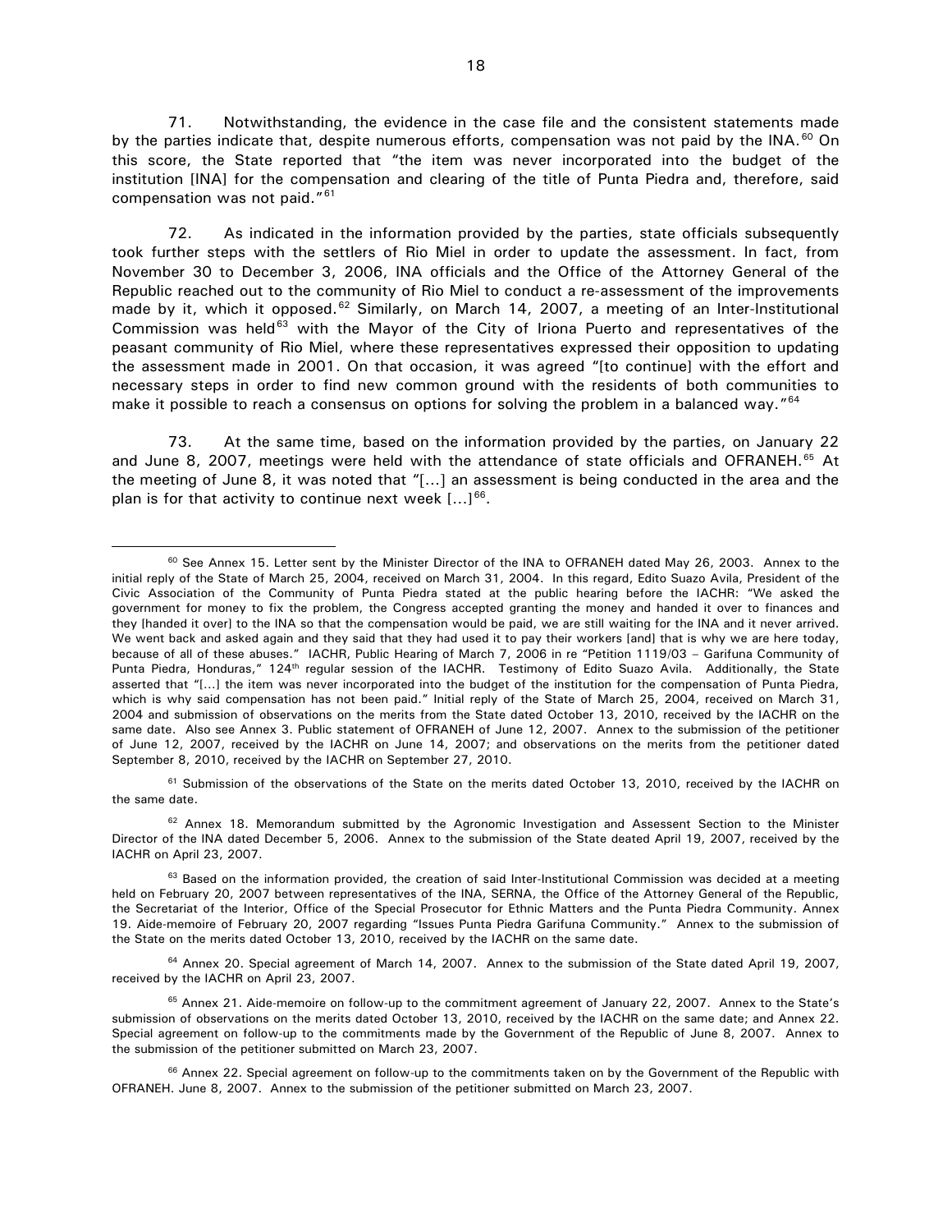71. Notwithstanding, the evidence in the case file and the consistent statements made by the parties indicate that, despite numerous efforts, compensation was not paid by the INA.[60] On this score, the State reported that "the item was never incorporated into the budget of the institution [INA] for the compensation and clearing of the title of Punta Piedra and, therefore, said compensation was not paid."[61]

72. As indicated in the information provided by the parties, state officials subsequently took further steps with the settlers of Rio Miel in order to update the assessment. In fact, from November 30 to December 3, 2006, INA officials and the Office of the Attorney General of the Republic reached out to the community of Rio Miel to conduct a re-assessment of the improvements made by it, which it opposed.[62] Similarly, on March 14, 2007, a meeting of an Inter-Institutional Commission was held[63] with the Mayor of the City of Iriona Puerto and representatives of the peasant community of Rio Miel, where these representatives expressed their opposition to updating the assessment made in 2001. On that occasion, it was agreed "[to continue] with the effort and necessary steps in order to find new common ground with the residents of both communities to make it possible to reach a consensus on options for solving the problem in a balanced way."[64]

73. At the same time, based on the information provided by the parties, on January 22 and June 8, 2007, meetings were held with the attendance of state officials and OFRANEH.[65] At the meeting of June 8, it was noted that "[...] an assessment is being conducted in the area and the plan is for that activity to continue next week [...][66].

---

[60] See Annex 15. Letter sent by the Minister Director of the INA to OFRANEH dated May 26, 2003. Annex to the initial reply of the State of March 25, 2004, received on March 31, 2004. In this regard, Edito Suazo Avila, President of the Civic Association of the Community of Punta Piedra stated at the public hearing before the IACHR: "We asked the government for money to fix the problem, the Congress accepted granting the money and handed it over to finances and they [handed it over] to the INA so that the compensation would be paid, we are still waiting for the INA and it never arrived. We went back and asked again and they said that they had used it to pay their workers [and] that is why we are here today, because of all of these abuses." IACHR, Public Hearing of March 7, 2006 in re "Petition 1119/03 – Garifuna Community of Punta Piedra, Honduras," 124th regular session of the IACHR. Testimony of Edito Suazo Avila. Additionally, the State asserted that "[...] the item was never incorporated into the budget of the institution for the compensation of Punta Piedra, which is why said compensation has not been paid." Initial reply of the State of March 25, 2004, received on March 31, 2004 and submission of observations on the merits from the State dated October 13, 2010, received by the IACHR on the same date. Also see Annex 3. Public statement of OFRANEH of June 12, 2007. Annex to the submission of the petitioner of June 12, 2007, received by the IACHR on June 14, 2007; and observations on the merits from the petitioner dated September 8, 2010, received by the IACHR on September 27, 2010.

[61] Submission of the observations of the State on the merits dated October 13, 2010, received by the IACHR on the same date.

[62] Annex 18. Memorandum submitted by the Agronomic Investigation and Assessent Section to the Minister Director of the INA dated December 5, 2006. Annex to the submission of the State deated April 19, 2007, received by the IACHR on April 23, 2007.

[63] Based on the information provided, the creation of said Inter-Institutional Commission was decided at a meeting held on February 20, 2007 between representatives of the INA, SERNA, the Office of the Attorney General of the Republic, the Secretariat of the Interior, Office of the Special Prosecutor for Ethnic Matters and the Punta Piedra Community. Annex 19. Aide-memoire of February 20, 2007 regarding "Issues Punta Piedra Garifuna Community." Annex to the submission of the State on the merits dated October 13, 2010, received by the IACHR on the same date.

[64] Annex 20. Special agreement of March 14, 2007. Annex to the submission of the State dated April 19, 2007, received by the IACHR on April 23, 2007.

[65] Annex 21. Aide-memoire on follow-up to the commitment agreement of January 22, 2007. Annex to the State's submission of observations on the merits dated October 13, 2010, received by the IACHR on the same date; and Annex 22. Special agreement on follow-up to the commitments made by the Government of the Republic of June 8, 2007. Annex to the submission of the petitioner submitted on March 23, 2007.

[66] Annex 22. Special agreement on follow-up to the commitments taken on by the Government of the Republic with OFRANEH. June 8, 2007. Annex to the submission of the petitioner submitted on March 23, 2007.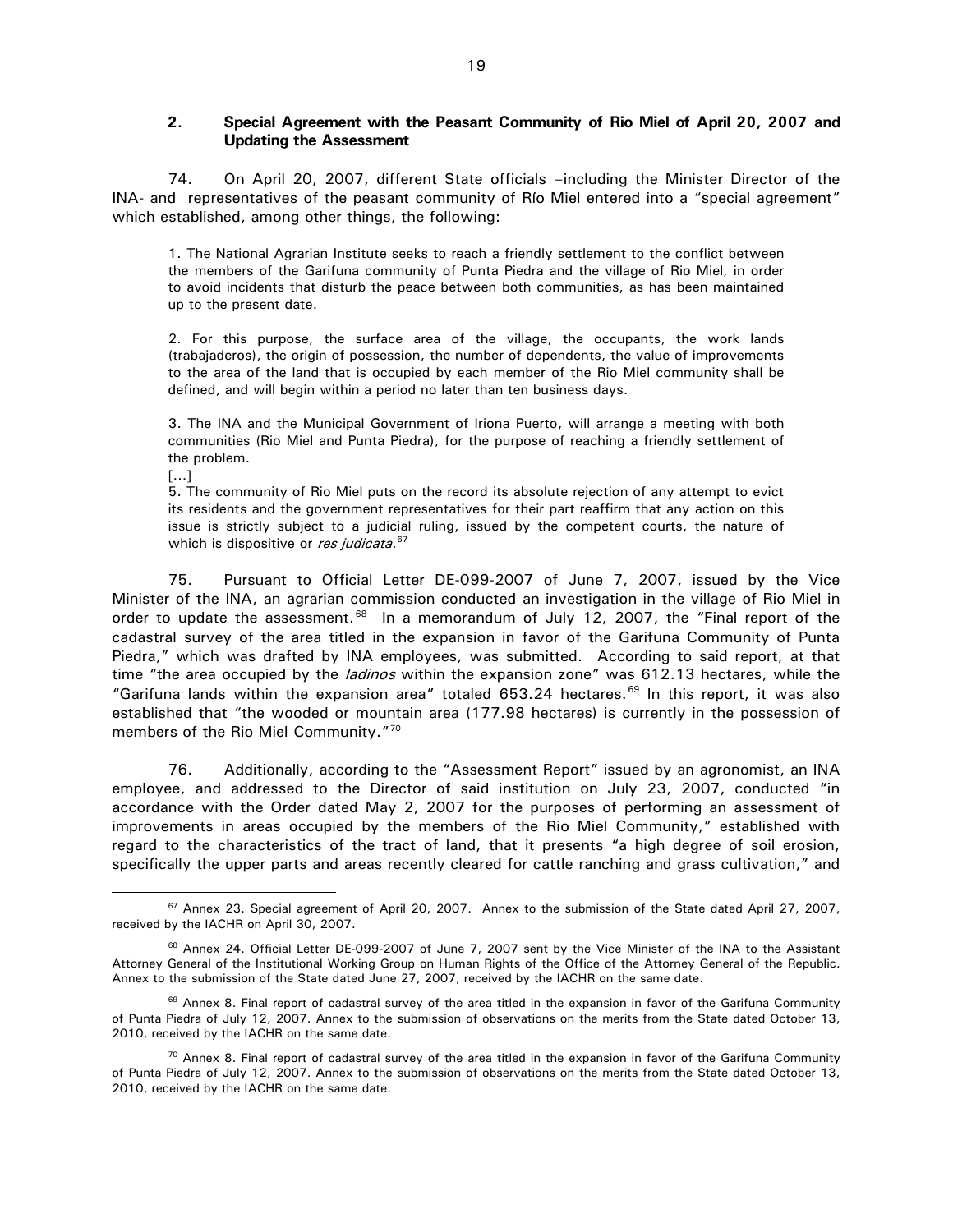### 2. Special Agreement with the Peasant Community of Rio Miel of April 20, 2007 and Updating the Assessment

74. On April 20, 2007, different State officials –including the Minister Director of the INA- and representatives of the peasant community of Río Miel entered into a "special agreement" which established, among other things, the following:

> 1. The National Agrarian Institute seeks to reach a friendly settlement to the conflict between the members of the Garifuna community of Punta Piedra and the village of Rio Miel, in order to avoid incidents that disturb the peace between both communities, as has been maintained up to the present date.
>
> 2. For this purpose, the surface area of the village, the occupants, the work lands (trabajaderos), the origin of possession, the number of dependents, the value of improvements to the area of the land that is occupied by each member of the Rio Miel community shall be defined, and will begin within a period no later than ten business days.
>
> 3. The INA and the Municipal Government of Iriona Puerto, will arrange a meeting with both communities (Rio Miel and Punta Piedra), for the purpose of reaching a friendly settlement of the problem.
>
> [...]
>
> 5. The community of Rio Miel puts on the record its absolute rejection of any attempt to evict its residents and the government representatives for their part reaffirm that any action on this issue is strictly subject to a judicial ruling, issued by the competent courts, the nature of which is dispositive or *res judicata*.[67]

75. Pursuant to Official Letter DE-099-2007 of June 7, 2007, issued by the Vice Minister of the INA, an agrarian commission conducted an investigation in the village of Rio Miel in order to update the assessment.[68] In a memorandum of July 12, 2007, the "Final report of the cadastral survey of the area titled in the expansion in favor of the Garifuna Community of Punta Piedra," which was drafted by INA employees, was submitted. According to said report, at that time "the area occupied by the *ladinos* within the expansion zone" was 612.13 hectares, while the "Garifuna lands within the expansion area" totaled 653.24 hectares.[69] In this report, it was also established that "the wooded or mountain area (177.98 hectares) is currently in the possession of members of the Rio Miel Community."[70]

76. Additionally, according to the "Assessment Report" issued by an agronomist, an INA employee, and addressed to the Director of said institution on July 23, 2007, conducted "in accordance with the Order dated May 2, 2007 for the purposes of performing an assessment of improvements in areas occupied by the members of the Rio Miel Community," established with regard to the characteristics of the tract of land, that it presents "a high degree of soil erosion, specifically the upper parts and areas recently cleared for cattle ranching and grass cultivation," and

---

[67] Annex 23. Special agreement of April 20, 2007. Annex to the submission of the State dated April 27, 2007, received by the IACHR on April 30, 2007.

[68] Annex 24. Official Letter DE-099-2007 of June 7, 2007 sent by the Vice Minister of the INA to the Assistant Attorney General of the Institutional Working Group on Human Rights of the Office of the Attorney General of the Republic. Annex to the submission of the State dated June 27, 2007, received by the IACHR on the same date.

[69] Annex 8. Final report of cadastral survey of the area titled in the expansion in favor of the Garifuna Community of Punta Piedra of July 12, 2007. Annex to the submission of observations on the merits from the State dated October 13, 2010, received by the IACHR on the same date.

[70] Annex 8. Final report of cadastral survey of the area titled in the expansion in favor of the Garifuna Community of Punta Piedra of July 12, 2007. Annex to the submission of observations on the merits from the State dated October 13, 2010, received by the IACHR on the same date.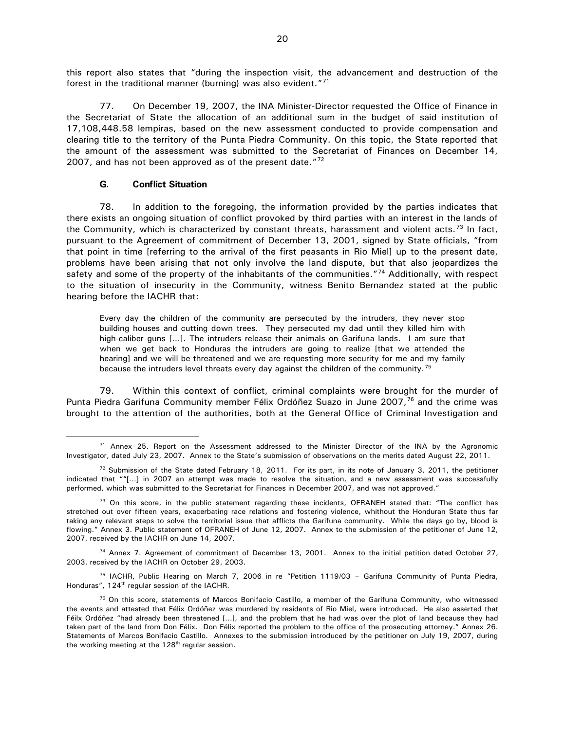this report also states that "during the inspection visit, the advancement and destruction of the forest in the traditional manner (burning) was also evident."[71]

77. On December 19, 2007, the INA Minister-Director requested the Office of Finance in the Secretariat of State the allocation of an additional sum in the budget of said institution of 17,108,448.58 lempiras, based on the new assessment conducted to provide compensation and clearing title to the territory of the Punta Piedra Community. On this topic, the State reported that the amount of the assessment was submitted to the Secretariat of Finances on December 14, 2007, and has not been approved as of the present date."[72]

### G. Conflict Situation

78. In addition to the foregoing, the information provided by the parties indicates that there exists an ongoing situation of conflict provoked by third parties with an interest in the lands of the Community, which is characterized by constant threats, harassment and violent acts.[73] In fact, pursuant to the Agreement of commitment of December 13, 2001, signed by State officials, "from that point in time [referring to the arrival of the first peasants in Rio Miel] up to the present date, problems have been arising that not only involve the land dispute, but that also jeopardizes the safety and some of the property of the inhabitants of the communities."[74] Additionally, with respect to the situation of insecurity in the Community, witness Benito Bernandez stated at the public hearing before the IACHR that:

> Every day the children of the community are persecuted by the intruders, they never stop building houses and cutting down trees. They persecuted my dad until they killed him with high-caliber guns [...]. The intruders release their animals on Garifuna lands. I am sure that when we get back to Honduras the intruders are going to realize [that we attended the hearing] and we will be threatened and we are requesting more security for me and my family because the intruders level threats every day against the children of the community.[75]

79. Within this context of conflict, criminal complaints were brought for the murder of Punta Piedra Garifuna Community member Félix Ordóñez Suazo in June 2007,[76] and the crime was brought to the attention of the authorities, both at the General Office of Criminal Investigation and

---

[71] Annex 25. Report on the Assessment addressed to the Minister Director of the INA by the Agronomic Investigator, dated July 23, 2007. Annex to the State's submission of observations on the merits dated August 22, 2011.

[72] Submission of the State dated February 18, 2011. For its part, in its note of January 3, 2011, the petitioner indicated that ""[...] in 2007 an attempt was made to resolve the situation, and a new assessment was successfully performed, which was submitted to the Secretariat for Finances in December 2007, and was not approved."

[73] On this score, in the public statement regarding these incidents, OFRANEH stated that: "The conflict has stretched out over fifteen years, exacerbating race relations and fostering violence, whithout the Honduran State thus far taking any relevant steps to solve the territorial issue that afflicts the Garifuna community. While the days go by, blood is flowing." Annex 3. Public statement of OFRANEH of June 12, 2007. Annex to the submission of the petitioner of June 12, 2007, received by the IACHR on June 14, 2007.

[74] Annex 7. Agreement of commitment of December 13, 2001. Annex to the initial petition dated October 27, 2003, received by the IACHR on October 29, 2003.

[75] IACHR, Public Hearing on March 7, 2006 in re "Petition 1119/03 – Garifuna Community of Punta Piedra, Honduras", 124th regular session of the IACHR.

[76] On this score, statements of Marcos Bonifacio Castillo, a member of the Garifuna Community, who witnessed the events and attested that Félix Ordóñez was murdered by residents of Rio Miel, were introduced. He also asserted that Féilx Ordóñez "had already been threatened [...], and the problem that he had was over the plot of land because they had taken part of the land from Don Félix. Don Félix reported the problem to the office of the prosecuting attorney." Annex 26. Statements of Marcos Bonifacio Castillo. Annexes to the submission introduced by the petitioner on July 19, 2007, during the working meeting at the 128th regular session.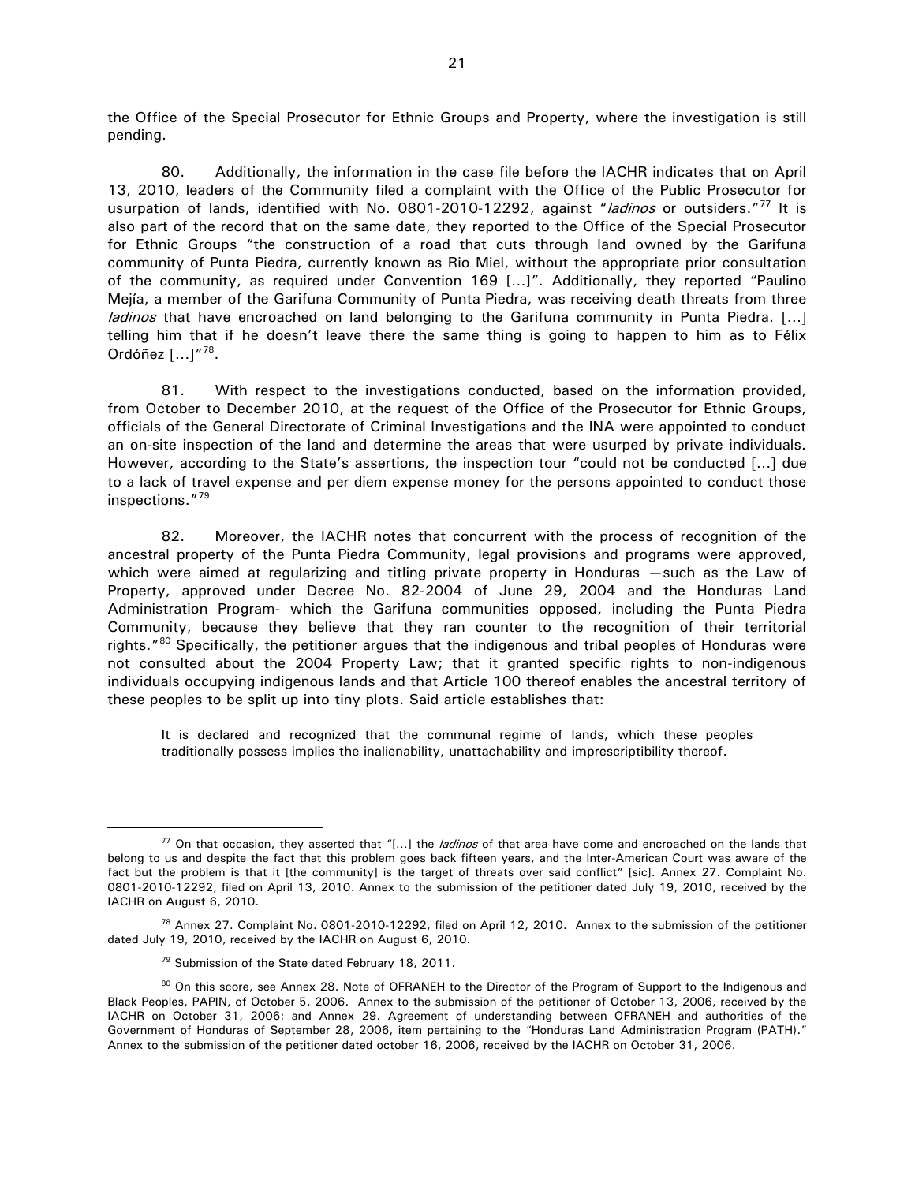the Office of the Special Prosecutor for Ethnic Groups and Property, where the investigation is still pending.

80. Additionally, the information in the case file before the IACHR indicates that on April 13, 2010, leaders of the Community filed a complaint with the Office of the Public Prosecutor for usurpation of lands, identified with No. 0801-2010-12292, against "*ladinos* or outsiders."[77] It is also part of the record that on the same date, they reported to the Office of the Special Prosecutor for Ethnic Groups "the construction of a road that cuts through land owned by the Garifuna community of Punta Piedra, currently known as Rio Miel, without the appropriate prior consultation of the community, as required under Convention 169 […]". Additionally, they reported "Paulino Mejía, a member of the Garifuna Community of Punta Piedra, was receiving death threats from three *ladinos* that have encroached on land belonging to the Garifuna community in Punta Piedra. […] telling him that if he doesn't leave there the same thing is going to happen to him as to Félix Ordóñez […]"[78].

81. With respect to the investigations conducted, based on the information provided, from October to December 2010, at the request of the Office of the Prosecutor for Ethnic Groups, officials of the General Directorate of Criminal Investigations and the INA were appointed to conduct an on-site inspection of the land and determine the areas that were usurped by private individuals. However, according to the State's assertions, the inspection tour "could not be conducted […] due to a lack of travel expense and per diem expense money for the persons appointed to conduct those inspections."[79]

82. Moreover, the IACHR notes that concurrent with the process of recognition of the ancestral property of the Punta Piedra Community, legal provisions and programs were approved, which were aimed at regularizing and titling private property in Honduras —such as the Law of Property, approved under Decree No. 82-2004 of June 29, 2004 and the Honduras Land Administration Program- which the Garifuna communities opposed, including the Punta Piedra Community, because they believe that they ran counter to the recognition of their territorial rights."[80] Specifically, the petitioner argues that the indigenous and tribal peoples of Honduras were not consulted about the 2004 Property Law; that it granted specific rights to non-indigenous individuals occupying indigenous lands and that Article 100 thereof enables the ancestral territory of these peoples to be split up into tiny plots. Said article establishes that:

> It is declared and recognized that the communal regime of lands, which these peoples traditionally possess implies the inalienability, unattachability and imprescriptibility thereof.

---

[77] On that occasion, they asserted that "[…] the *ladinos* of that area have come and encroached on the lands that belong to us and despite the fact that this problem goes back fifteen years, and the Inter-American Court was aware of the fact but the problem is that it [the community] is the target of threats over said conflict" [sic]. Annex 27. Complaint No. 0801-2010-12292, filed on April 13, 2010. Annex to the submission of the petitioner dated July 19, 2010, received by the IACHR on August 6, 2010.

[78] Annex 27. Complaint No. 0801-2010-12292, filed on April 12, 2010. Annex to the submission of the petitioner dated July 19, 2010, received by the IACHR on August 6, 2010.

[79] Submission of the State dated February 18, 2011.

[80] On this score, see Annex 28. Note of OFRANEH to the Director of the Program of Support to the Indigenous and Black Peoples, PAPIN, of October 5, 2006. Annex to the submission of the petitioner of October 13, 2006, received by the IACHR on October 31, 2006; and Annex 29. Agreement of understanding between OFRANEH and authorities of the Government of Honduras of September 28, 2006, item pertaining to the "Honduras Land Administration Program (PATH)." Annex to the submission of the petitioner dated october 16, 2006, received by the IACHR on October 31, 2006.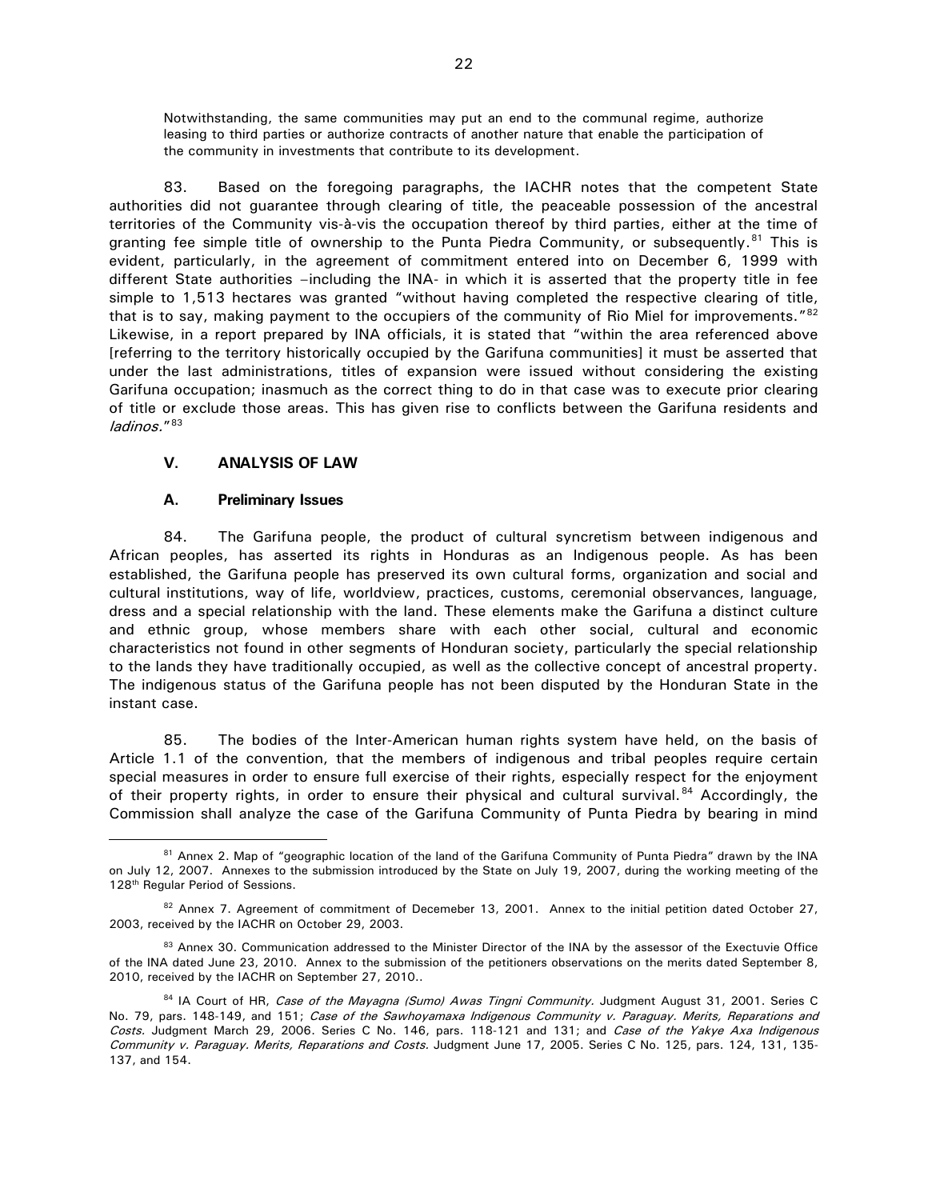Notwithstanding, the same communities may put an end to the communal regime, authorize leasing to third parties or authorize contracts of another nature that enable the participation of the community in investments that contribute to its development.

83. Based on the foregoing paragraphs, the IACHR notes that the competent State authorities did not guarantee through clearing of title, the peaceable possession of the ancestral territories of the Community vis-à-vis the occupation thereof by third parties, either at the time of granting fee simple title of ownership to the Punta Piedra Community, or subsequently.[81] This is evident, particularly, in the agreement of commitment entered into on December 6, 1999 with different State authorities –including the INA- in which it is asserted that the property title in fee simple to 1,513 hectares was granted "without having completed the respective clearing of title, that is to say, making payment to the occupiers of the community of Rio Miel for improvements."[82] Likewise, in a report prepared by INA officials, it is stated that "within the area referenced above [referring to the territory historically occupied by the Garifuna communities] it must be asserted that under the last administrations, titles of expansion were issued without considering the existing Garifuna occupation; inasmuch as the correct thing to do in that case was to execute prior clearing of title or exclude those areas. This has given rise to conflicts between the Garifuna residents and *ladinos*."[83]

## V. ANALYSIS OF LAW

### A. Preliminary Issues

84. The Garifuna people, the product of cultural syncretism between indigenous and African peoples, has asserted its rights in Honduras as an Indigenous people. As has been established, the Garifuna people has preserved its own cultural forms, organization and social and cultural institutions, way of life, worldview, practices, customs, ceremonial observances, language, dress and a special relationship with the land. These elements make the Garifuna a distinct culture and ethnic group, whose members share with each other social, cultural and economic characteristics not found in other segments of Honduran society, particularly the special relationship to the lands they have traditionally occupied, as well as the collective concept of ancestral property. The indigenous status of the Garifuna people has not been disputed by the Honduran State in the instant case.

85. The bodies of the Inter-American human rights system have held, on the basis of Article 1.1 of the convention, that the members of indigenous and tribal peoples require certain special measures in order to ensure full exercise of their rights, especially respect for the enjoyment of their property rights, in order to ensure their physical and cultural survival.[84] Accordingly, the Commission shall analyze the case of the Garifuna Community of Punta Piedra by bearing in mind

---

[81] Annex 2. Map of "geographic location of the land of the Garifuna Community of Punta Piedra" drawn by the INA on July 12, 2007. Annexes to the submission introduced by the State on July 19, 2007, during the working meeting of the 128th Regular Period of Sessions.

[82] Annex 7. Agreement of commitment of Decemeber 13, 2001. Annex to the initial petition dated October 27, 2003, received by the IACHR on October 29, 2003.

[83] Annex 30. Communication addressed to the Minister Director of the INA by the assessor of the Exectuvie Office of the INA dated June 23, 2010. Annex to the submission of the petitioners observations on the merits dated September 8, 2010, received by the IACHR on September 27, 2010..

[84] IA Court of HR, *Case of the Mayagna (Sumo) Awas Tingni Community*. Judgment August 31, 2001. Series C No. 79, pars. 148-149, and 151; *Case of the Sawhoyamaxa Indigenous Community v. Paraguay. Merits, Reparations and Costs*. Judgment March 29, 2006. Series C No. 146, pars. 118-121 and 131; and *Case of the Yakye Axa Indigenous Community v. Paraguay. Merits, Reparations and Costs.* Judgment June 17, 2005. Series C No. 125, pars. 124, 131, 135-137, and 154.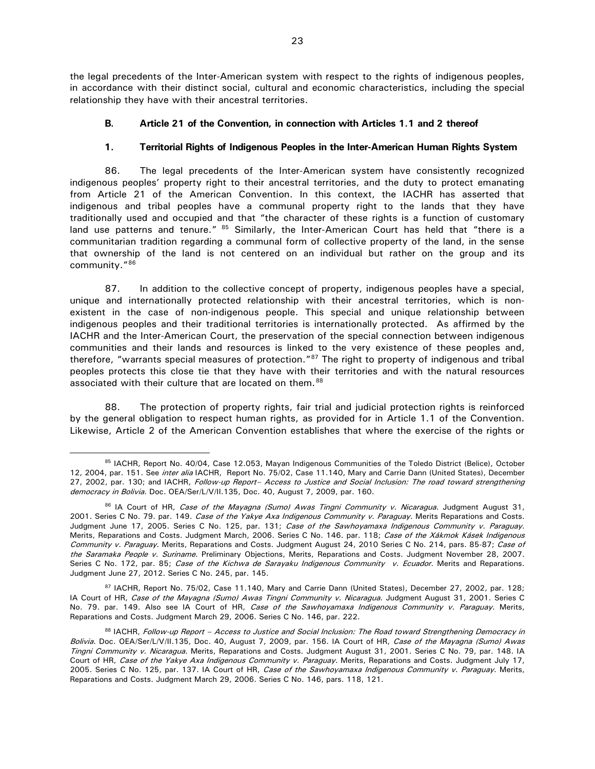the legal precedents of the Inter-American system with respect to the rights of indigenous peoples, in accordance with their distinct social, cultural and economic characteristics, including the special relationship they have with their ancestral territories.

### B. Article 21 of the Convention, in connection with Articles 1.1 and 2 thereof

#### 1. Territorial Rights of Indigenous Peoples in the Inter-American Human Rights System

86. The legal precedents of the Inter-American system have consistently recognized indigenous peoples' property right to their ancestral territories, and the duty to protect emanating from Article 21 of the American Convention. In this context, the IACHR has asserted that indigenous and tribal peoples have a communal property right to the lands that they have traditionally used and occupied and that "the character of these rights is a function of customary land use patterns and tenure." [85] Similarly, the Inter-American Court has held that "there is a communitarian tradition regarding a communal form of collective property of the land, in the sense that ownership of the land is not centered on an individual but rather on the group and its community."[86]

87. In addition to the collective concept of property, indigenous peoples have a special, unique and internationally protected relationship with their ancestral territories, which is non-existent in the case of non-indigenous people. This special and unique relationship between indigenous peoples and their traditional territories is internationally protected. As affirmed by the IACHR and the Inter-American Court, the preservation of the special connection between indigenous communities and their lands and resources is linked to the very existence of these peoples and, therefore, "warrants special measures of protection."[87] The right to property of indigenous and tribal peoples protects this close tie that they have with their territories and with the natural resources associated with their culture that are located on them.[88]

88. The protection of property rights, fair trial and judicial protection rights is reinforced by the general obligation to respect human rights, as provided for in Article 1.1 of the Convention. Likewise, Article 2 of the American Convention establishes that where the exercise of the rights or

---

[85] IACHR, Report No. 40/04, Case 12.053, Mayan Indigenous Communities of the Toledo District (Belice), October 12, 2004, par. 151. See *inter alia* IACHR, Report No. 75/02, Case 11.140, Mary and Carrie Dann (United States), December 27, 2002, par. 130; and IACHR, *Follow-up Report– Access to Justice and Social Inclusion: The road toward strengthening democracy in Bolivia*. Doc. OEA/Ser/L/V/II.135, Doc. 40, August 7, 2009, par. 160.

[86] IA Court of HR, *Case of the Mayagna (Sumo) Awas Tingni Community v. Nicaragua*. Judgment August 31, 2001. Series C No. 79. par. 149. *Case of the Yakye Axa Indigenous Community v. Paraguay*. Merits Reparations and Costs. Judgment June 17, 2005. Series C No. 125, par. 131; *Case of the Sawhoyamaxa Indigenous Community v. Paraguay*. Merits, Reparations and Costs. Judgment March, 2006. Series C No. 146. par. 118; *Case of the Xákmok Kásek Indigenous Community v. Paraguay*. Merits, Reparations and Costs. Judgment August 24, 2010 Series C No. 214, pars. 85-87; *Case of the Saramaka People v. Suriname*. Preliminary Objections, Merits, Reparations and Costs. Judgment November 28, 2007. Series C No. 172, par. 85; *Case of the Kichwa de Sarayaku Indigenous Community v. Ecuador*. Merits and Reparations. Judgment June 27, 2012. Series C No. 245, par. 145.

[87] IACHR, Report No. 75/02, Case 11.140, Mary and Carrie Dann (United States), December 27, 2002, par. 128; IA Court of HR, *Case of the Mayagna (Sumo) Awas Tingni Community v. Nicaragua*. Judgment August 31, 2001. Series C No. 79. par. 149. Also see IA Court of HR, *Case of the Sawhoyamaxa Indigenous Community v. Paraguay*. Merits, Reparations and Costs. Judgment March 29, 2006. Series C No. 146, par. 222.

[88] IACHR, *Follow-up Report – Access to Justice and Social Inclusion: The Road toward Strengthening Democracy in Bolivia*. Doc. OEA/Ser/L/V/II.135, Doc. 40, August 7, 2009, par. 156. IA Court of HR, *Case of the Mayagna (Sumo) Awas Tingni Community v. Nicaragua*. Merits, Reparations and Costs. Judgment August 31, 2001. Series C No. 79, par. 148. IA Court of HR, *Case of the Yakye Axa Indigenous Community v. Paraguay*. Merits, Reparations and Costs. Judgment July 17, 2005. Series C No. 125, par. 137. IA Court of HR, *Case of the Sawhoyamaxa Indigenous Community v. Paraguay*. Merits, Reparations and Costs. Judgment March 29, 2006. Series C No. 146, pars. 118, 121.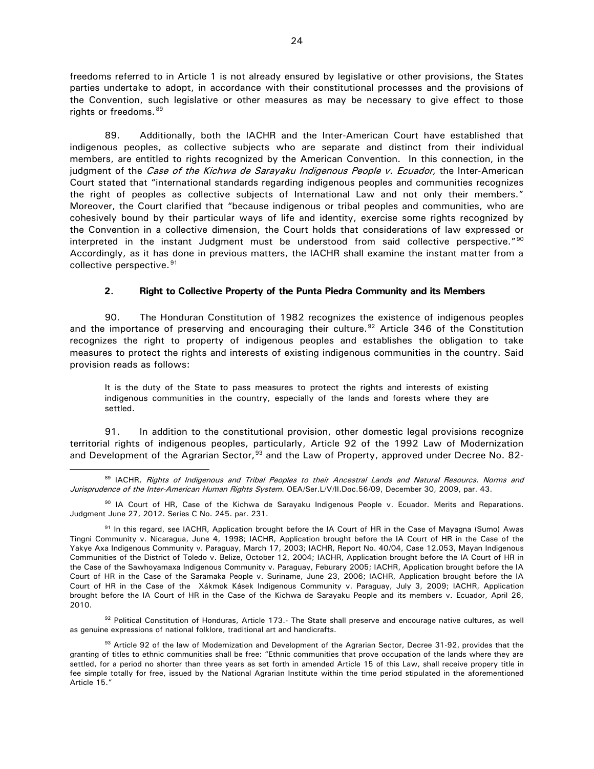freedoms referred to in Article 1 is not already ensured by legislative or other provisions, the States parties undertake to adopt, in accordance with their constitutional processes and the provisions of the Convention, such legislative or other measures as may be necessary to give effect to those rights or freedoms.[89]

89. Additionally, both the IACHR and the Inter-American Court have established that indigenous peoples, as collective subjects who are separate and distinct from their individual members, are entitled to rights recognized by the American Convention. In this connection, in the judgment of the *Case of the Kichwa de Sarayaku Indigenous People v. Ecuador,* the Inter-American Court stated that "international standards regarding indigenous peoples and communities recognizes the right of peoples as collective subjects of International Law and not only their members." Moreover, the Court clarified that "because indigenous or tribal peoples and communities, who are cohesively bound by their particular ways of life and identity, exercise some rights recognized by the Convention in a collective dimension, the Court holds that considerations of law expressed or interpreted in the instant Judgment must be understood from said collective perspective."[90] Accordingly, as it has done in previous matters, the IACHR shall examine the instant matter from a collective perspective.[91]

### 2. Right to Collective Property of the Punta Piedra Community and its Members

90. The Honduran Constitution of 1982 recognizes the existence of indigenous peoples and the importance of preserving and encouraging their culture.[92] Article 346 of the Constitution recognizes the right to property of indigenous peoples and establishes the obligation to take measures to protect the rights and interests of existing indigenous communities in the country. Said provision reads as follows:

> It is the duty of the State to pass measures to protect the rights and interests of existing indigenous communities in the country, especially of the lands and forests where they are settled.

91. In addition to the constitutional provision, other domestic legal provisions recognize territorial rights of indigenous peoples, particularly, Article 92 of the 1992 Law of Modernization and Development of the Agrarian Sector,[93] and the Law of Property, approved under Decree No. 82-

---

[89] IACHR, *Rights of Indigenous and Tribal Peoples to their Ancestral Lands and Natural Resourcs. Norms and Jurisprudence of the Inter-American Human Rights System*. OEA/Ser.L/V/II.Doc.56/09, December 30, 2009, par. 43.

[90] IA Court of HR, Case of the Kichwa de Sarayaku Indigenous People v. Ecuador. Merits and Reparations. Judgment June 27, 2012. Series C No. 245. par. 231.

[91] In this regard, see IACHR, Application brought before the IA Court of HR in the Case of Mayagna (Sumo) Awas Tingni Community v. Nicaragua, June 4, 1998; IACHR, Application brought before the IA Court of HR in the Case of the Yakye Axa Indigenous Community v. Paraguay, March 17, 2003; IACHR, Report No. 40/04, Case 12.053, Mayan Indigenous Communities of the District of Toledo v. Belize, October 12, 2004; IACHR, Application brought before the IA Court of HR in the Case of the Sawhoyamaxa Indigenous Community v. Paraguay, Feburary 2005; IACHR, Application brought before the IA Court of HR in the Case of the Saramaka People v. Suriname, June 23, 2006; IACHR, Application brought before the IA Court of HR in the Case of the Xákmok Kásek Indigenous Community v. Paraguay, July 3, 2009; IACHR, Application brought before the IA Court of HR in the Case of the Kichwa de Sarayaku People and its members v. Ecuador, April 26, 2010.

[92] Political Constitution of Honduras, Article 173.- The State shall preserve and encourage native cultures, as well as genuine expressions of national folklore, traditional art and handicrafts.

[93] Article 92 of the law of Modernization and Development of the Agrarian Sector, Decree 31-92, provides that the granting of titles to ethnic communities shall be free: "Ethnic communities that prove occupation of the lands where they are settled, for a period no shorter than three years as set forth in amended Article 15 of this Law, shall receive propery title in fee simple totally for free, issued by the National Agrarian Institute within the time period stipulated in the aforementioned Article 15."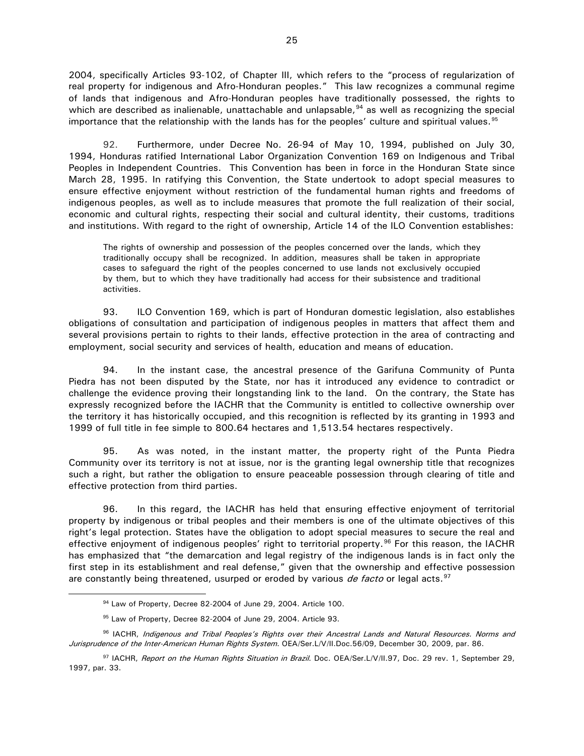2004, specifically Articles 93-102, of Chapter III, which refers to the "process of regularization of real property for indigenous and Afro-Honduran peoples." This law recognizes a communal regime of lands that indigenous and Afro-Honduran peoples have traditionally possessed, the rights to which are described as inalienable, unattachable and unlapsable,[94] as well as recognizing the special importance that the relationship with the lands has for the peoples' culture and spiritual values.[95]

92. Furthermore, under Decree No. 26-94 of May 10, 1994, published on July 30, 1994, Honduras ratified International Labor Organization Convention 169 on Indigenous and Tribal Peoples in Independent Countries. This Convention has been in force in the Honduran State since March 28, 1995. In ratifying this Convention, the State undertook to adopt special measures to ensure effective enjoyment without restriction of the fundamental human rights and freedoms of indigenous peoples, as well as to include measures that promote the full realization of their social, economic and cultural rights, respecting their social and cultural identity, their customs, traditions and institutions. With regard to the right of ownership, Article 14 of the ILO Convention establishes:

> The rights of ownership and possession of the peoples concerned over the lands, which they traditionally occupy shall be recognized. In addition, measures shall be taken in appropriate cases to safeguard the right of the peoples concerned to use lands not exclusively occupied by them, but to which they have traditionally had access for their subsistence and traditional activities.

93. ILO Convention 169, which is part of Honduran domestic legislation, also establishes obligations of consultation and participation of indigenous peoples in matters that affect them and several provisions pertain to rights to their lands, effective protection in the area of contracting and employment, social security and services of health, education and means of education.

94. In the instant case, the ancestral presence of the Garifuna Community of Punta Piedra has not been disputed by the State, nor has it introduced any evidence to contradict or challenge the evidence proving their longstanding link to the land. On the contrary, the State has expressly recognized before the IACHR that the Community is entitled to collective ownership over the territory it has historically occupied, and this recognition is reflected by its granting in 1993 and 1999 of full title in fee simple to 800.64 hectares and 1,513.54 hectares respectively.

95. As was noted, in the instant matter, the property right of the Punta Piedra Community over its territory is not at issue, nor is the granting legal ownership title that recognizes such a right, but rather the obligation to ensure peaceable possession through clearing of title and effective protection from third parties.

96. In this regard, the IACHR has held that ensuring effective enjoyment of territorial property by indigenous or tribal peoples and their members is one of the ultimate objectives of this right's legal protection. States have the obligation to adopt special measures to secure the real and effective enjoyment of indigenous peoples' right to territorial property.[96] For this reason, the IACHR has emphasized that "the demarcation and legal registry of the indigenous lands is in fact only the first step in its establishment and real defense," given that the ownership and effective possession are constantly being threatened, usurped or eroded by various *de facto* or legal acts.[97]

---

[94] Law of Property, Decree 82-2004 of June 29, 2004. Article 100.

[95] Law of Property, Decree 82-2004 of June 29, 2004. Article 93.

[96] IACHR, *Indigenous and Tribal Peoples's Rights over their Ancestral Lands and Natural Resources. Norms and Jurisprudence of the Inter-American Human Rights System*. OEA/Ser.L/V/II.Doc.56/09, December 30, 2009, par. 86.

[97] IACHR, *Report on the Human Rights Situation in Brazil*. Doc. OEA/Ser.L/V/II.97, Doc. 29 rev. 1, September 29, 1997, par. 33.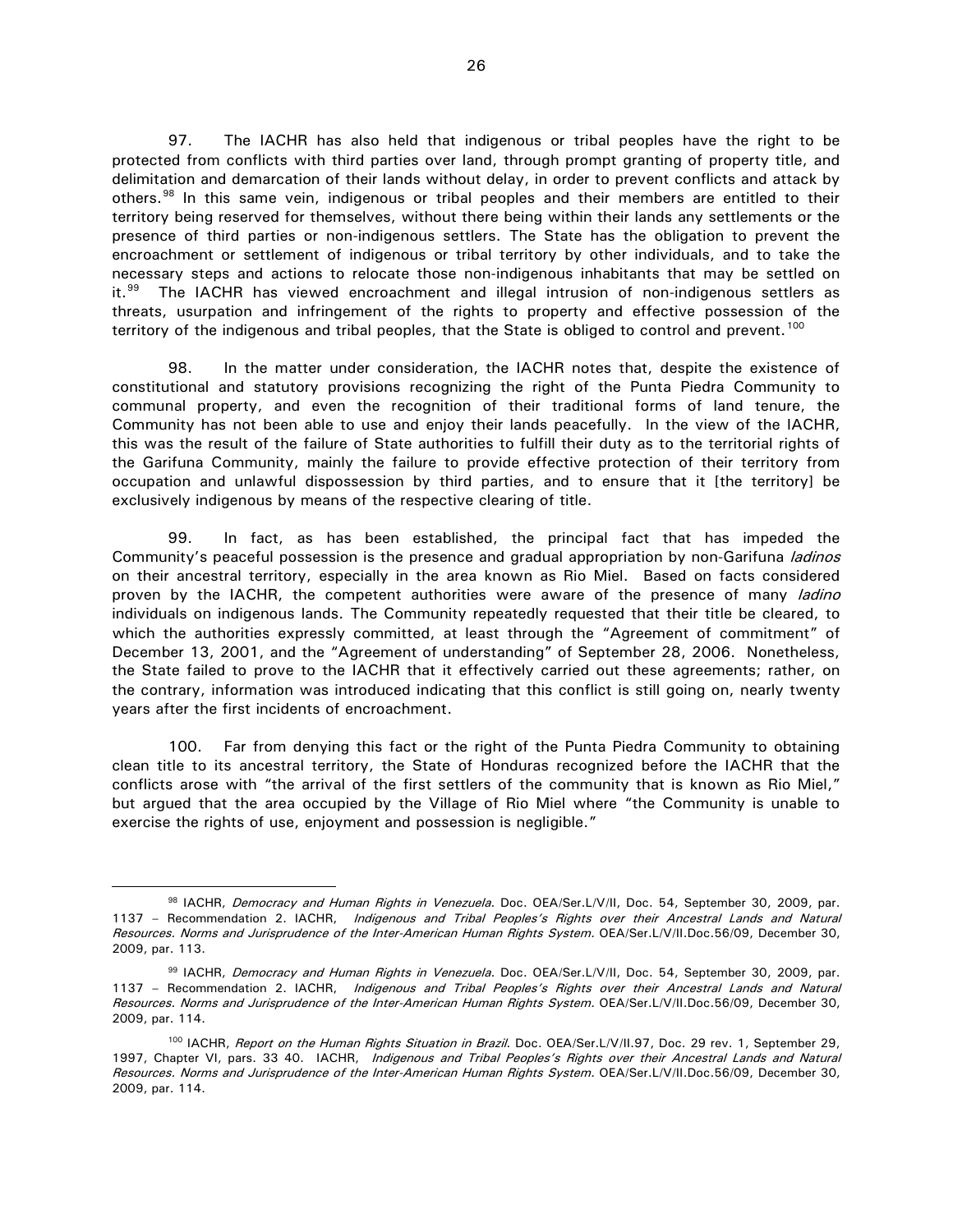97. The IACHR has also held that indigenous or tribal peoples have the right to be protected from conflicts with third parties over land, through prompt granting of property title, and delimitation and demarcation of their lands without delay, in order to prevent conflicts and attack by others.[98] In this same vein, indigenous or tribal peoples and their members are entitled to their territory being reserved for themselves, without there being within their lands any settlements or the presence of third parties or non-indigenous settlers. The State has the obligation to prevent the encroachment or settlement of indigenous or tribal territory by other individuals, and to take the necessary steps and actions to relocate those non-indigenous inhabitants that may be settled on it.[99] The IACHR has viewed encroachment and illegal intrusion of non-indigenous settlers as threats, usurpation and infringement of the rights to property and effective possession of the territory of the indigenous and tribal peoples, that the State is obliged to control and prevent.[100]

98. In the matter under consideration, the IACHR notes that, despite the existence of constitutional and statutory provisions recognizing the right of the Punta Piedra Community to communal property, and even the recognition of their traditional forms of land tenure, the Community has not been able to use and enjoy their lands peacefully. In the view of the IACHR, this was the result of the failure of State authorities to fulfill their duty as to the territorial rights of the Garifuna Community, mainly the failure to provide effective protection of their territory from occupation and unlawful dispossession by third parties, and to ensure that it [the territory] be exclusively indigenous by means of the respective clearing of title.

99. In fact, as has been established, the principal fact that has impeded the Community's peaceful possession is the presence and gradual appropriation by non-Garifuna *ladinos* on their ancestral territory, especially in the area known as Rio Miel. Based on facts considered proven by the IACHR, the competent authorities were aware of the presence of many *ladino* individuals on indigenous lands. The Community repeatedly requested that their title be cleared, to which the authorities expressly committed, at least through the "Agreement of commitment" of December 13, 2001, and the "Agreement of understanding" of September 28, 2006. Nonetheless, the State failed to prove to the IACHR that it effectively carried out these agreements; rather, on the contrary, information was introduced indicating that this conflict is still going on, nearly twenty years after the first incidents of encroachment.

100. Far from denying this fact or the right of the Punta Piedra Community to obtaining clean title to its ancestral territory, the State of Honduras recognized before the IACHR that the conflicts arose with "the arrival of the first settlers of the community that is known as Rio Miel," but argued that the area occupied by the Village of Rio Miel where "the Community is unable to exercise the rights of use, enjoyment and possession is negligible."

---

[98] IACHR, *Democracy and Human Rights in Venezuela.* Doc. OEA/Ser.L/V/II, Doc. 54, September 30, 2009, par. 1137 – Recommendation 2. IACHR, *Indigenous and Tribal Peoples's Rights over their Ancestral Lands and Natural Resources. Norms and Jurisprudence of the Inter-American Human Rights System.* OEA/Ser.L/V/II.Doc.56/09, December 30, 2009, par. 113.

[99] IACHR, *Democracy and Human Rights in Venezuela.* Doc. OEA/Ser.L/V/II, Doc. 54, September 30, 2009, par. 1137 – Recommendation 2. IACHR, *Indigenous and Tribal Peoples's Rights over their Ancestral Lands and Natural Resources. Norms and Jurisprudence of the Inter-American Human Rights System.* OEA/Ser.L/V/II.Doc.56/09, December 30, 2009, par. 114.

[100] IACHR, *Report on the Human Rights Situation in Brazil.* Doc. OEA/Ser.L/V/II.97, Doc. 29 rev. 1, September 29, 1997, Chapter VI, pars. 33 40. IACHR, *Indigenous and Tribal Peoples's Rights over their Ancestral Lands and Natural Resources. Norms and Jurisprudence of the Inter-American Human Rights System.* OEA/Ser.L/V/II.Doc.56/09, December 30, 2009, par. 114.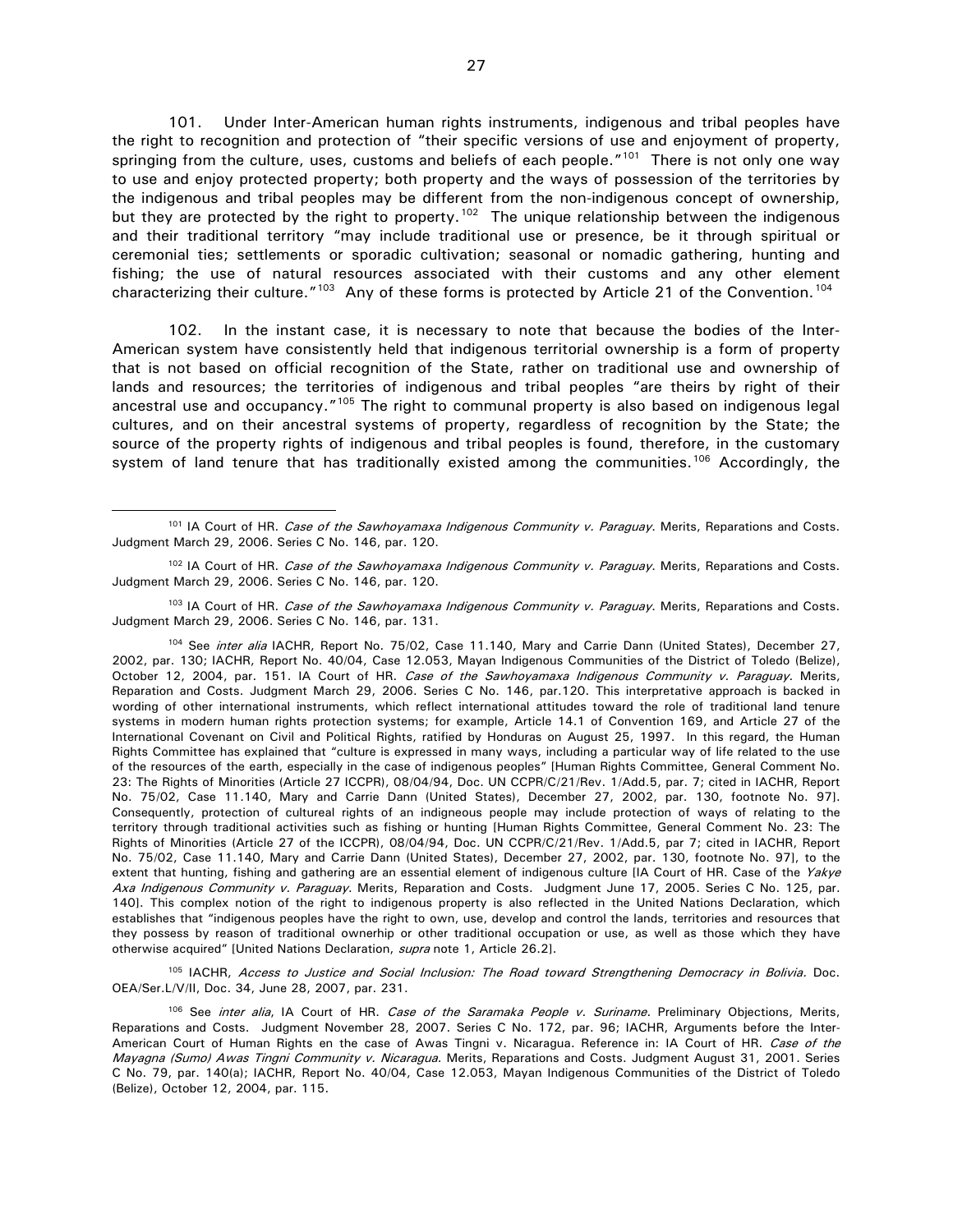101. Under Inter-American human rights instruments, indigenous and tribal peoples have the right to recognition and protection of "their specific versions of use and enjoyment of property, springing from the culture, uses, customs and beliefs of each people."[101] There is not only one way to use and enjoy protected property; both property and the ways of possession of the territories by the indigenous and tribal peoples may be different from the non-indigenous concept of ownership, but they are protected by the right to property.[102] The unique relationship between the indigenous and their traditional territory "may include traditional use or presence, be it through spiritual or ceremonial ties; settlements or sporadic cultivation; seasonal or nomadic gathering, hunting and fishing; the use of natural resources associated with their customs and any other element characterizing their culture."[103] Any of these forms is protected by Article 21 of the Convention.[104]

102. In the instant case, it is necessary to note that because the bodies of the Inter-American system have consistently held that indigenous territorial ownership is a form of property that is not based on official recognition of the State, rather on traditional use and ownership of lands and resources; the territories of indigenous and tribal peoples "are theirs by right of their ancestral use and occupancy."[105] The right to communal property is also based on indigenous legal cultures, and on their ancestral systems of property, regardless of recognition by the State; the source of the property rights of indigenous and tribal peoples is found, therefore, in the customary system of land tenure that has traditionally existed among the communities.[106] Accordingly, the

---

[101] IA Court of HR. *Case of the Sawhoyamaxa Indigenous Community v. Paraguay*. Merits, Reparations and Costs. Judgment March 29, 2006. Series C No. 146, par. 120.

[102] IA Court of HR. *Case of the Sawhoyamaxa Indigenous Community v. Paraguay*. Merits, Reparations and Costs. Judgment March 29, 2006. Series C No. 146, par. 120.

[103] IA Court of HR. *Case of the Sawhoyamaxa Indigenous Community v. Paraguay*. Merits, Reparations and Costs. Judgment March 29, 2006. Series C No. 146, par. 131.

[104] See *inter alia* IACHR, Report No. 75/02, Case 11.140, Mary and Carrie Dann (United States), December 27, 2002, par. 130; IACHR, Report No. 40/04, Case 12.053, Mayan Indigenous Communities of the District of Toledo (Belize), October 12, 2004, par. 151. IA Court of HR. *Case of the Sawhoyamaxa Indigenous Community v. Paraguay*. Merits, Reparation and Costs. Judgment March 29, 2006. Series C No. 146, par.120. This interpretative approach is backed in wording of other international instruments, which reflect international attitudes toward the role of traditional land tenure systems in modern human rights protection systems; for example, Article 14.1 of Convention 169, and Article 27 of the International Covenant on Civil and Political Rights, ratified by Honduras on August 25, 1997. In this regard, the Human Rights Committee has explained that "culture is expressed in many ways, including a particular way of life related to the use of the resources of the earth, especially in the case of indigenous peoples" [Human Rights Committee, General Comment No. 23: The Rights of Minorities (Article 27 ICCPR), 08/04/94, Doc. UN CCPR/C/21/Rev. 1/Add.5, par. 7; cited in IACHR, Report No. 75/02, Case 11.140, Mary and Carrie Dann (United States), December 27, 2002, par. 130, footnote No. 97]. Consequently, protection of cultureal rights of an indigneous people may include protection of ways of relating to the territory through traditional activities such as fishing or hunting [Human Rights Committee, General Comment No. 23: The Rights of Minorities (Article 27 of the ICCPR), 08/04/94, Doc. UN CCPR/C/21/Rev. 1/Add.5, par 7; cited in IACHR, Report No. 75/02, Case 11.140, Mary and Carrie Dann (United States), December 27, 2002, par. 130, footnote No. 97], to the extent that hunting, fishing and gathering are an essential element of indigenous culture [IA Court of HR. Case of the *Yakye Axa Indigenous Community v. Paraguay*. Merits, Reparation and Costs. Judgment June 17, 2005. Series C No. 125, par. 140]. This complex notion of the right to indigenous property is also reflected in the United Nations Declaration, which establishes that "indigenous peoples have the right to own, use, develop and control the lands, territories and resources that they possess by reason of traditional ownerhip or other traditional occupation or use, as well as those which they have otherwise acquired" [United Nations Declaration, *supra* note 1, Article 26.2].

[105] IACHR, *Access to Justice and Social Inclusion: The Road toward Strengthening Democracy in Bolivia*. Doc. OEA/Ser.L/V/II, Doc. 34, June 28, 2007, par. 231.

[106] See *inter alia*, IA Court of HR. *Case of the Saramaka People v. Suriname*. Preliminary Objections, Merits, Reparations and Costs. Judgment November 28, 2007. Series C No. 172, par. 96; IACHR, Arguments before the Inter-American Court of Human Rights en the case of Awas Tingni v. Nicaragua. Reference in: IA Court of HR. *Case of the Mayagna (Sumo) Awas Tingni Community v. Nicaragua*. Merits, Reparations and Costs. Judgment August 31, 2001. Series C No. 79, par. 140(a); IACHR, Report No. 40/04, Case 12.053, Mayan Indigenous Communities of the District of Toledo (Belize), October 12, 2004, par. 115.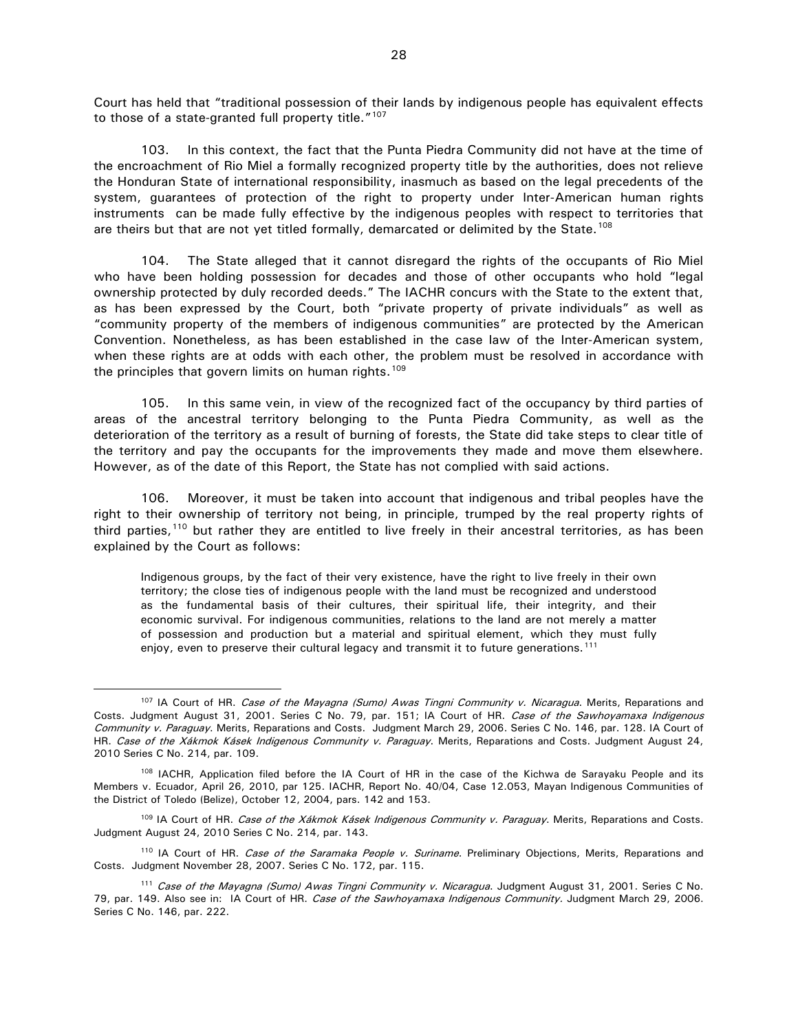Court has held that "traditional possession of their lands by indigenous people has equivalent effects to those of a state-granted full property title."[107]

103. In this context, the fact that the Punta Piedra Community did not have at the time of the encroachment of Rio Miel a formally recognized property title by the authorities, does not relieve the Honduran State of international responsibility, inasmuch as based on the legal precedents of the system, guarantees of protection of the right to property under Inter-American human rights instruments can be made fully effective by the indigenous peoples with respect to territories that are theirs but that are not yet titled formally, demarcated or delimited by the State.[108]

104. The State alleged that it cannot disregard the rights of the occupants of Rio Miel who have been holding possession for decades and those of other occupants who hold "legal ownership protected by duly recorded deeds." The IACHR concurs with the State to the extent that, as has been expressed by the Court, both "private property of private individuals" as well as "community property of the members of indigenous communities" are protected by the American Convention. Nonetheless, as has been established in the case law of the Inter-American system, when these rights are at odds with each other, the problem must be resolved in accordance with the principles that govern limits on human rights.[109]

105. In this same vein, in view of the recognized fact of the occupancy by third parties of areas of the ancestral territory belonging to the Punta Piedra Community, as well as the deterioration of the territory as a result of burning of forests, the State did take steps to clear title of the territory and pay the occupants for the improvements they made and move them elsewhere. However, as of the date of this Report, the State has not complied with said actions.

106. Moreover, it must be taken into account that indigenous and tribal peoples have the right to their ownership of territory not being, in principle, trumped by the real property rights of third parties,[110] but rather they are entitled to live freely in their ancestral territories, as has been explained by the Court as follows:

> Indigenous groups, by the fact of their very existence, have the right to live freely in their own territory; the close ties of indigenous people with the land must be recognized and understood as the fundamental basis of their cultures, their spiritual life, their integrity, and their economic survival. For indigenous communities, relations to the land are not merely a matter of possession and production but a material and spiritual element, which they must fully enjoy, even to preserve their cultural legacy and transmit it to future generations.[111]

---

[107] IA Court of HR. *Case of the Mayagna (Sumo) Awas Tingni Community v. Nicaragua*. Merits, Reparations and Costs. Judgment August 31, 2001. Series C No. 79, par. 151; IA Court of HR. *Case of the Sawhoyamaxa Indigenous Community v. Paraguay*. Merits, Reparations and Costs. Judgment March 29, 2006. Series C No. 146, par. 128. IA Court of HR. *Case of the Xákmok Kásek Indigenous Community v. Paraguay*. Merits, Reparations and Costs. Judgment August 24, 2010 Series C No. 214, par. 109.

[108] IACHR, Application filed before the IA Court of HR in the case of the Kichwa de Sarayaku People and its Members v. Ecuador, April 26, 2010, par 125. IACHR, Report No. 40/04, Case 12.053, Mayan Indigenous Communities of the District of Toledo (Belize), October 12, 2004, pars. 142 and 153.

[109] IA Court of HR. *Case of the Xákmok Kásek Indigenous Community v. Paraguay*. Merits, Reparations and Costs. Judgment August 24, 2010 Series C No. 214, par. 143.

[110] IA Court of HR. *Case of the Saramaka People v. Suriname*. Preliminary Objections, Merits, Reparations and Costs. Judgment November 28, 2007. Series C No. 172, par. 115.

[111] *Case of the Mayagna (Sumo) Awas Tingni Community v. Nicaragua*. Judgment August 31, 2001. Series C No. 79, par. 149. Also see in: IA Court of HR. *Case of the Sawhoyamaxa Indigenous Community*. Judgment March 29, 2006. Series C No. 146, par. 222.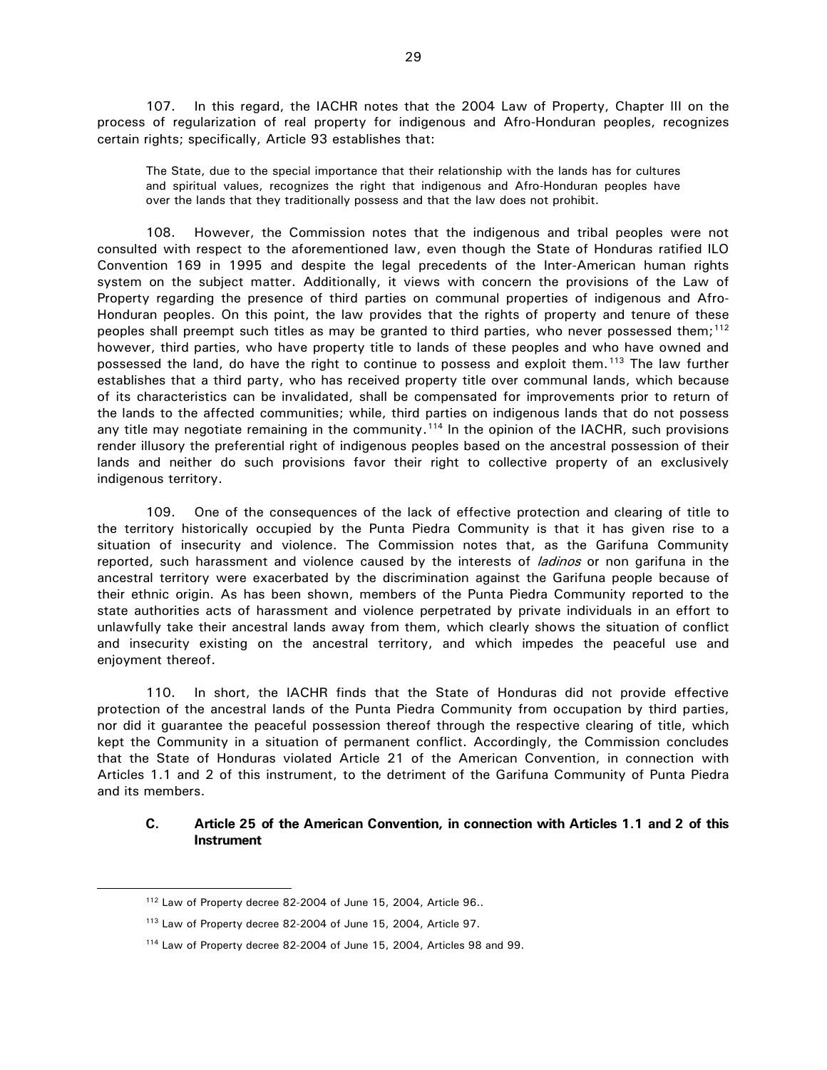107. In this regard, the IACHR notes that the 2004 Law of Property, Chapter III on the process of regularization of real property for indigenous and Afro-Honduran peoples, recognizes certain rights; specifically, Article 93 establishes that:

> The State, due to the special importance that their relationship with the lands has for cultures and spiritual values, recognizes the right that indigenous and Afro-Honduran peoples have over the lands that they traditionally possess and that the law does not prohibit.

108. However, the Commission notes that the indigenous and tribal peoples were not consulted with respect to the aforementioned law, even though the State of Honduras ratified ILO Convention 169 in 1995 and despite the legal precedents of the Inter-American human rights system on the subject matter. Additionally, it views with concern the provisions of the Law of Property regarding the presence of third parties on communal properties of indigenous and Afro-Honduran peoples. On this point, the law provides that the rights of property and tenure of these peoples shall preempt such titles as may be granted to third parties, who never possessed them;[112] however, third parties, who have property title to lands of these peoples and who have owned and possessed the land, do have the right to continue to possess and exploit them.[113] The law further establishes that a third party, who has received property title over communal lands, which because of its characteristics can be invalidated, shall be compensated for improvements prior to return of the lands to the affected communities; while, third parties on indigenous lands that do not possess any title may negotiate remaining in the community.[114] In the opinion of the IACHR, such provisions render illusory the preferential right of indigenous peoples based on the ancestral possession of their lands and neither do such provisions favor their right to collective property of an exclusively indigenous territory.

109. One of the consequences of the lack of effective protection and clearing of title to the territory historically occupied by the Punta Piedra Community is that it has given rise to a situation of insecurity and violence. The Commission notes that, as the Garifuna Community reported, such harassment and violence caused by the interests of *ladinos* or non garifuna in the ancestral territory were exacerbated by the discrimination against the Garifuna people because of their ethnic origin. As has been shown, members of the Punta Piedra Community reported to the state authorities acts of harassment and violence perpetrated by private individuals in an effort to unlawfully take their ancestral lands away from them, which clearly shows the situation of conflict and insecurity existing on the ancestral territory, and which impedes the peaceful use and enjoyment thereof.

110. In short, the IACHR finds that the State of Honduras did not provide effective protection of the ancestral lands of the Punta Piedra Community from occupation by third parties, nor did it guarantee the peaceful possession thereof through the respective clearing of title, which kept the Community in a situation of permanent conflict. Accordingly, the Commission concludes that the State of Honduras violated Article 21 of the American Convention, in connection with Articles 1.1 and 2 of this instrument, to the detriment of the Garifuna Community of Punta Piedra and its members.

### C. Article 25 of the American Convention, in connection with Articles 1.1 and 2 of this Instrument

---

[112] Law of Property decree 82-2004 of June 15, 2004, Article 96..

[113] Law of Property decree 82-2004 of June 15, 2004, Article 97.

[114] Law of Property decree 82-2004 of June 15, 2004, Articles 98 and 99.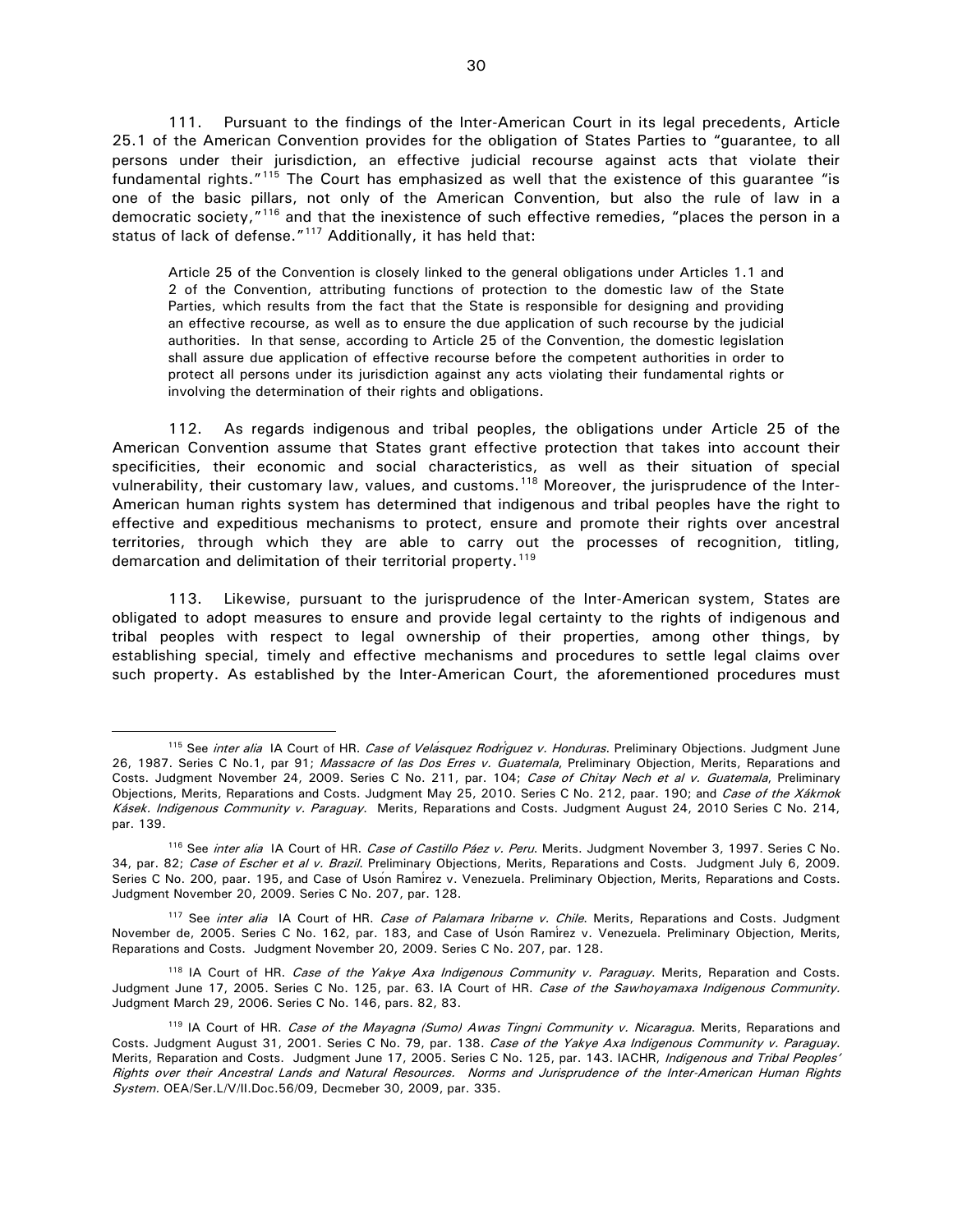111. Pursuant to the findings of the Inter-American Court in its legal precedents, Article 25.1 of the American Convention provides for the obligation of States Parties to "guarantee, to all persons under their jurisdiction, an effective judicial recourse against acts that violate their fundamental rights."[115] The Court has emphasized as well that the existence of this guarantee "is one of the basic pillars, not only of the American Convention, but also the rule of law in a democratic society,"[116] and that the inexistence of such effective remedies, "places the person in a status of lack of defense."[117] Additionally, it has held that:

> Article 25 of the Convention is closely linked to the general obligations under Articles 1.1 and 2 of the Convention, attributing functions of protection to the domestic law of the State Parties, which results from the fact that the State is responsible for designing and providing an effective recourse, as well as to ensure the due application of such recourse by the judicial authorities. In that sense, according to Article 25 of the Convention, the domestic legislation shall assure due application of effective recourse before the competent authorities in order to protect all persons under its jurisdiction against any acts violating their fundamental rights or involving the determination of their rights and obligations.

112. As regards indigenous and tribal peoples, the obligations under Article 25 of the American Convention assume that States grant effective protection that takes into account their specificities, their economic and social characteristics, as well as their situation of special vulnerability, their customary law, values, and customs.[118] Moreover, the jurisprudence of the Inter-American human rights system has determined that indigenous and tribal peoples have the right to effective and expeditious mechanisms to protect, ensure and promote their rights over ancestral territories, through which they are able to carry out the processes of recognition, titling, demarcation and delimitation of their territorial property.[119]

113. Likewise, pursuant to the jurisprudence of the Inter-American system, States are obligated to adopt measures to ensure and provide legal certainty to the rights of indigenous and tribal peoples with respect to legal ownership of their properties, among other things, by establishing special, timely and effective mechanisms and procedures to settle legal claims over such property. As established by the Inter-American Court, the aforementioned procedures must

---

[115] See *inter alia* IA Court of HR. *Case of Velásquez Rodríguez v. Honduras*. Preliminary Objections. Judgment June 26, 1987. Series C No.1, par 91; *Massacre of las Dos Erres v. Guatemala*, Preliminary Objection, Merits, Reparations and Costs. Judgment November 24, 2009. Series C No. 211, par. 104; *Case of Chitay Nech et al v. Guatemala*, Preliminary Objections, Merits, Reparations and Costs. Judgment May 25, 2010. Series C No. 212, paar. 190; and *Case of the Xákmok Kásek. Indigenous Community v. Paraguay*. Merits, Reparations and Costs. Judgment August 24, 2010 Series C No. 214, par. 139.

[116] See *inter alia* IA Court of HR. *Case of Castillo Páez v. Peru*. Merits. Judgment November 3, 1997. Series C No. 34, par. 82; *Case of Escher et al v. Brazil*. Preliminary Objections, Merits, Reparations and Costs. Judgment July 6, 2009. Series C No. 200, paar. 195, and Case of Usón Ramírez v. Venezuela. Preliminary Objection, Merits, Reparations and Costs. Judgment November 20, 2009. Series C No. 207, par. 128.

[117] See *inter alia* IA Court of HR. *Case of Palamara Iribarne v. Chile*. Merits, Reparations and Costs. Judgment November de, 2005. Series C No. 162, par. 183, and Case of Usón Ramírez v. Venezuela. Preliminary Objection, Merits, Reparations and Costs. Judgment November 20, 2009. Series C No. 207, par. 128.

[118] IA Court of HR. *Case of the Yakye Axa Indigenous Community v. Paraguay*. Merits, Reparation and Costs. Judgment June 17, 2005. Series C No. 125, par. 63. IA Court of HR. *Case of the Sawhoyamaxa Indigenous Community*. Judgment March 29, 2006. Series C No. 146, pars. 82, 83.

[119] IA Court of HR. *Case of the Mayagna (Sumo) Awas Tingni Community v. Nicaragua*. Merits, Reparations and Costs. Judgment August 31, 2001. Series C No. 79, par. 138. *Case of the Yakye Axa Indigenous Community v. Paraguay*. Merits, Reparation and Costs. Judgment June 17, 2005. Series C No. 125, par. 143. IACHR, *Indigenous and Tribal Peoples' Rights over their Ancestral Lands and Natural Resources. Norms and Jurisprudence of the Inter-American Human Rights System*. OEA/Ser.L/V/II.Doc.56/09, Decmeber 30, 2009, par. 335.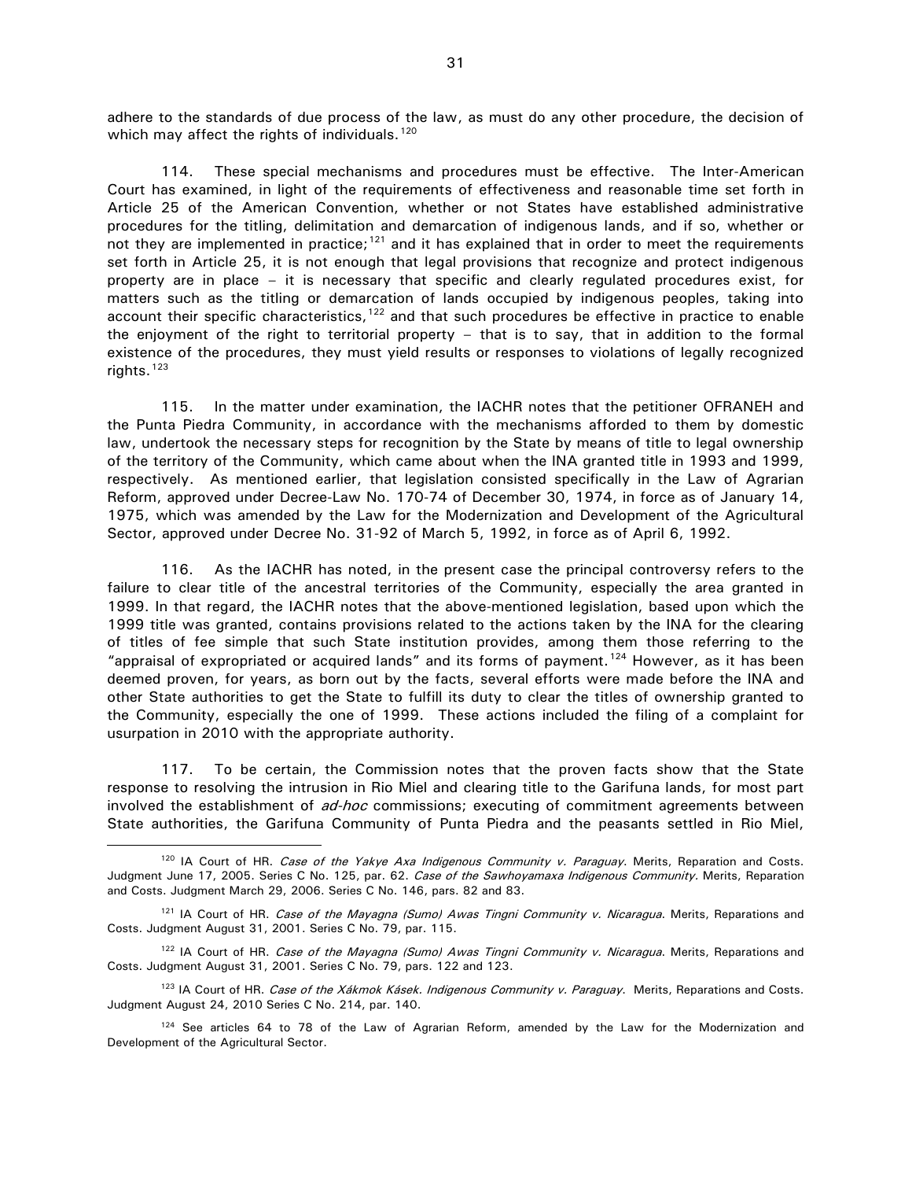adhere to the standards of due process of the law, as must do any other procedure, the decision of which may affect the rights of individuals.[120]

114. These special mechanisms and procedures must be effective. The Inter-American Court has examined, in light of the requirements of effectiveness and reasonable time set forth in Article 25 of the American Convention, whether or not States have established administrative procedures for the titling, delimitation and demarcation of indigenous lands, and if so, whether or not they are implemented in practice;[121] and it has explained that in order to meet the requirements set forth in Article 25, it is not enough that legal provisions that recognize and protect indigenous property are in place – it is necessary that specific and clearly regulated procedures exist, for matters such as the titling or demarcation of lands occupied by indigenous peoples, taking into account their specific characteristics,[122] and that such procedures be effective in practice to enable the enjoyment of the right to territorial property – that is to say, that in addition to the formal existence of the procedures, they must yield results or responses to violations of legally recognized rights.[123]

115. In the matter under examination, the IACHR notes that the petitioner OFRANEH and the Punta Piedra Community, in accordance with the mechanisms afforded to them by domestic law, undertook the necessary steps for recognition by the State by means of title to legal ownership of the territory of the Community, which came about when the INA granted title in 1993 and 1999, respectively. As mentioned earlier, that legislation consisted specifically in the Law of Agrarian Reform, approved under Decree-Law No. 170-74 of December 30, 1974, in force as of January 14, 1975, which was amended by the Law for the Modernization and Development of the Agricultural Sector, approved under Decree No. 31-92 of March 5, 1992, in force as of April 6, 1992.

116. As the IACHR has noted, in the present case the principal controversy refers to the failure to clear title of the ancestral territories of the Community, especially the area granted in 1999. In that regard, the IACHR notes that the above-mentioned legislation, based upon which the 1999 title was granted, contains provisions related to the actions taken by the INA for the clearing of titles of fee simple that such State institution provides, among them those referring to the "appraisal of expropriated or acquired lands" and its forms of payment.[124] However, as it has been deemed proven, for years, as born out by the facts, several efforts were made before the INA and other State authorities to get the State to fulfill its duty to clear the titles of ownership granted to the Community, especially the one of 1999. These actions included the filing of a complaint for usurpation in 2010 with the appropriate authority.

117. To be certain, the Commission notes that the proven facts show that the State response to resolving the intrusion in Rio Miel and clearing title to the Garifuna lands, for most part involved the establishment of *ad-hoc* commissions; executing of commitment agreements between State authorities, the Garifuna Community of Punta Piedra and the peasants settled in Rio Miel,

---

[120] IA Court of HR. *Case of the Yakye Axa Indigenous Community v. Paraguay*. Merits, Reparation and Costs. Judgment June 17, 2005. Series C No. 125, par. 62. *Case of the Sawhoyamaxa Indigenous Community*. Merits, Reparation and Costs. Judgment March 29, 2006. Series C No. 146, pars. 82 and 83.

[121] IA Court of HR. *Case of the Mayagna (Sumo) Awas Tingni Community v. Nicaragua*. Merits, Reparations and Costs. Judgment August 31, 2001. Series C No. 79, par. 115.

[122] IA Court of HR. *Case of the Mayagna (Sumo) Awas Tingni Community v. Nicaragua*. Merits, Reparations and Costs. Judgment August 31, 2001. Series C No. 79, pars. 122 and 123.

[123] IA Court of HR. *Case of the Xákmok Kásek. Indigenous Community v. Paraguay*. Merits, Reparations and Costs. Judgment August 24, 2010 Series C No. 214, par. 140.

[124] See articles 64 to 78 of the Law of Agrarian Reform, amended by the Law for the Modernization and Development of the Agricultural Sector.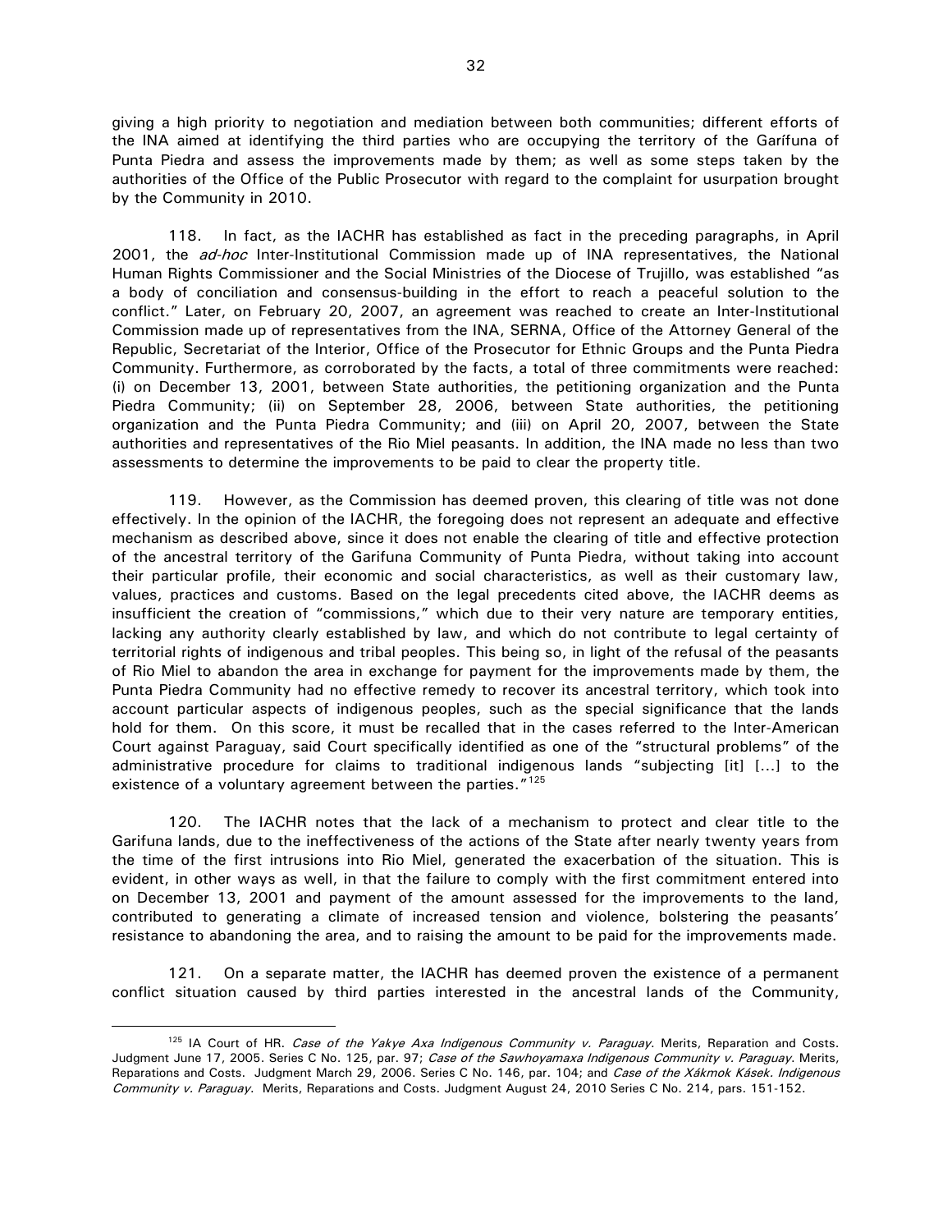giving a high priority to negotiation and mediation between both communities; different efforts of the INA aimed at identifying the third parties who are occupying the territory of the Garífuna of Punta Piedra and assess the improvements made by them; as well as some steps taken by the authorities of the Office of the Public Prosecutor with regard to the complaint for usurpation brought by the Community in 2010.

118. In fact, as the IACHR has established as fact in the preceding paragraphs, in April 2001, the *ad-hoc* Inter-Institutional Commission made up of INA representatives, the National Human Rights Commissioner and the Social Ministries of the Diocese of Trujillo, was established "as a body of conciliation and consensus-building in the effort to reach a peaceful solution to the conflict." Later, on February 20, 2007, an agreement was reached to create an Inter-Institutional Commission made up of representatives from the INA, SERNA, Office of the Attorney General of the Republic, Secretariat of the Interior, Office of the Prosecutor for Ethnic Groups and the Punta Piedra Community. Furthermore, as corroborated by the facts, a total of three commitments were reached: (i) on December 13, 2001, between State authorities, the petitioning organization and the Punta Piedra Community; (ii) on September 28, 2006, between State authorities, the petitioning organization and the Punta Piedra Community; and (iii) on April 20, 2007, between the State authorities and representatives of the Rio Miel peasants. In addition, the INA made no less than two assessments to determine the improvements to be paid to clear the property title.

119. However, as the Commission has deemed proven, this clearing of title was not done effectively. In the opinion of the IACHR, the foregoing does not represent an adequate and effective mechanism as described above, since it does not enable the clearing of title and effective protection of the ancestral territory of the Garifuna Community of Punta Piedra, without taking into account their particular profile, their economic and social characteristics, as well as their customary law, values, practices and customs. Based on the legal precedents cited above, the IACHR deems as insufficient the creation of "commissions," which due to their very nature are temporary entities, lacking any authority clearly established by law, and which do not contribute to legal certainty of territorial rights of indigenous and tribal peoples. This being so, in light of the refusal of the peasants of Rio Miel to abandon the area in exchange for payment for the improvements made by them, the Punta Piedra Community had no effective remedy to recover its ancestral territory, which took into account particular aspects of indigenous peoples, such as the special significance that the lands hold for them. On this score, it must be recalled that in the cases referred to the Inter-American Court against Paraguay, said Court specifically identified as one of the "structural problems" of the administrative procedure for claims to traditional indigenous lands "subjecting [it] [...] to the existence of a voluntary agreement between the parties."[125]

120. The IACHR notes that the lack of a mechanism to protect and clear title to the Garifuna lands, due to the ineffectiveness of the actions of the State after nearly twenty years from the time of the first intrusions into Rio Miel, generated the exacerbation of the situation. This is evident, in other ways as well, in that the failure to comply with the first commitment entered into on December 13, 2001 and payment of the amount assessed for the improvements to the land, contributed to generating a climate of increased tension and violence, bolstering the peasants' resistance to abandoning the area, and to raising the amount to be paid for the improvements made.

121. On a separate matter, the IACHR has deemed proven the existence of a permanent conflict situation caused by third parties interested in the ancestral lands of the Community,

[125] IA Court of HR. *Case of the Yakye Axa Indigenous Community v. Paraguay*. Merits, Reparation and Costs. Judgment June 17, 2005. Series C No. 125, par. 97; *Case of the Sawhoyamaxa Indigenous Community v. Paraguay*. Merits, Reparations and Costs. Judgment March 29, 2006. Series C No. 146, par. 104; and *Case of the Xákmok Kásek. Indigenous Community v. Paraguay.* Merits, Reparations and Costs. Judgment August 24, 2010 Series C No. 214, pars. 151-152.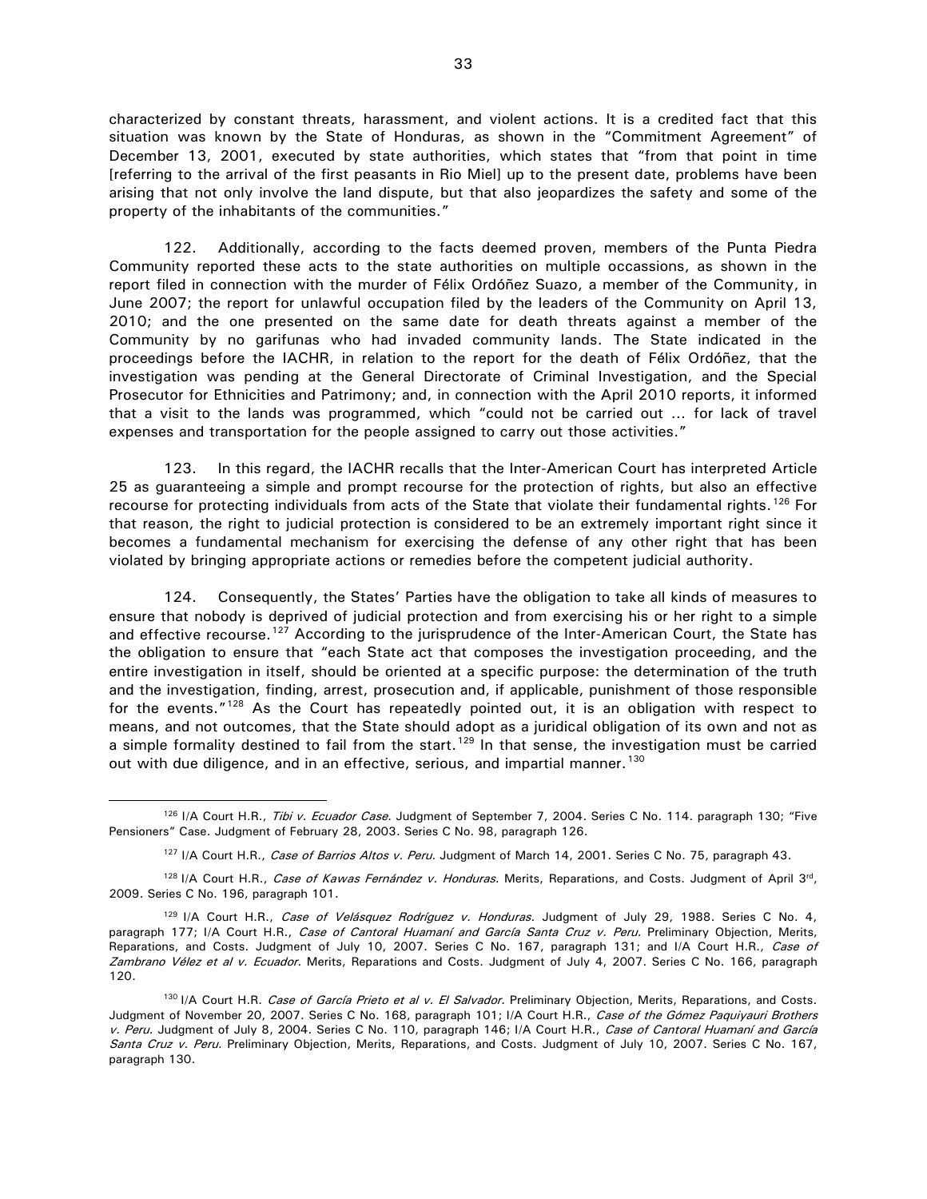characterized by constant threats, harassment, and violent actions. It is a credited fact that this situation was known by the State of Honduras, as shown in the "Commitment Agreement" of December 13, 2001, executed by state authorities, which states that "from that point in time [referring to the arrival of the first peasants in Rio Miel] up to the present date, problems have been arising that not only involve the land dispute, but that also jeopardizes the safety and some of the property of the inhabitants of the communities."

122. Additionally, according to the facts deemed proven, members of the Punta Piedra Community reported these acts to the state authorities on multiple occassions, as shown in the report filed in connection with the murder of Félix Ordóñez Suazo, a member of the Community, in June 2007; the report for unlawful occupation filed by the leaders of the Community on April 13, 2010; and the one presented on the same date for death threats against a member of the Community by no garifunas who had invaded community lands. The State indicated in the proceedings before the IACHR, in relation to the report for the death of Félix Ordóñez, that the investigation was pending at the General Directorate of Criminal Investigation, and the Special Prosecutor for Ethnicities and Patrimony; and, in connection with the April 2010 reports, it informed that a visit to the lands was programmed, which "could not be carried out ... for lack of travel expenses and transportation for the people assigned to carry out those activities."

123. In this regard, the IACHR recalls that the Inter-American Court has interpreted Article 25 as guaranteeing a simple and prompt recourse for the protection of rights, but also an effective recourse for protecting individuals from acts of the State that violate their fundamental rights.[126] For that reason, the right to judicial protection is considered to be an extremely important right since it becomes a fundamental mechanism for exercising the defense of any other right that has been violated by bringing appropriate actions or remedies before the competent judicial authority.

124. Consequently, the States' Parties have the obligation to take all kinds of measures to ensure that nobody is deprived of judicial protection and from exercising his or her right to a simple and effective recourse.[127] According to the jurisprudence of the Inter-American Court, the State has the obligation to ensure that "each State act that composes the investigation proceeding, and the entire investigation in itself, should be oriented at a specific purpose: the determination of the truth and the investigation, finding, arrest, prosecution and, if applicable, punishment of those responsible for the events."[128] As the Court has repeatedly pointed out, it is an obligation with respect to means, and not outcomes, that the State should adopt as a juridical obligation of its own and not as a simple formality destined to fail from the start.[129] In that sense, the investigation must be carried out with due diligence, and in an effective, serious, and impartial manner.[130]

---

[126] I/A Court H.R., *Tibi v. Ecuador Case*. Judgment of September 7, 2004. Series C No. 114. paragraph 130; "Five Pensioners" Case. Judgment of February 28, 2003. Series C No. 98, paragraph 126.

[127] I/A Court H.R., *Case of Barrios Altos v. Peru.* Judgment of March 14, 2001. Series C No. 75, paragraph 43.

[128] I/A Court H.R., *Case of Kawas Fernández v. Honduras*. Merits, Reparations, and Costs. Judgment of April 3rd, 2009. Series C No. 196, paragraph 101.

[129] I/A Court H.R., *Case of Velásquez Rodríguez v. Honduras*. Judgment of July 29, 1988. Series C No. 4, paragraph 177; I/A Court H.R., *Case of Cantoral Huamaní and García Santa Cruz v. Peru.* Preliminary Objection, Merits, Reparations, and Costs. Judgment of July 10, 2007. Series C No. 167, paragraph 131; and I/A Court H.R., *Case of Zambrano Vélez et al v. Ecuador.* Merits, Reparations and Costs. Judgment of July 4, 2007. Series C No. 166, paragraph 120.

[130] I/A Court H.R. *Case of García Prieto et al v. El Salvador.* Preliminary Objection, Merits, Reparations, and Costs. Judgment of November 20, 2007. Series C No. 168, paragraph 101; I/A Court H.R., *Case of the Gómez Paquiyauri Brothers v. Peru*. Judgment of July 8, 2004. Series C No. 110, paragraph 146; I/A Court H.R., *Case of Cantoral Huamaní and García Santa Cruz v. Peru.* Preliminary Objection, Merits, Reparations, and Costs. Judgment of July 10, 2007. Series C No. 167, paragraph 130.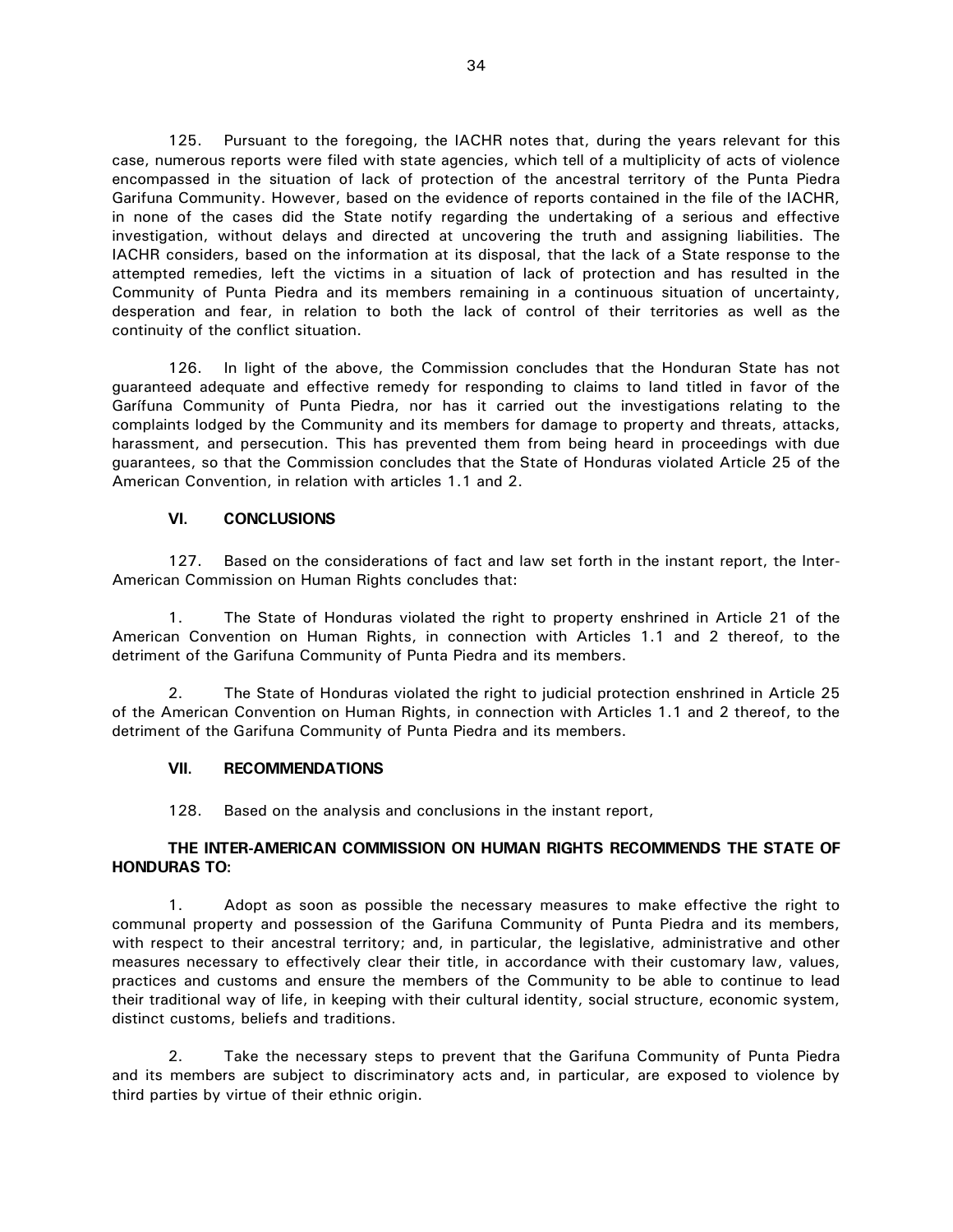125. Pursuant to the foregoing, the IACHR notes that, during the years relevant for this case, numerous reports were filed with state agencies, which tell of a multiplicity of acts of violence encompassed in the situation of lack of protection of the ancestral territory of the Punta Piedra Garifuna Community. However, based on the evidence of reports contained in the file of the IACHR, in none of the cases did the State notify regarding the undertaking of a serious and effective investigation, without delays and directed at uncovering the truth and assigning liabilities. The IACHR considers, based on the information at its disposal, that the lack of a State response to the attempted remedies, left the victims in a situation of lack of protection and has resulted in the Community of Punta Piedra and its members remaining in a continuous situation of uncertainty, desperation and fear, in relation to both the lack of control of their territories as well as the continuity of the conflict situation.

126. In light of the above, the Commission concludes that the Honduran State has not guaranteed adequate and effective remedy for responding to claims to land titled in favor of the Garífuna Community of Punta Piedra, nor has it carried out the investigations relating to the complaints lodged by the Community and its members for damage to property and threats, attacks, harassment, and persecution. This has prevented them from being heard in proceedings with due guarantees, so that the Commission concludes that the State of Honduras violated Article 25 of the American Convention, in relation with articles 1.1 and 2.

## VI. CONCLUSIONS

127. Based on the considerations of fact and law set forth in the instant report, the Inter-American Commission on Human Rights concludes that:

1. The State of Honduras violated the right to property enshrined in Article 21 of the American Convention on Human Rights, in connection with Articles 1.1 and 2 thereof, to the detriment of the Garifuna Community of Punta Piedra and its members.

2. The State of Honduras violated the right to judicial protection enshrined in Article 25 of the American Convention on Human Rights, in connection with Articles 1.1 and 2 thereof, to the detriment of the Garifuna Community of Punta Piedra and its members.

## VII. RECOMMENDATIONS

128. Based on the analysis and conclusions in the instant report,

**THE INTER-AMERICAN COMMISSION ON HUMAN RIGHTS RECOMMENDS THE STATE OF HONDURAS TO:**

1. Adopt as soon as possible the necessary measures to make effective the right to communal property and possession of the Garifuna Community of Punta Piedra and its members, with respect to their ancestral territory; and, in particular, the legislative, administrative and other measures necessary to effectively clear their title, in accordance with their customary law, values, practices and customs and ensure the members of the Community to be able to continue to lead their traditional way of life, in keeping with their cultural identity, social structure, economic system, distinct customs, beliefs and traditions.

2. Take the necessary steps to prevent that the Garifuna Community of Punta Piedra and its members are subject to discriminatory acts and, in particular, are exposed to violence by third parties by virtue of their ethnic origin.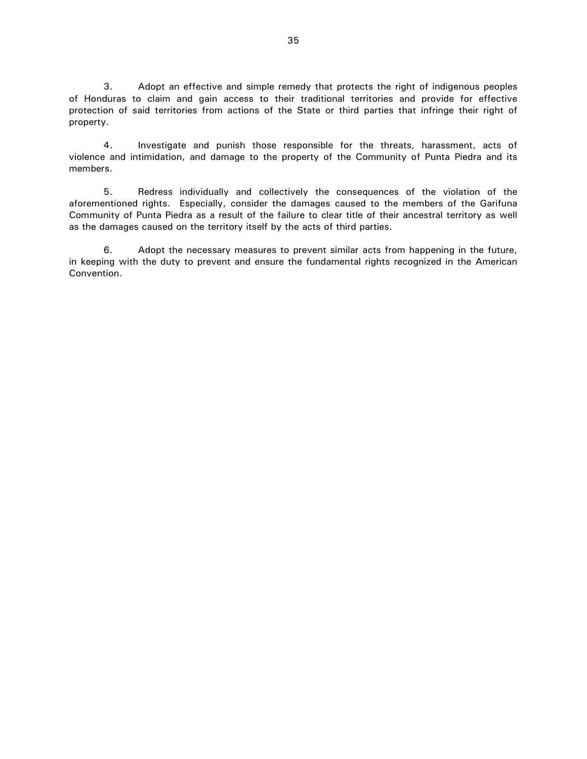3. Adopt an effective and simple remedy that protects the right of indigenous peoples of Honduras to claim and gain access to their traditional territories and provide for effective protection of said territories from actions of the State or third parties that infringe their right of property.

4. Investigate and punish those responsible for the threats, harassment, acts of violence and intimidation, and damage to the property of the Community of Punta Piedra and its members.

5. Redress individually and collectively the consequences of the violation of the aforementioned rights. Especially, consider the damages caused to the members of the Garifuna Community of Punta Piedra as a result of the failure to clear title of their ancestral territory as well as the damages caused on the territory itself by the acts of third parties.

6. Adopt the necessary measures to prevent similar acts from happening in the future, in keeping with the duty to prevent and ensure the fundamental rights recognized in the American Convention.